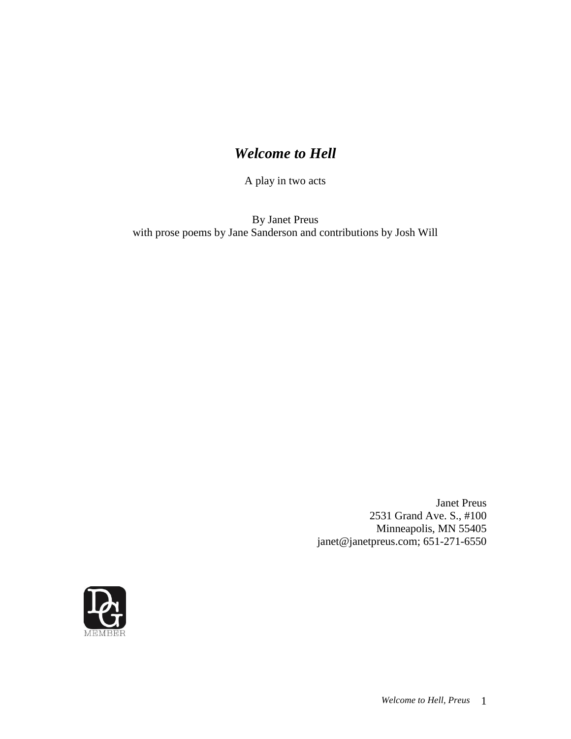# *Welcome to Hell*

A play in two acts

By Janet Preus
with prose poems by Jane Sanderson and contributions by Josh Will

Janet Preus
2531 Grand Ave. S., #100
Minneapolis, MN 55405
janet@janetpreus.com; 651-271-6550

DG
MEMBER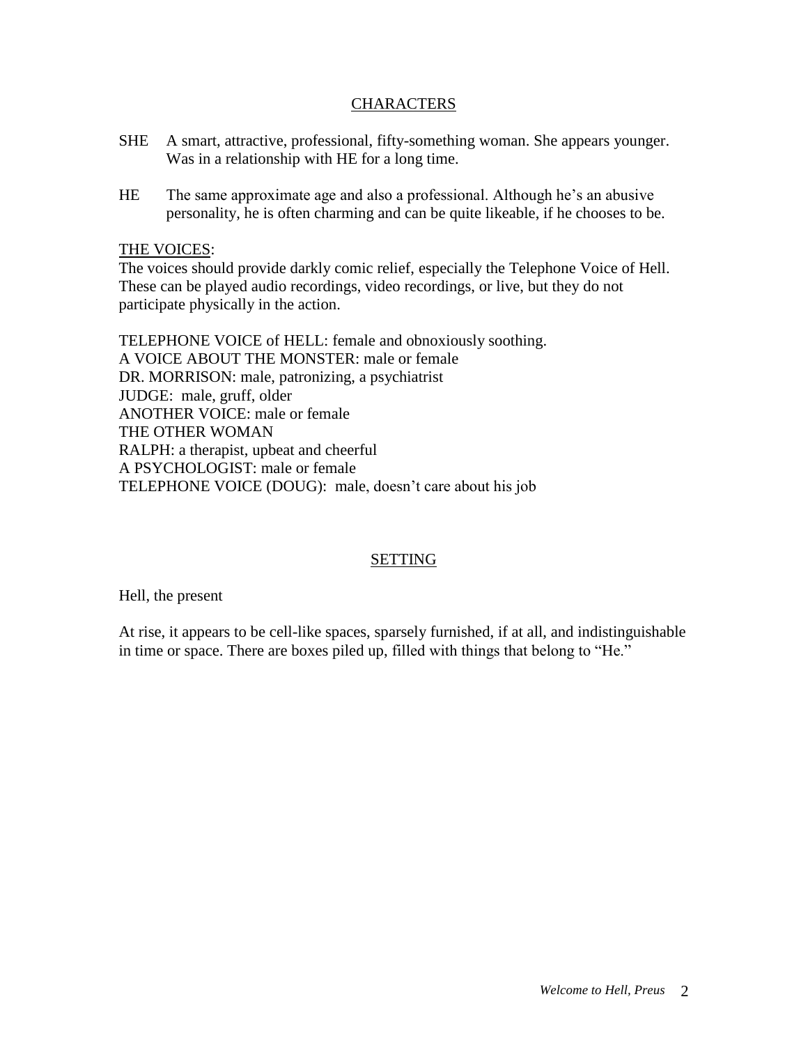## CHARACTERS

SHE  A smart, attractive, professional, fifty-something woman. She appears younger. Was in a relationship with HE for a long time.

HE  The same approximate age and also a professional. Although he's an abusive personality, he is often charming and can be quite likeable, if he chooses to be.

THE VOICES:

The voices should provide darkly comic relief, especially the Telephone Voice of Hell. These can be played audio recordings, video recordings, or live, but they do not participate physically in the action.

TELEPHONE VOICE of HELL: female and obnoxiously soothing.
A VOICE ABOUT THE MONSTER: male or female
DR. MORRISON: male, patronizing, a psychiatrist
JUDGE: male, gruff, older
ANOTHER VOICE: male or female
THE OTHER WOMAN
RALPH: a therapist, upbeat and cheerful
A PSYCHOLOGIST: male or female
TELEPHONE VOICE (DOUG): male, doesn't care about his job

## SETTING

Hell, the present

At rise, it appears to be cell-like spaces, sparsely furnished, if at all, and indistinguishable in time or space. There are boxes piled up, filled with things that belong to "He."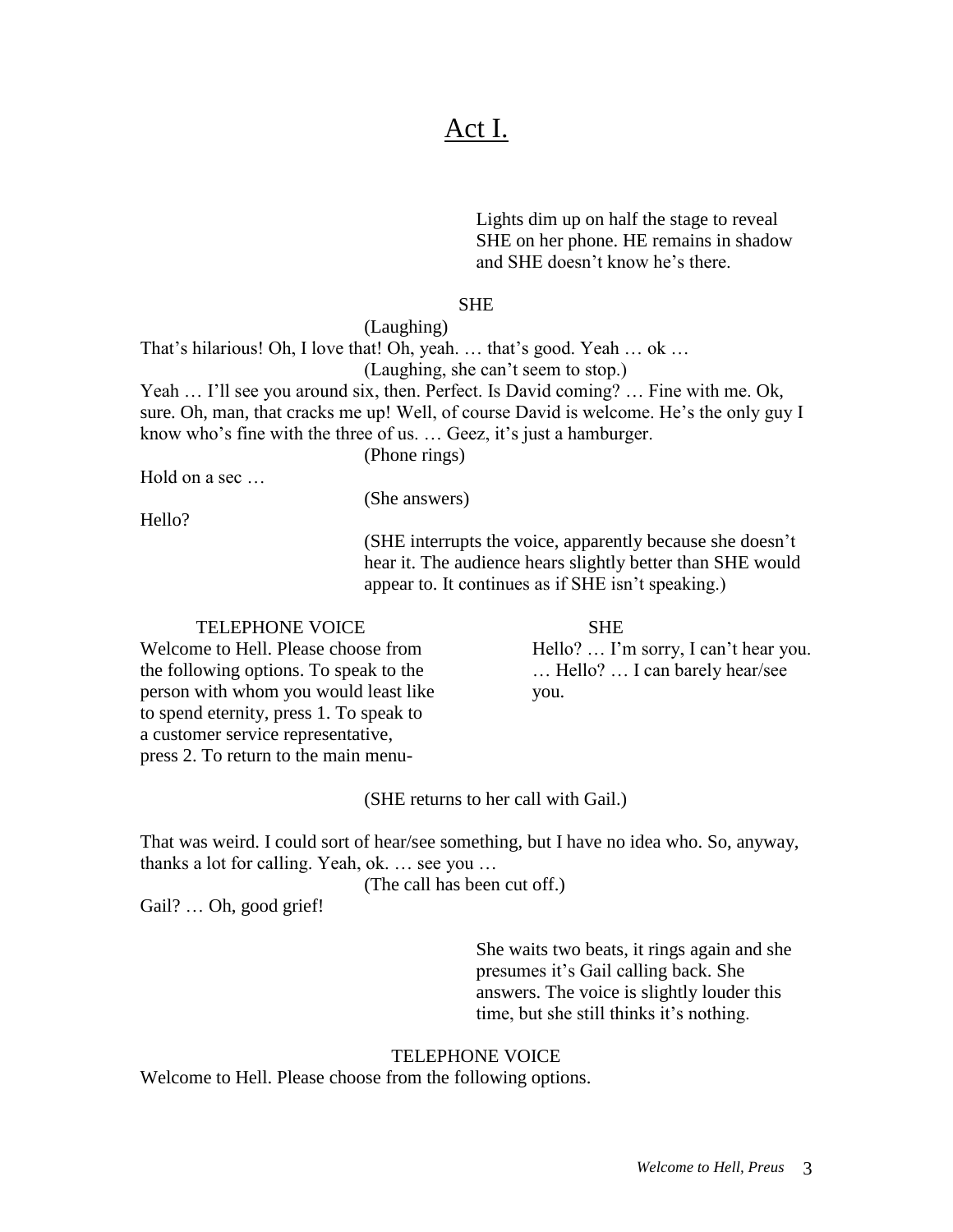# Act I.

Lights dim up on half the stage to reveal SHE on her phone. HE remains in shadow and SHE doesn't know he's there.

SHE

(Laughing)

That's hilarious! Oh, I love that! Oh, yeah. … that's good. Yeah … ok …

(Laughing, she can't seem to stop.)

Yeah … I'll see you around six, then. Perfect. Is David coming? … Fine with me. Ok, sure. Oh, man, that cracks me up! Well, of course David is welcome. He's the only guy I know who's fine with the three of us. … Geez, it's just a hamburger.

(Phone rings)

Hold on a sec …

(She answers)

Hello?

(SHE interrupts the voice, apparently because she doesn't hear it. The audience hears slightly better than SHE would appear to. It continues as if SHE isn't speaking.)

TELEPHONE VOICE

Welcome to Hell. Please choose from the following options. To speak to the person with whom you would least like to spend eternity, press 1. To speak to a customer service representative, press 2. To return to the main menu-

SHE

Hello? … I'm sorry, I can't hear you. … Hello? … I can barely hear/see you.

(SHE returns to her call with Gail.)

That was weird. I could sort of hear/see something, but I have no idea who. So, anyway, thanks a lot for calling. Yeah, ok. … see you …

(The call has been cut off.)

Gail? … Oh, good grief!

She waits two beats, it rings again and she presumes it's Gail calling back. She answers. The voice is slightly louder this time, but she still thinks it's nothing.

TELEPHONE VOICE

Welcome to Hell. Please choose from the following options.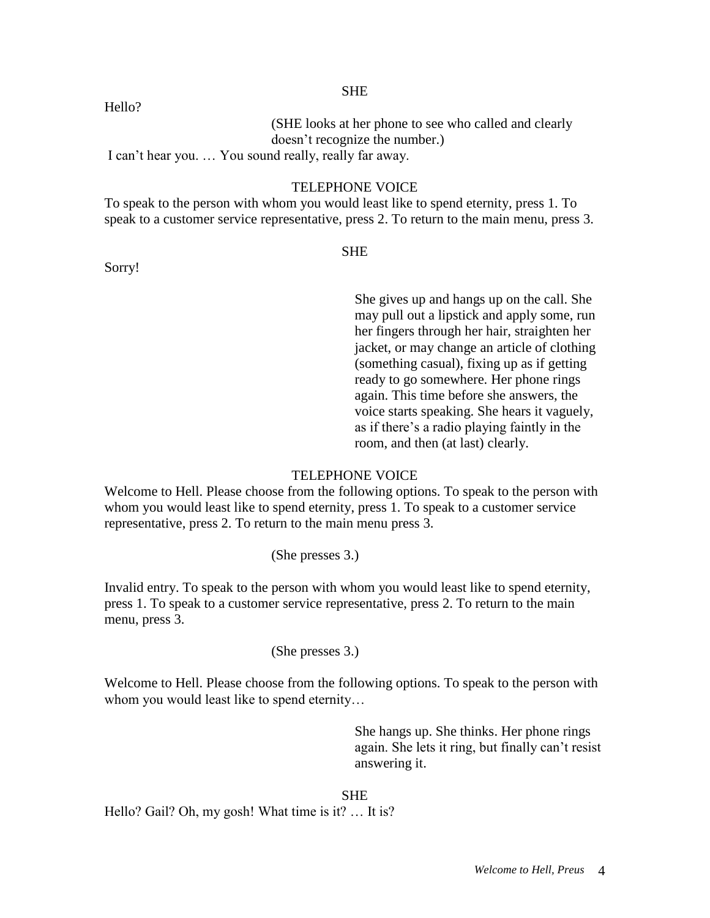SHE

Hello?

(SHE looks at her phone to see who called and clearly doesn't recognize the number.)

I can't hear you. … You sound really, really far away.

TELEPHONE VOICE

To speak to the person with whom you would least like to spend eternity, press 1. To speak to a customer service representative, press 2. To return to the main menu, press 3.

SHE

Sorry!

She gives up and hangs up on the call. She may pull out a lipstick and apply some, run her fingers through her hair, straighten her jacket, or may change an article of clothing (something casual), fixing up as if getting ready to go somewhere. Her phone rings again. This time before she answers, the voice starts speaking. She hears it vaguely, as if there's a radio playing faintly in the room, and then (at last) clearly.

TELEPHONE VOICE

Welcome to Hell. Please choose from the following options. To speak to the person with whom you would least like to spend eternity, press 1. To speak to a customer service representative, press 2. To return to the main menu press 3.

(She presses 3.)

Invalid entry. To speak to the person with whom you would least like to spend eternity, press 1. To speak to a customer service representative, press 2. To return to the main menu, press 3.

(She presses 3.)

Welcome to Hell. Please choose from the following options. To speak to the person with whom you would least like to spend eternity…

She hangs up. She thinks. Her phone rings again. She lets it ring, but finally can't resist answering it.

SHE

Hello? Gail? Oh, my gosh! What time is it? … It is?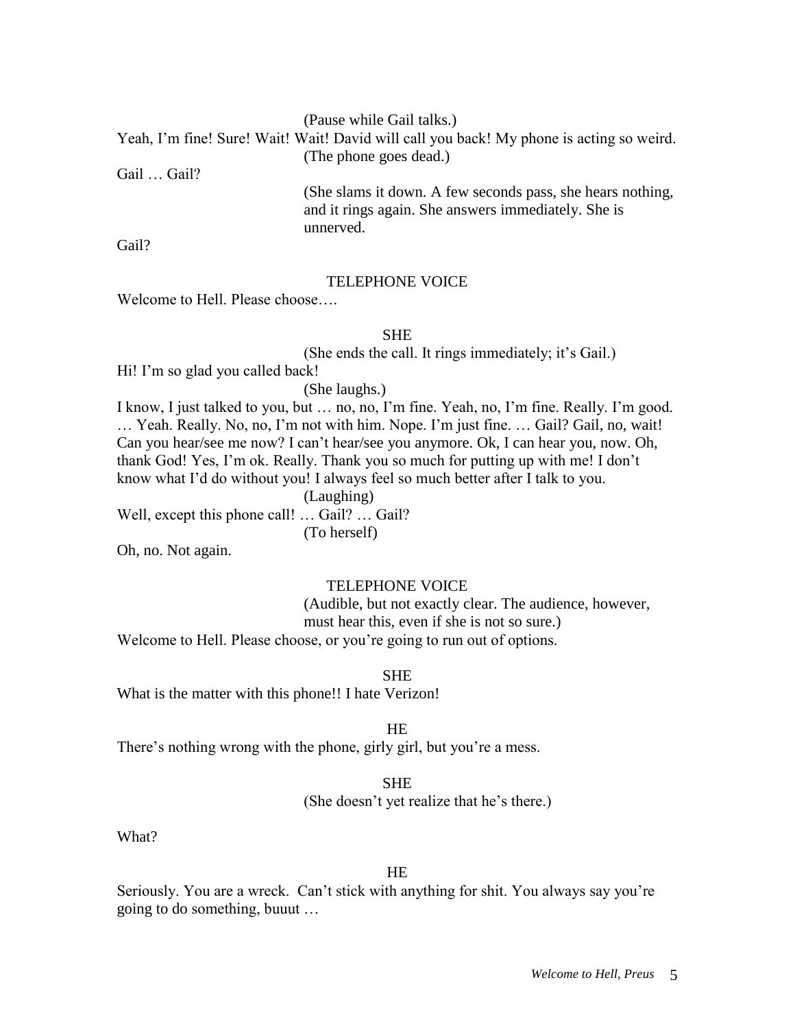(Pause while Gail talks.)

Yeah, I'm fine! Sure! Wait! Wait! David will call you back! My phone is acting so weird.

(The phone goes dead.)

Gail … Gail?

(She slams it down. A few seconds pass, she hears nothing, and it rings again. She answers immediately. She is unnerved.

Gail?

TELEPHONE VOICE

Welcome to Hell. Please choose….

SHE

(She ends the call. It rings immediately; it's Gail.)

Hi! I'm so glad you called back!

(She laughs.)

I know, I just talked to you, but … no, no, I'm fine. Yeah, no, I'm fine. Really. I'm good. … Yeah. Really. No, no, I'm not with him. Nope. I'm just fine. … Gail? Gail, no, wait! Can you hear/see me now? I can't hear/see you anymore. Ok, I can hear you, now. Oh, thank God! Yes, I'm ok. Really. Thank you so much for putting up with me! I don't know what I'd do without you! I always feel so much better after I talk to you.

(Laughing)

Well, except this phone call! … Gail? … Gail?

(To herself)

Oh, no. Not again.

TELEPHONE VOICE

(Audible, but not exactly clear. The audience, however, must hear this, even if she is not so sure.)

Welcome to Hell. Please choose, or you're going to run out of options.

SHE

What is the matter with this phone!! I hate Verizon!

HE

There's nothing wrong with the phone, girly girl, but you're a mess.

SHE

(She doesn't yet realize that he's there.)

What?

HE

Seriously. You are a wreck. Can't stick with anything for shit. You always say you're going to do something, buuut …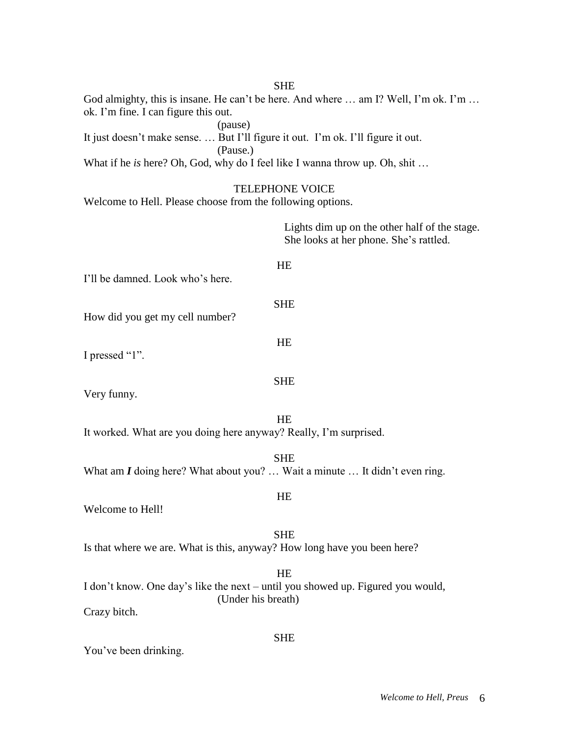SHE

God almighty, this is insane. He can't be here. And where … am I? Well, I'm ok. I'm … ok. I'm fine. I can figure this out.

(pause)

It just doesn't make sense. … But I'll figure it out. I'm ok. I'll figure it out.

(Pause.)

What if he *is* here? Oh, God, why do I feel like I wanna throw up. Oh, shit …

TELEPHONE VOICE

Welcome to Hell. Please choose from the following options.

Lights dim up on the other half of the stage. She looks at her phone. She's rattled.

HE

I'll be damned. Look who's here.

SHE

How did you get my cell number?

HE

I pressed "1".

SHE

Very funny.

HE

It worked. What are you doing here anyway? Really, I'm surprised.

SHE

What am ***I*** doing here? What about you? … Wait a minute … It didn't even ring.

HE

Welcome to Hell!

SHE

Is that where we are. What is this, anyway? How long have you been here?

HE

I don't know. One day's like the next – until you showed up. Figured you would,

(Under his breath)

Crazy bitch.

SHE

You've been drinking.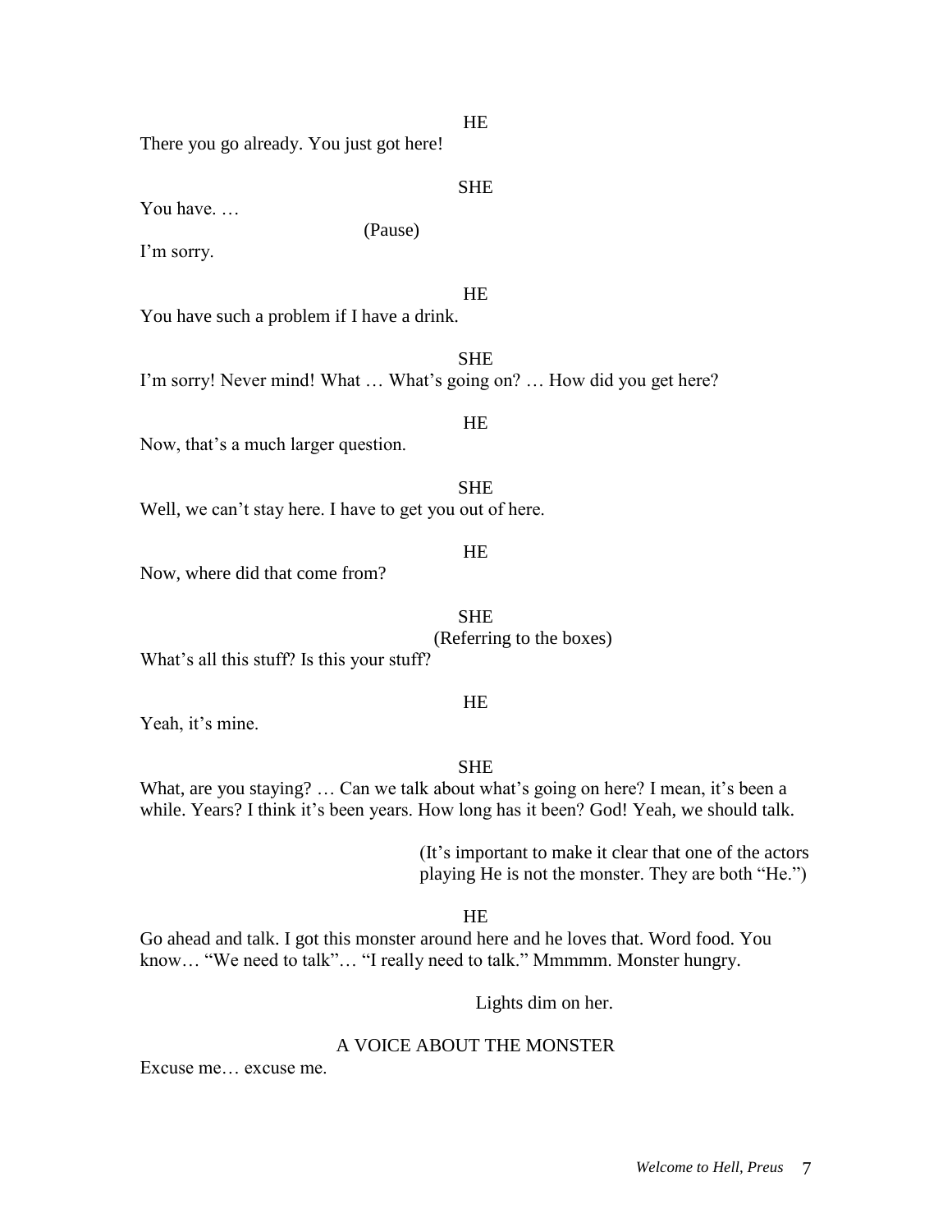HE

There you go already. You just got here!

SHE

You have. …

(Pause)

I'm sorry.

HE

You have such a problem if I have a drink.

SHE

I'm sorry! Never mind! What … What's going on? … How did you get here?

HE

Now, that's a much larger question.

SHE

Well, we can't stay here. I have to get you out of here.

HE

Now, where did that come from?

SHE

(Referring to the boxes)

What's all this stuff? Is this your stuff?

HE

Yeah, it's mine.

SHE

What, are you staying? … Can we talk about what's going on here? I mean, it's been a while. Years? I think it's been years. How long has it been? God! Yeah, we should talk.

(It's important to make it clear that one of the actors playing He is not the monster. They are both "He.")

HE

Go ahead and talk. I got this monster around here and he loves that. Word food. You know… "We need to talk"… "I really need to talk." Mmmmm. Monster hungry.

Lights dim on her.

A VOICE ABOUT THE MONSTER

Excuse me… excuse me.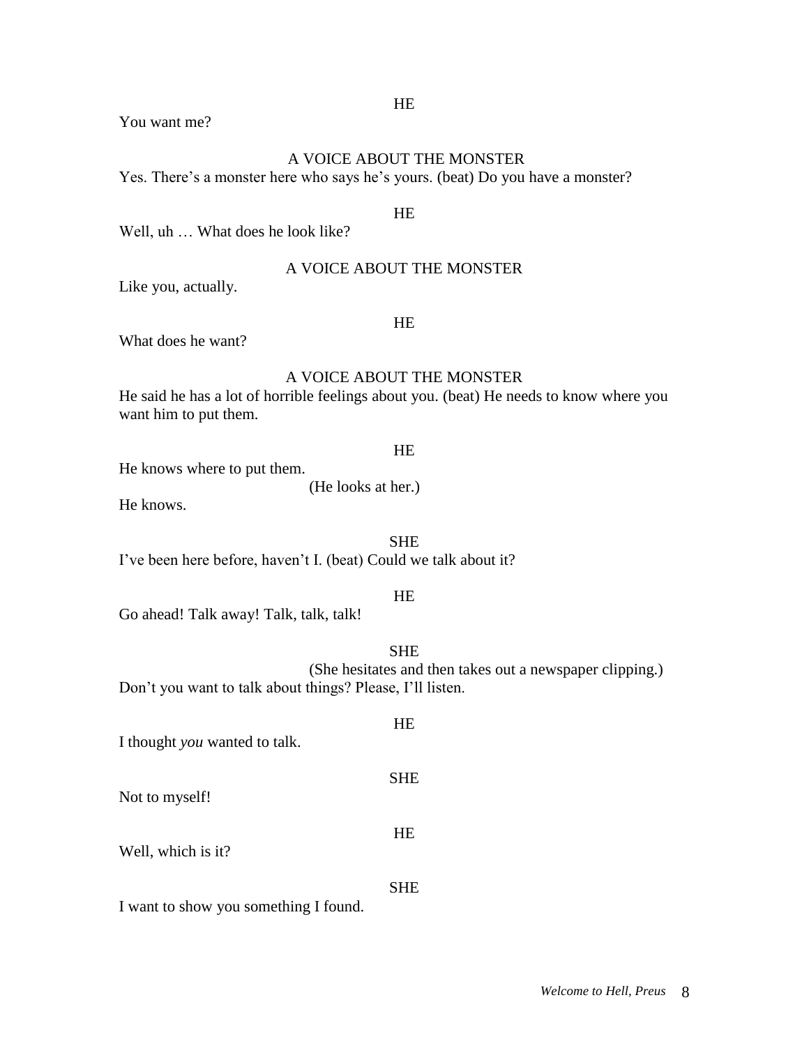HE

You want me?

A VOICE ABOUT THE MONSTER

Yes. There's a monster here who says he's yours. (beat) Do you have a monster?

HE

Well, uh … What does he look like?

A VOICE ABOUT THE MONSTER

Like you, actually.

HE

What does he want?

A VOICE ABOUT THE MONSTER

He said he has a lot of horrible feelings about you. (beat) He needs to know where you want him to put them.

HE

He knows where to put them.

(He looks at her.)

He knows.

SHE

I've been here before, haven't I. (beat) Could we talk about it?

HE

Go ahead! Talk away! Talk, talk, talk!

SHE

(She hesitates and then takes out a newspaper clipping.)

Don't you want to talk about things? Please, I'll listen.

HE

I thought *you* wanted to talk.

SHE

Not to myself!

HE

Well, which is it?

SHE

I want to show you something I found.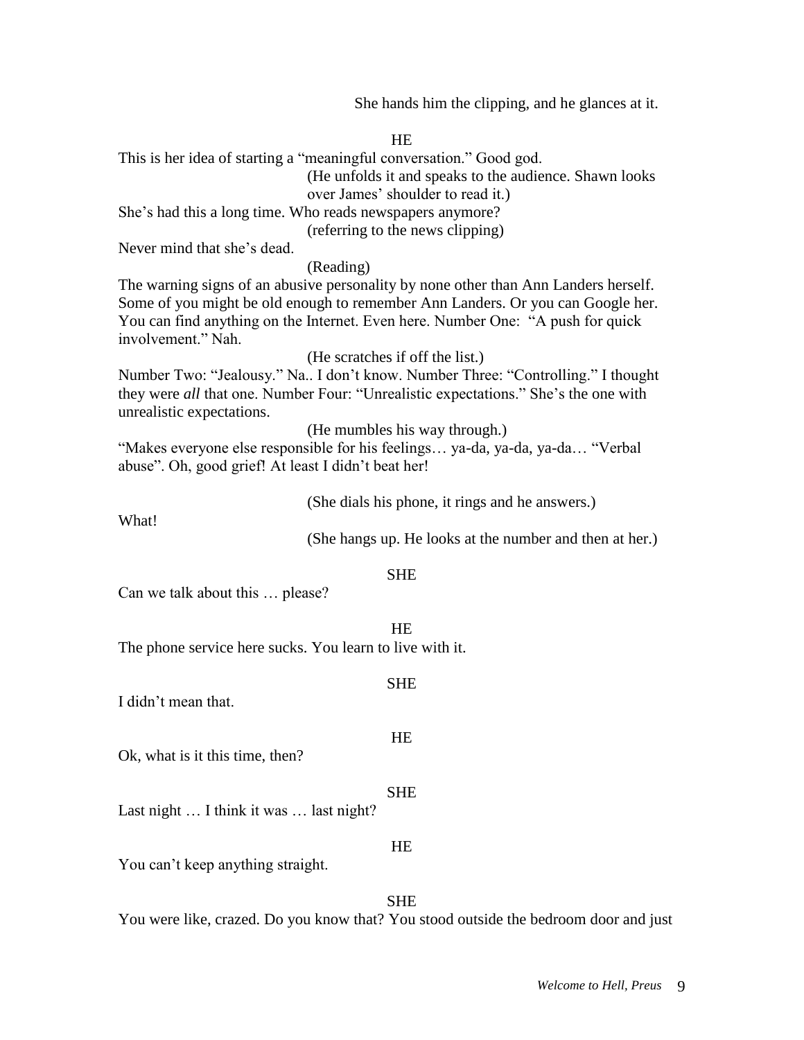She hands him the clipping, and he glances at it.

HE

This is her idea of starting a "meaningful conversation." Good god.

(He unfolds it and speaks to the audience. Shawn looks over James' shoulder to read it.)

She's had this a long time. Who reads newspapers anymore?

(referring to the news clipping)

Never mind that she's dead.

(Reading)

The warning signs of an abusive personality by none other than Ann Landers herself. Some of you might be old enough to remember Ann Landers. Or you can Google her. You can find anything on the Internet. Even here. Number One: "A push for quick involvement." Nah.

(He scratches if off the list.)

Number Two: "Jealousy." Na.. I don't know. Number Three: "Controlling." I thought they were *all* that one. Number Four: "Unrealistic expectations." She's the one with unrealistic expectations.

(He mumbles his way through.)

"Makes everyone else responsible for his feelings… ya-da, ya-da, ya-da… "Verbal abuse". Oh, good grief! At least I didn't beat her!

(She dials his phone, it rings and he answers.)

What!

(She hangs up. He looks at the number and then at her.)

SHE

Can we talk about this … please?

HE

The phone service here sucks. You learn to live with it.

SHE

I didn't mean that.

HE

Ok, what is it this time, then?

SHE

Last night … I think it was … last night?

HE

You can't keep anything straight.

SHE

You were like, crazed. Do you know that? You stood outside the bedroom door and just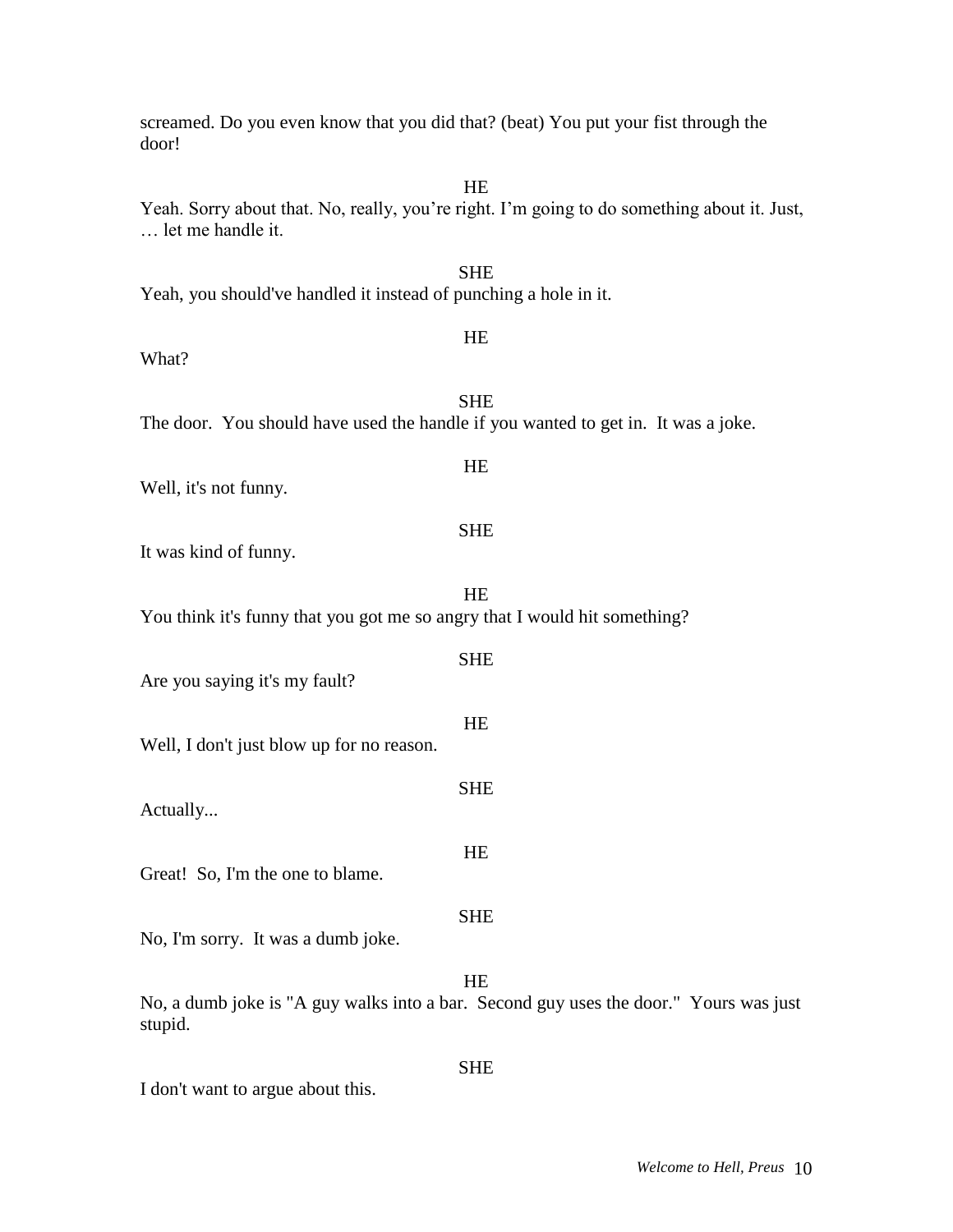screamed. Do you even know that you did that? (beat) You put your fist through the door!

HE

Yeah. Sorry about that. No, really, you're right. I'm going to do something about it. Just, … let me handle it.

SHE

Yeah, you should've handled it instead of punching a hole in it.

HE

What?

SHE

The door. You should have used the handle if you wanted to get in. It was a joke.

HE

Well, it's not funny.

SHE

It was kind of funny.

HE

You think it's funny that you got me so angry that I would hit something?

SHE

Are you saying it's my fault?

HE

Well, I don't just blow up for no reason.

SHE

Actually...

HE

Great! So, I'm the one to blame.

SHE

No, I'm sorry. It was a dumb joke.

HE

No, a dumb joke is "A guy walks into a bar. Second guy uses the door." Yours was just stupid.

SHE

I don't want to argue about this.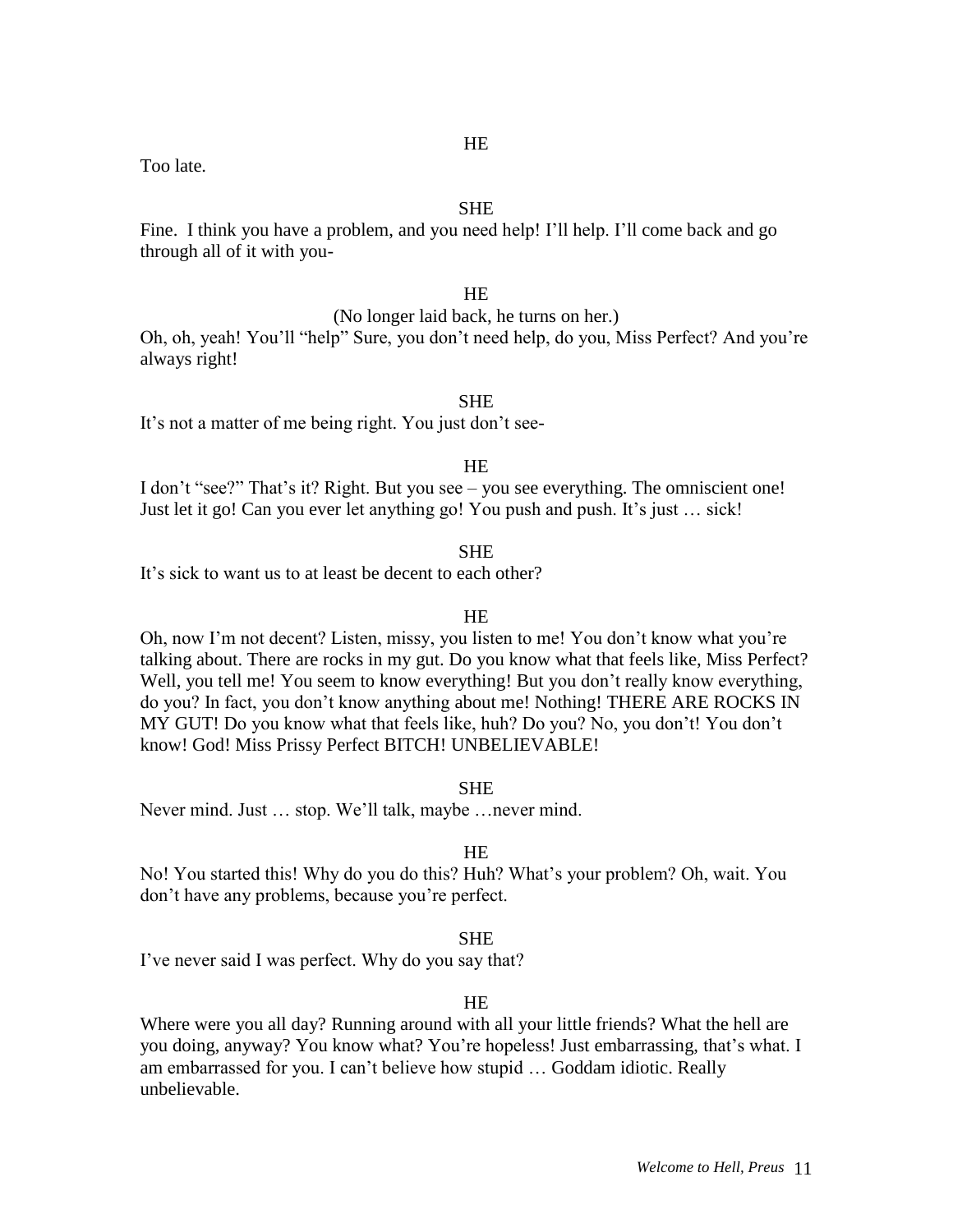HE

Too late.

SHE

Fine. I think you have a problem, and you need help! I'll help. I'll come back and go through all of it with you-

HE

(No longer laid back, he turns on her.)

Oh, oh, yeah! You'll "help" Sure, you don't need help, do you, Miss Perfect? And you're always right!

SHE

It's not a matter of me being right. You just don't see-

HE

I don't "see?" That's it? Right. But you see – you see everything. The omniscient one! Just let it go! Can you ever let anything go! You push and push. It's just … sick!

SHE

It's sick to want us to at least be decent to each other?

HE

Oh, now I'm not decent? Listen, missy, you listen to me! You don't know what you're talking about. There are rocks in my gut. Do you know what that feels like, Miss Perfect? Well, you tell me! You seem to know everything! But you don't really know everything, do you? In fact, you don't know anything about me! Nothing! THERE ARE ROCKS IN MY GUT! Do you know what that feels like, huh? Do you? No, you don't! You don't know! God! Miss Prissy Perfect BITCH! UNBELIEVABLE!

SHE

Never mind. Just … stop. We'll talk, maybe …never mind.

HE

No! You started this! Why do you do this? Huh? What's your problem? Oh, wait. You don't have any problems, because you're perfect.

SHE

I've never said I was perfect. Why do you say that?

HE

Where were you all day? Running around with all your little friends? What the hell are you doing, anyway? You know what? You're hopeless! Just embarrassing, that's what. I am embarrassed for you. I can't believe how stupid … Goddam idiotic. Really unbelievable.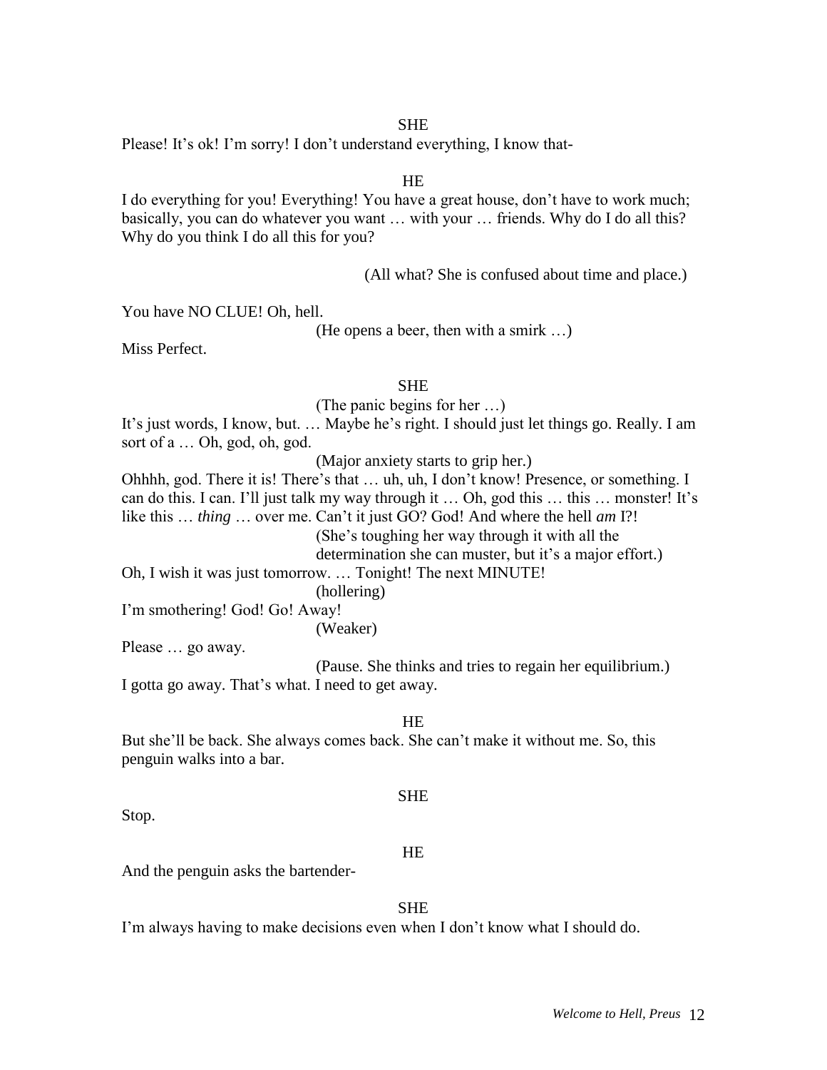SHE

Please! It's ok! I'm sorry! I don't understand everything, I know that-

HE

I do everything for you! Everything! You have a great house, don't have to work much; basically, you can do whatever you want … with your … friends. Why do I do all this? Why do you think I do all this for you?

(All what? She is confused about time and place.)

You have NO CLUE! Oh, hell.

(He opens a beer, then with a smirk …)

Miss Perfect.

SHE

(The panic begins for her …)

It's just words, I know, but. … Maybe he's right. I should just let things go. Really. I am sort of a … Oh, god, oh, god.

(Major anxiety starts to grip her.)

Ohhhh, god. There it is! There's that … uh, uh, I don't know! Presence, or something. I can do this. I can. I'll just talk my way through it … Oh, god this … this … monster! It's like this … *thing* … over me. Can't it just GO? God! And where the hell *am* I?!

(She's toughing her way through it with all the determination she can muster, but it's a major effort.)

Oh, I wish it was just tomorrow. … Tonight! The next MINUTE!

(hollering)

I'm smothering! God! Go! Away!

(Weaker)

Please … go away.

(Pause. She thinks and tries to regain her equilibrium.)

I gotta go away. That's what. I need to get away.

HE

But she'll be back. She always comes back. She can't make it without me. So, this penguin walks into a bar.

SHE

Stop.

HE

And the penguin asks the bartender-

SHE

I'm always having to make decisions even when I don't know what I should do.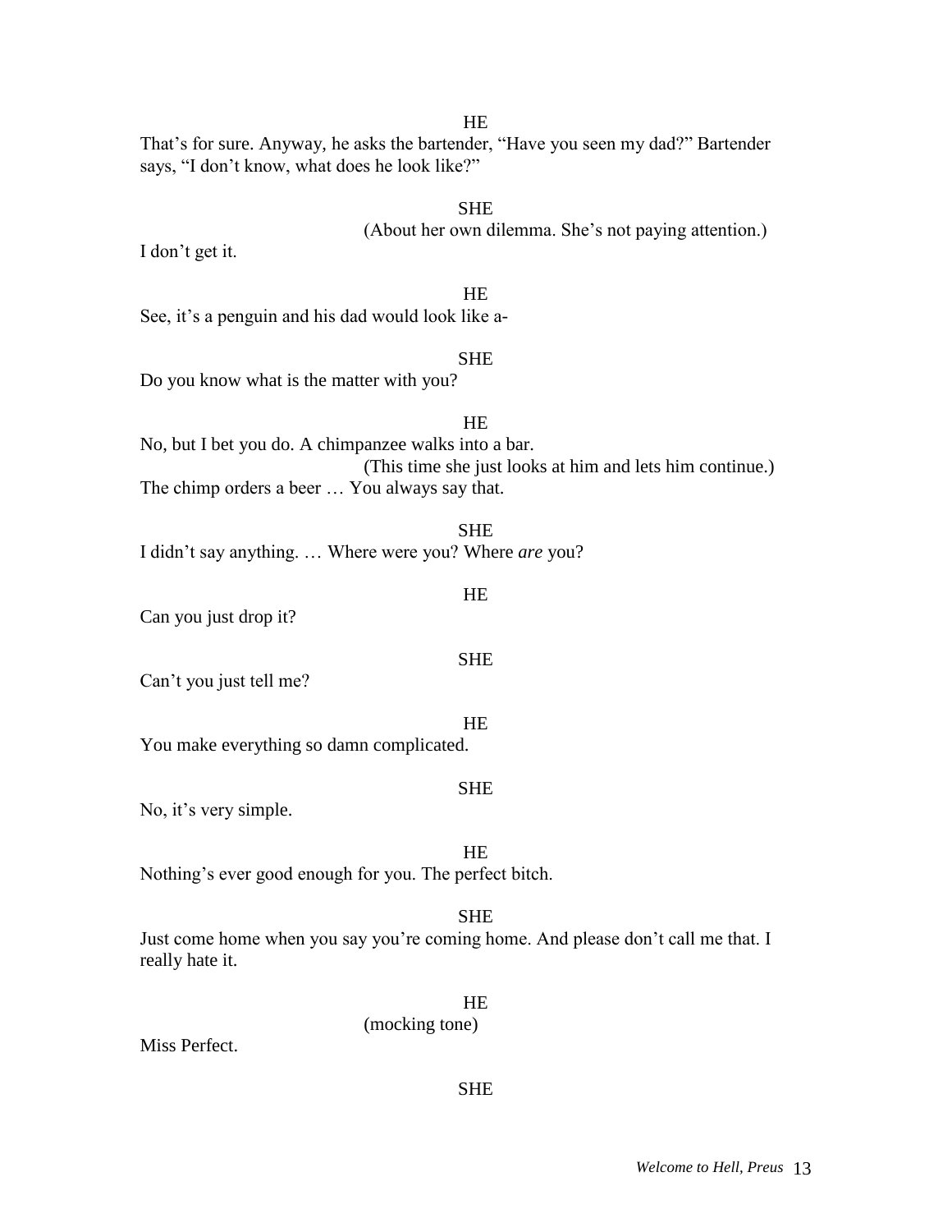HE

That's for sure. Anyway, he asks the bartender, "Have you seen my dad?" Bartender says, "I don't know, what does he look like?"

SHE

(About her own dilemma. She's not paying attention.)

I don't get it.

HE

See, it's a penguin and his dad would look like a-

SHE

Do you know what is the matter with you?

HE

No, but I bet you do. A chimpanzee walks into a bar.

(This time she just looks at him and lets him continue.)

The chimp orders a beer … You always say that.

SHE

I didn't say anything. … Where were you? Where *are* you?

HE

Can you just drop it?

SHE

Can't you just tell me?

HE

You make everything so damn complicated.

SHE

No, it's very simple.

HE

Nothing's ever good enough for you. The perfect bitch.

SHE

Just come home when you say you're coming home. And please don't call me that. I really hate it.

HE

(mocking tone)

Miss Perfect.

SHE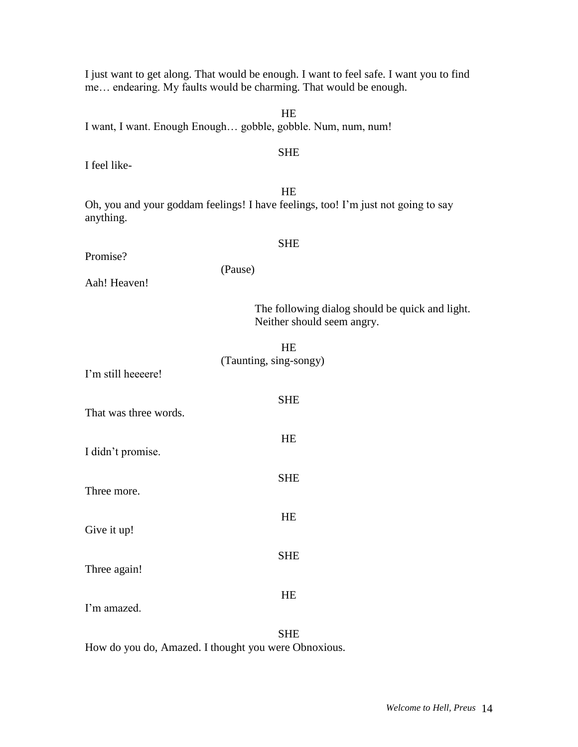I just want to get along. That would be enough. I want to feel safe. I want you to find me… endearing. My faults would be charming. That would be enough.

HE

I want, I want. Enough Enough… gobble, gobble. Num, num, num!

SHE

I feel like-

HE

Oh, you and your goddam feelings! I have feelings, too! I'm just not going to say anything.

SHE

Promise?

(Pause)

Aah! Heaven!

*The following dialog should be quick and light. Neither should seem angry.*

HE

(Taunting, sing-songy)

I'm still heeeere!

SHE

That was three words.

HE

I didn't promise.

SHE

Three more.

HE

Give it up!

SHE

Three again!

HE

I'm amazed.

SHE

How do you do, Amazed. I thought you were Obnoxious.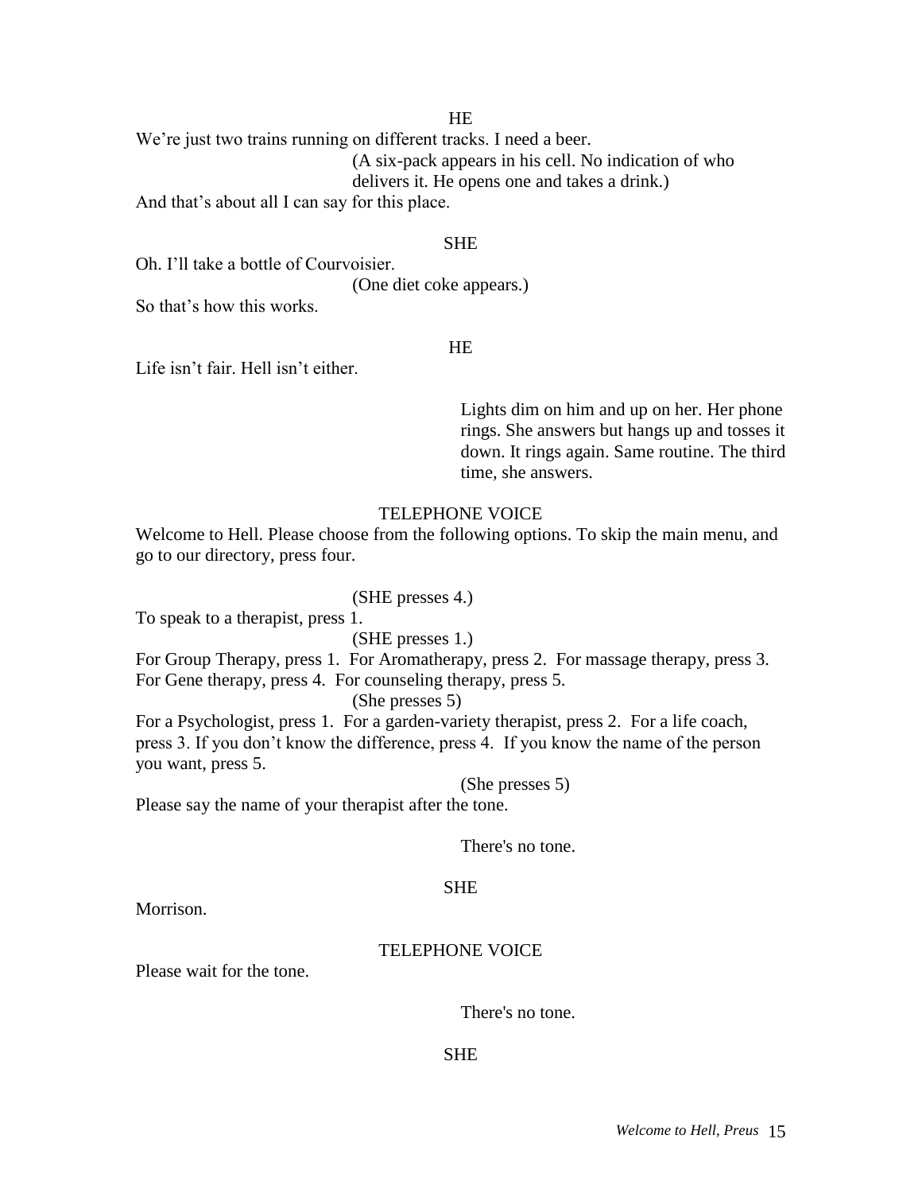HE

We're just two trains running on different tracks. I need a beer.

(A six-pack appears in his cell. No indication of who delivers it. He opens one and takes a drink.)

And that's about all I can say for this place.

SHE

Oh. I'll take a bottle of Courvoisier.

(One diet coke appears.)

So that's how this works.

HE

Life isn't fair. Hell isn't either.

Lights dim on him and up on her. Her phone rings. She answers but hangs up and tosses it down. It rings again. Same routine. The third time, she answers.

TELEPHONE VOICE

Welcome to Hell. Please choose from the following options. To skip the main menu, and go to our directory, press four.

(SHE presses 4.)

To speak to a therapist, press 1.

(SHE presses 1.)

For Group Therapy, press 1. For Aromatherapy, press 2. For massage therapy, press 3. For Gene therapy, press 4. For counseling therapy, press 5.

(She presses 5)

For a Psychologist, press 1. For a garden-variety therapist, press 2. For a life coach, press 3. If you don't know the difference, press 4. If you know the name of the person you want, press 5.

(She presses 5)

Please say the name of your therapist after the tone.

There's no tone.

SHE

Morrison.

TELEPHONE VOICE

Please wait for the tone.

There's no tone.

SHE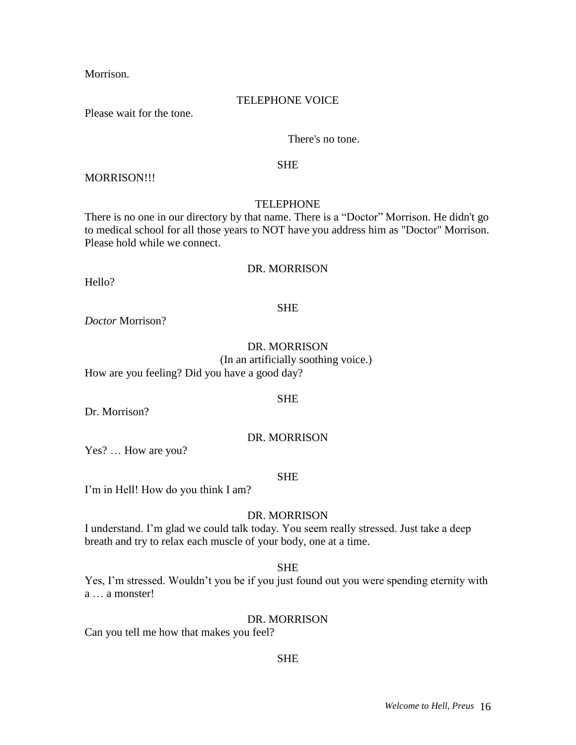Morrison.

TELEPHONE VOICE

Please wait for the tone.

There's no tone.

SHE

MORRISON!!!

TELEPHONE

There is no one in our directory by that name. There is a "Doctor" Morrison. He didn't go to medical school for all those years to NOT have you address him as "Doctor" Morrison. Please hold while we connect.

DR. MORRISON

Hello?

SHE

*Doctor* Morrison?

DR. MORRISON

(In an artificially soothing voice.)

How are you feeling? Did you have a good day?

SHE

Dr. Morrison?

DR. MORRISON

Yes? … How are you?

SHE

I'm in Hell! How do you think I am?

DR. MORRISON

I understand. I'm glad we could talk today. You seem really stressed. Just take a deep breath and try to relax each muscle of your body, one at a time.

SHE

Yes, I'm stressed. Wouldn't you be if you just found out you were spending eternity with a … a monster!

DR. MORRISON

Can you tell me how that makes you feel?

SHE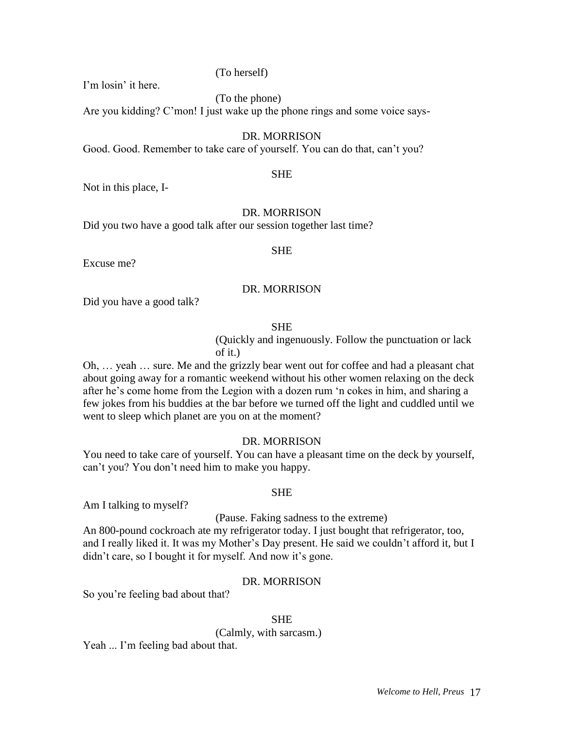(To herself)

I'm losin' it here.

(To the phone)

Are you kidding? C'mon! I just wake up the phone rings and some voice says-

DR. MORRISON

Good. Good. Remember to take care of yourself. You can do that, can't you?

SHE

Not in this place, I-

DR. MORRISON

Did you two have a good talk after our session together last time?

SHE

Excuse me?

DR. MORRISON

Did you have a good talk?

SHE

(Quickly and ingenuously. Follow the punctuation or lack of it.)

Oh, … yeah … sure. Me and the grizzly bear went out for coffee and had a pleasant chat about going away for a romantic weekend without his other women relaxing on the deck after he's come home from the Legion with a dozen rum 'n cokes in him, and sharing a few jokes from his buddies at the bar before we turned off the light and cuddled until we went to sleep which planet are you on at the moment?

DR. MORRISON

You need to take care of yourself. You can have a pleasant time on the deck by yourself, can't you? You don't need him to make you happy.

SHE

Am I talking to myself?

(Pause. Faking sadness to the extreme)

An 800-pound cockroach ate my refrigerator today. I just bought that refrigerator, too, and I really liked it. It was my Mother's Day present. He said we couldn't afford it, but I didn't care, so I bought it for myself. And now it's gone.

DR. MORRISON

So you're feeling bad about that?

SHE

(Calmly, with sarcasm.)

Yeah ... I'm feeling bad about that.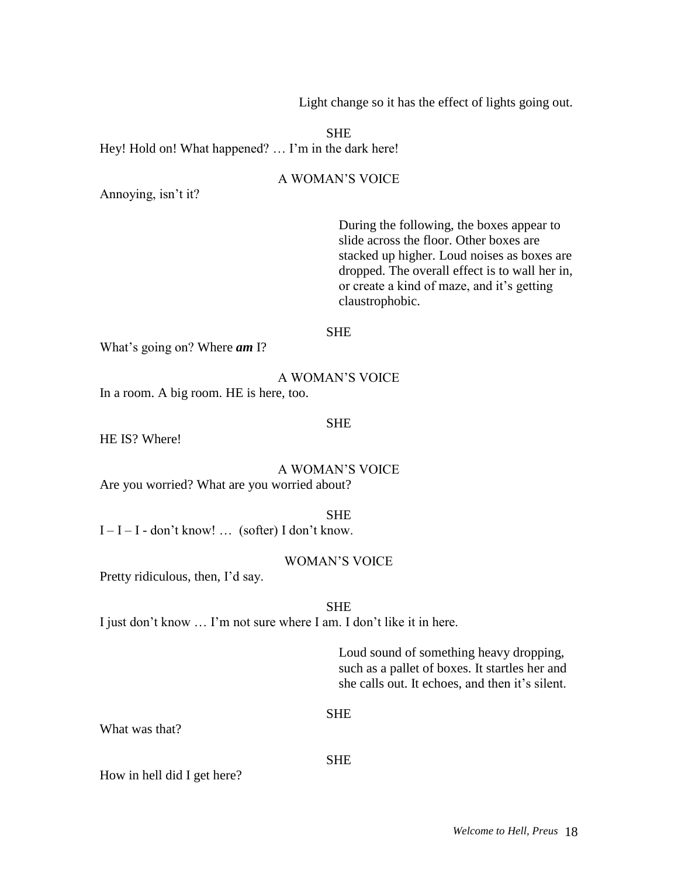Light change so it has the effect of lights going out.

SHE

Hey! Hold on! What happened? … I'm in the dark here!

A WOMAN'S VOICE

Annoying, isn't it?

During the following, the boxes appear to slide across the floor. Other boxes are stacked up higher. Loud noises as boxes are dropped. The overall effect is to wall her in, or create a kind of maze, and it's getting claustrophobic.

SHE

What's going on? Where ***am*** I?

A WOMAN'S VOICE

In a room. A big room. HE is here, too.

SHE

HE IS? Where!

A WOMAN'S VOICE

Are you worried? What are you worried about?

SHE

I – I – I - don't know! … (softer) I don't know.

WOMAN'S VOICE

Pretty ridiculous, then, I'd say.

SHE

I just don't know … I'm not sure where I am. I don't like it in here.

Loud sound of something heavy dropping, such as a pallet of boxes. It startles her and she calls out. It echoes, and then it's silent.

SHE

What was that?

SHE

How in hell did I get here?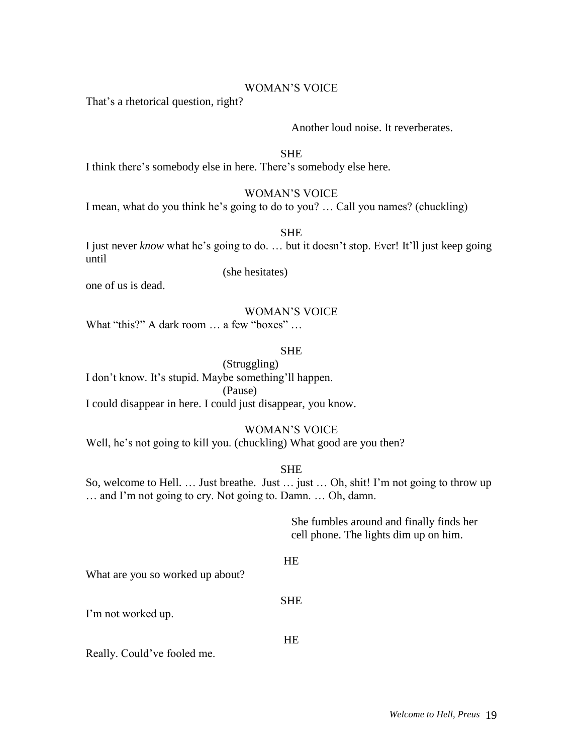WOMAN'S VOICE

That's a rhetorical question, right?

Another loud noise. It reverberates.

SHE

I think there's somebody else in here. There's somebody else here.

WOMAN'S VOICE

I mean, what do you think he's going to do to you? … Call you names? (chuckling)

SHE

I just never *know* what he's going to do. … but it doesn't stop. Ever! It'll just keep going until

(she hesitates)

one of us is dead.

WOMAN'S VOICE

What "this?" A dark room … a few "boxes" …

SHE

(Struggling)

I don't know. It's stupid. Maybe something'll happen.

(Pause)

I could disappear in here. I could just disappear, you know.

WOMAN'S VOICE

Well, he's not going to kill you. (chuckling) What good are you then?

SHE

So, welcome to Hell. … Just breathe. Just … just … Oh, shit! I'm not going to throw up … and I'm not going to cry. Not going to. Damn. … Oh, damn.

She fumbles around and finally finds her cell phone. The lights dim up on him.

HE

What are you so worked up about?

SHE

I'm not worked up.

HE

Really. Could've fooled me.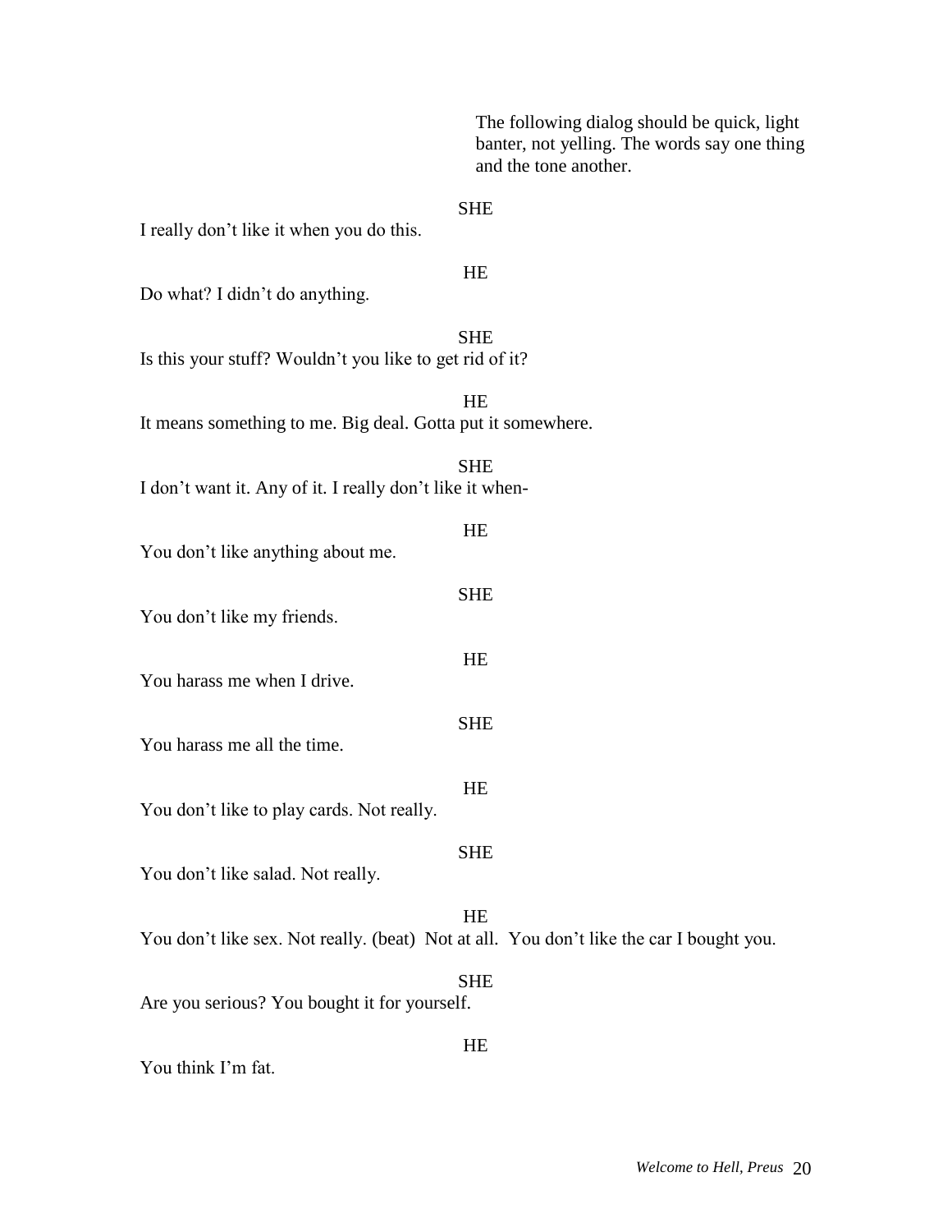The following dialog should be quick, light banter, not yelling. The words say one thing and the tone another.

SHE

I really don't like it when you do this.

HE

Do what? I didn't do anything.

SHE

Is this your stuff? Wouldn't you like to get rid of it?

HE

It means something to me. Big deal. Gotta put it somewhere.

SHE

I don't want it. Any of it. I really don't like it when-

HE

You don't like anything about me.

SHE

You don't like my friends.

HE

You harass me when I drive.

SHE

You harass me all the time.

HE

You don't like to play cards. Not really.

SHE

You don't like salad. Not really.

HE

You don't like sex. Not really. (beat) Not at all. You don't like the car I bought you.

SHE

Are you serious? You bought it for yourself.

HE

You think I'm fat.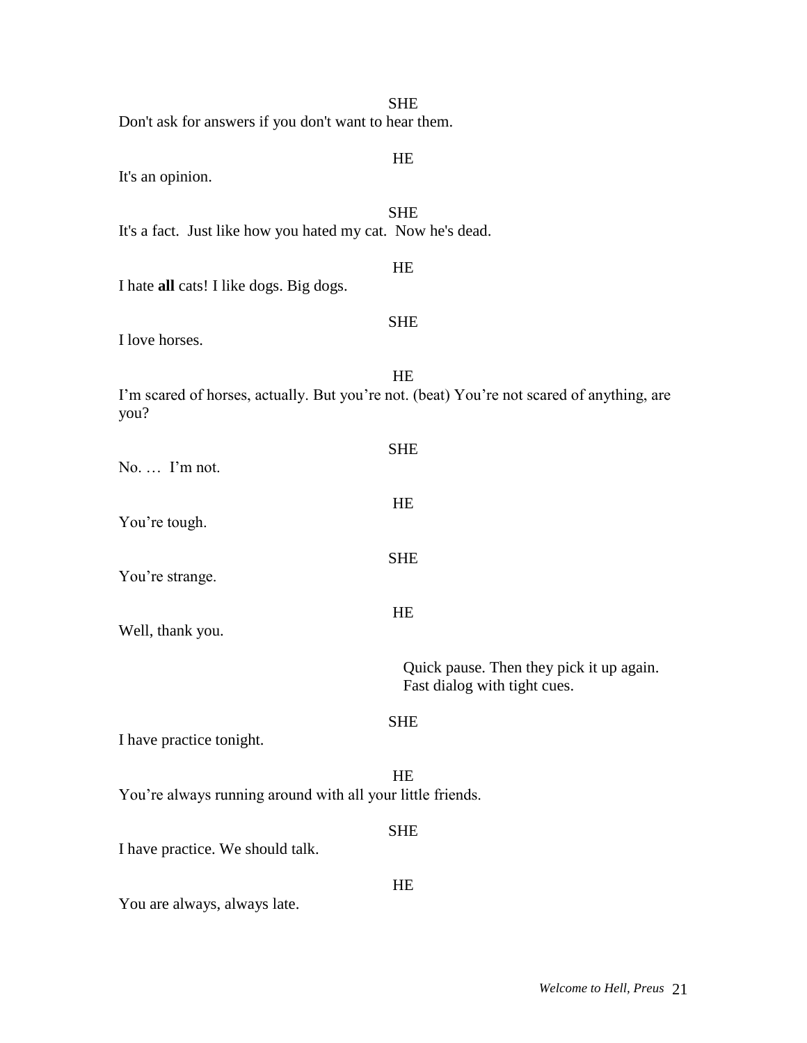SHE

Don't ask for answers if you don't want to hear them.

HE

It's an opinion.

SHE

It's a fact.  Just like how you hated my cat.  Now he's dead.

HE

I hate **all** cats! I like dogs. Big dogs.

SHE

I love horses.

HE

I'm scared of horses, actually. But you're not. (beat) You're not scared of anything, are you?

SHE

No. …  I'm not.

HE

You're tough.

SHE

You're strange.

HE

Well, thank you.

Quick pause. Then they pick it up again. Fast dialog with tight cues.

SHE

I have practice tonight.

HE

You're always running around with all your little friends.

SHE

I have practice. We should talk.

HE

You are always, always late.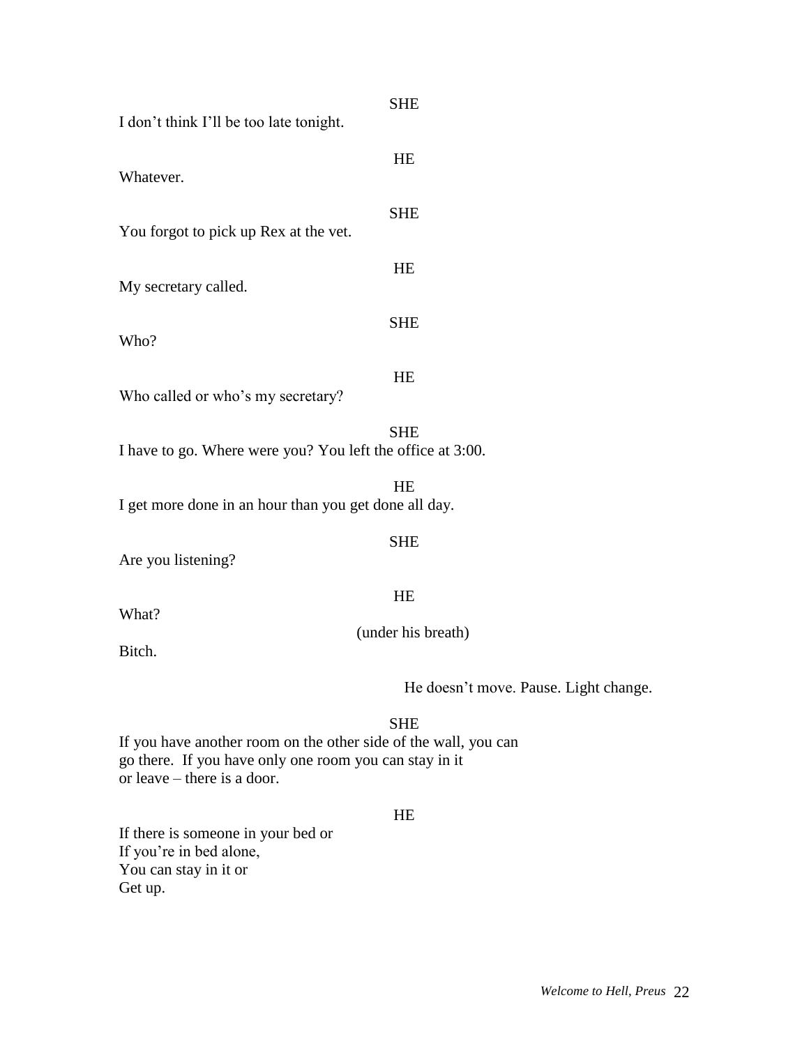SHE

I don't think I'll be too late tonight.

HE

Whatever.

SHE

You forgot to pick up Rex at the vet.

HE

My secretary called.

SHE

Who?

HE

Who called or who's my secretary?

SHE

I have to go. Where were you? You left the office at 3:00.

HE

I get more done in an hour than you get done all day.

SHE

Are you listening?

HE

What?

(under his breath)

Bitch.

He doesn't move. Pause. Light change.

SHE

If you have another room on the other side of the wall, you can
go there. If you have only one room you can stay in it
or leave – there is a door.

HE

If there is someone in your bed or
If you're in bed alone,
You can stay in it or
Get up.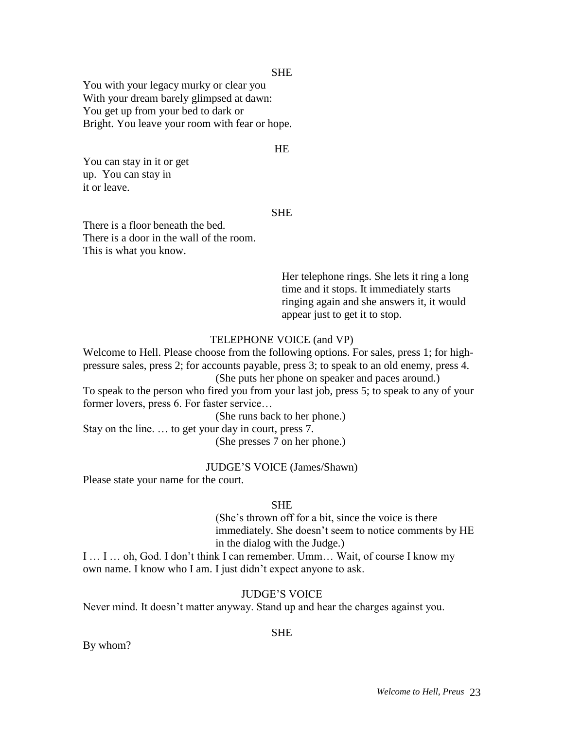SHE

You with your legacy murky or clear you
With your dream barely glimpsed at dawn:
You get up from your bed to dark or
Bright. You leave your room with fear or hope.

HE

You can stay in it or get
up. You can stay in
it or leave.

SHE

There is a floor beneath the bed.
There is a door in the wall of the room.
This is what you know.

Her telephone rings. She lets it ring a long time and it stops. It immediately starts ringing again and she answers it, it would appear just to get it to stop.

TELEPHONE VOICE (and VP)

Welcome to Hell. Please choose from the following options. For sales, press 1; for high-pressure sales, press 2; for accounts payable, press 3; to speak to an old enemy, press 4.

(She puts her phone on speaker and paces around.)

To speak to the person who fired you from your last job, press 5; to speak to any of your former lovers, press 6. For faster service…

(She runs back to her phone.)

Stay on the line. … to get your day in court, press 7.

(She presses 7 on her phone.)

JUDGE'S VOICE (James/Shawn)

Please state your name for the court.

SHE

(She's thrown off for a bit, since the voice is there immediately. She doesn't seem to notice comments by HE in the dialog with the Judge.)

I … I … oh, God. I don't think I can remember. Umm… Wait, of course I know my own name. I know who I am. I just didn't expect anyone to ask.

JUDGE'S VOICE

Never mind. It doesn't matter anyway. Stand up and hear the charges against you.

SHE

By whom?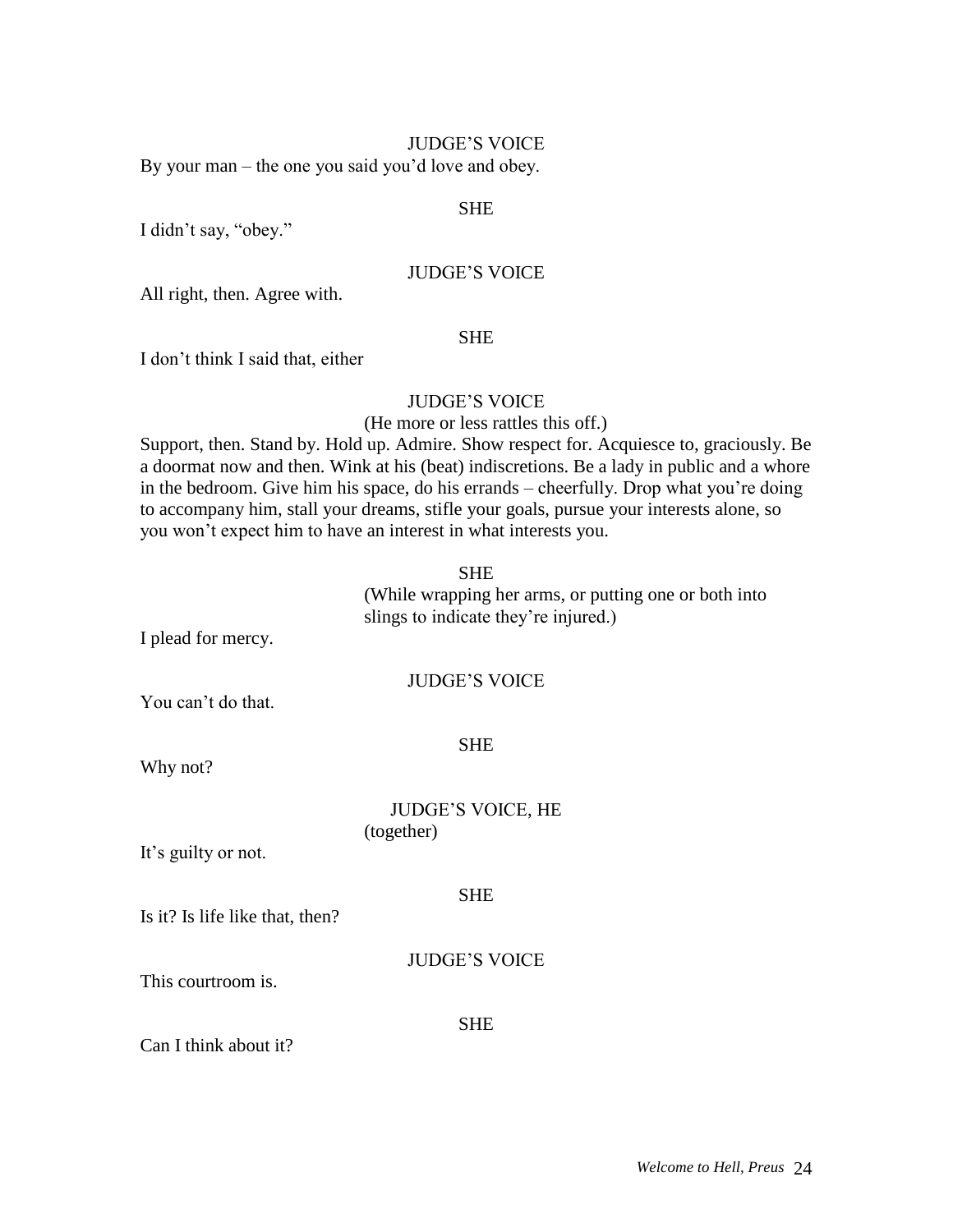JUDGE'S VOICE

By your man – the one you said you'd love and obey.

SHE

I didn't say, "obey."

JUDGE'S VOICE

All right, then. Agree with.

SHE

I don't think I said that, either

JUDGE'S VOICE

(He more or less rattles this off.)

Support, then. Stand by. Hold up. Admire. Show respect for. Acquiesce to, graciously. Be a doormat now and then. Wink at his (beat) indiscretions. Be a lady in public and a whore in the bedroom. Give him his space, do his errands – cheerfully. Drop what you're doing to accompany him, stall your dreams, stifle your goals, pursue your interests alone, so you won't expect him to have an interest in what interests you.

SHE

(While wrapping her arms, or putting one or both into slings to indicate they're injured.)

I plead for mercy.

JUDGE'S VOICE

You can't do that.

SHE

Why not?

JUDGE'S VOICE, HE

(together)

It's guilty or not.

SHE

Is it? Is life like that, then?

JUDGE'S VOICE

This courtroom is.

SHE

Can I think about it?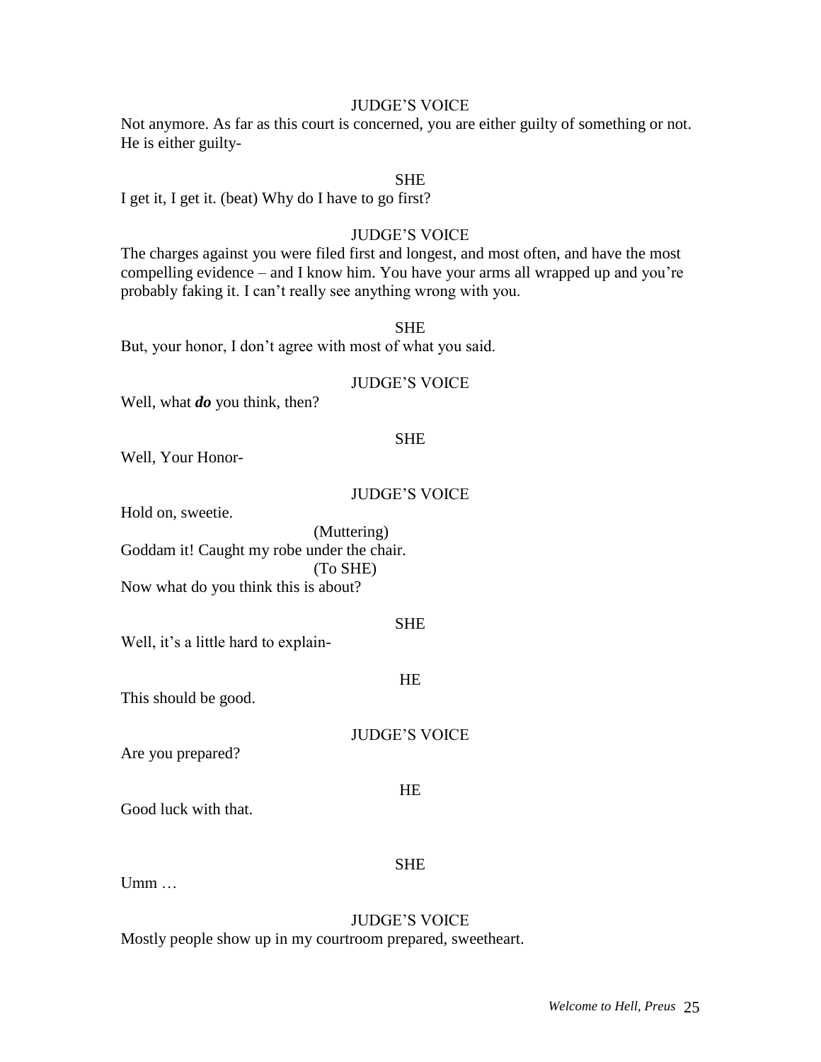JUDGE'S VOICE

Not anymore. As far as this court is concerned, you are either guilty of something or not. He is either guilty-

SHE

I get it, I get it. (beat) Why do I have to go first?

JUDGE'S VOICE

The charges against you were filed first and longest, and most often, and have the most compelling evidence – and I know him. You have your arms all wrapped up and you're probably faking it. I can't really see anything wrong with you.

SHE

But, your honor, I don't agree with most of what you said.

JUDGE'S VOICE

Well, what ***do*** you think, then?

SHE

Well, Your Honor-

JUDGE'S VOICE

Hold on, sweetie.

(Muttering)

Goddam it! Caught my robe under the chair.

(To SHE)

Now what do you think this is about?

SHE

Well, it's a little hard to explain-

HE

This should be good.

JUDGE'S VOICE

Are you prepared?

HE

Good luck with that.

SHE

Umm …

JUDGE'S VOICE

Mostly people show up in my courtroom prepared, sweetheart.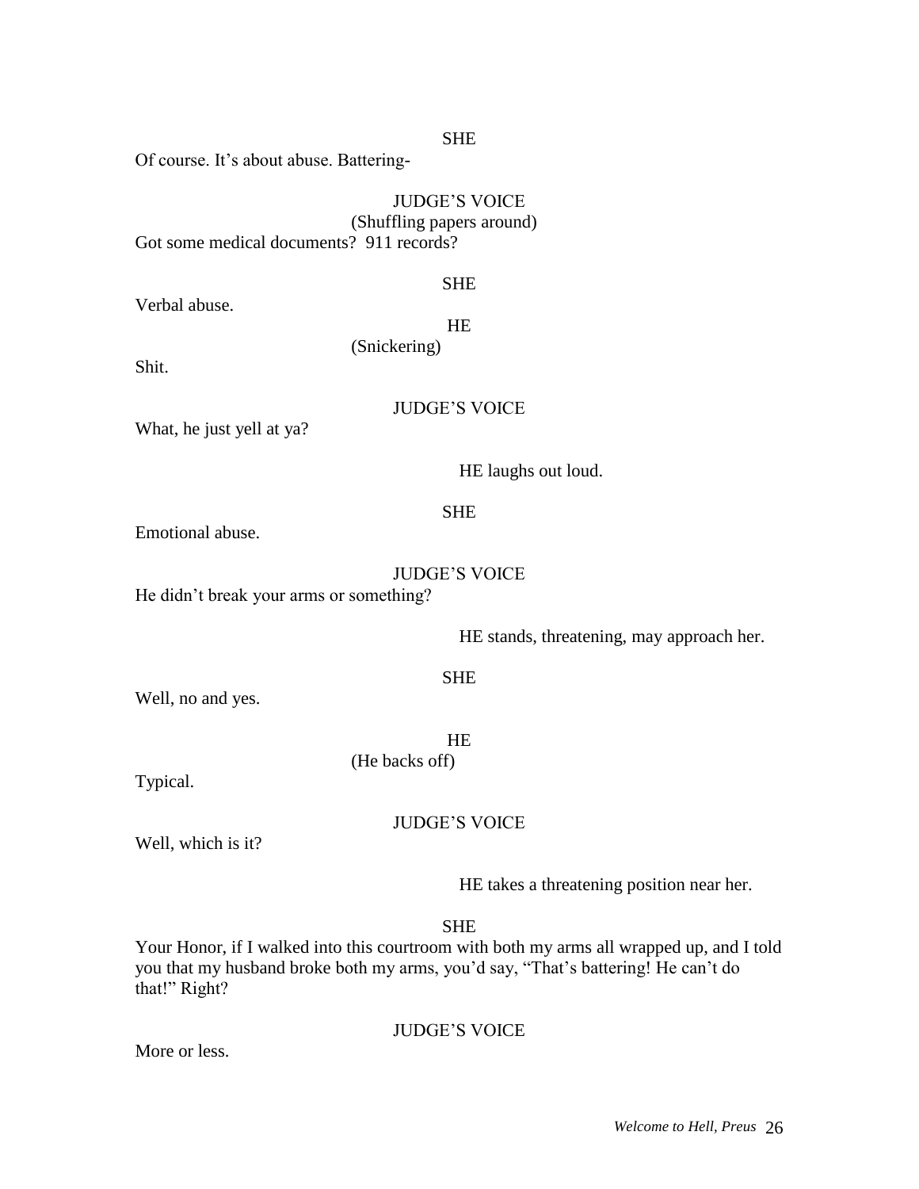SHE

Of course. It's about abuse. Battering-

JUDGE'S VOICE

(Shuffling papers around)

Got some medical documents? 911 records?

SHE

Verbal abuse.

HE

(Snickering)

Shit.

JUDGE'S VOICE

What, he just yell at ya?

HE laughs out loud.

SHE

Emotional abuse.

JUDGE'S VOICE

He didn't break your arms or something?

HE stands, threatening, may approach her.

SHE

Well, no and yes.

HE

(He backs off)

Typical.

JUDGE'S VOICE

Well, which is it?

HE takes a threatening position near her.

SHE

Your Honor, if I walked into this courtroom with both my arms all wrapped up, and I told you that my husband broke both my arms, you'd say, "That's battering! He can't do that!" Right?

JUDGE'S VOICE

More or less.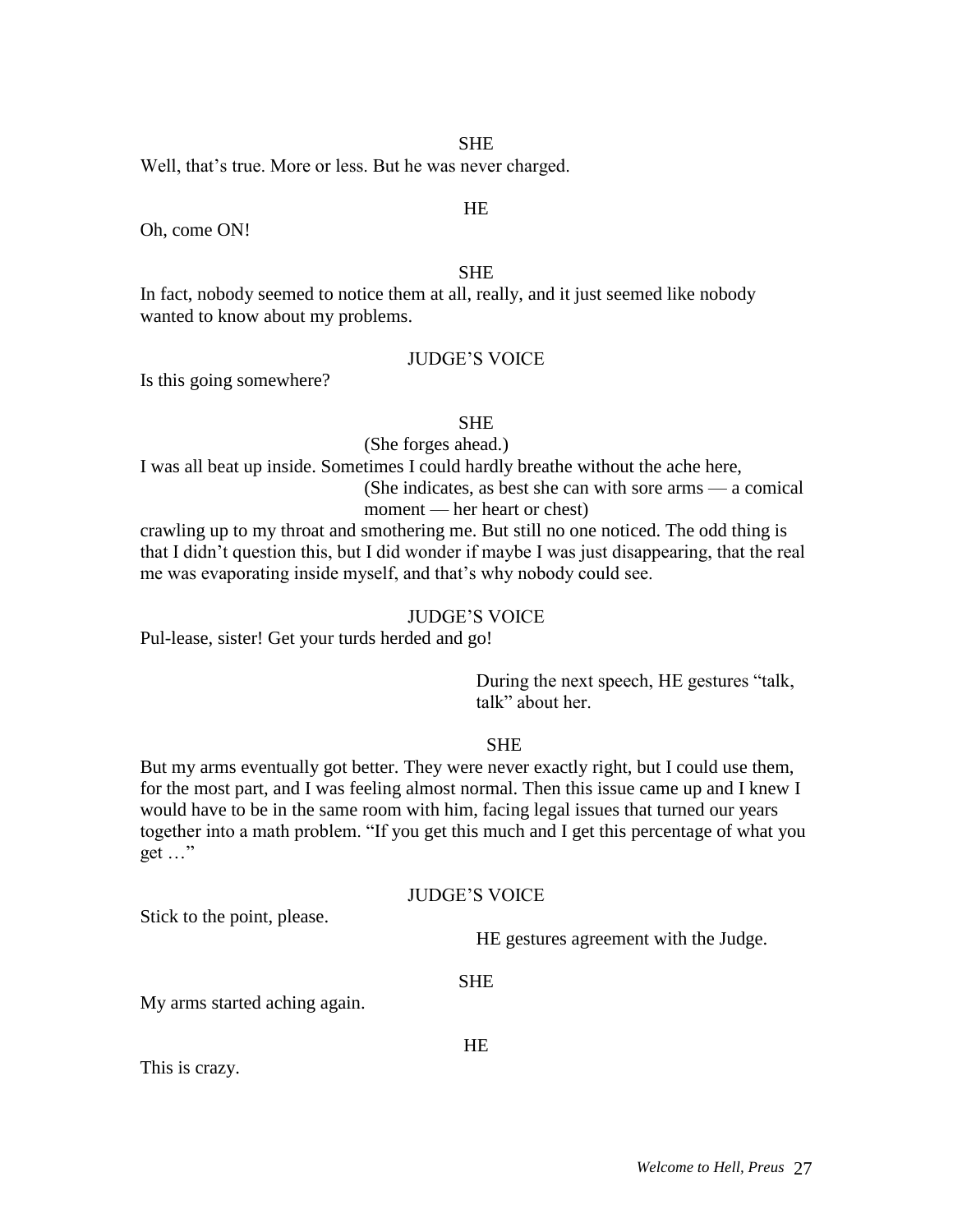SHE

Well, that's true. More or less. But he was never charged.

HE

Oh, come ON!

SHE

In fact, nobody seemed to notice them at all, really, and it just seemed like nobody wanted to know about my problems.

JUDGE'S VOICE

Is this going somewhere?

SHE

(She forges ahead.)

I was all beat up inside. Sometimes I could hardly breathe without the ache here,

(She indicates, as best she can with sore arms — a comical moment — her heart or chest)

crawling up to my throat and smothering me. But still no one noticed. The odd thing is that I didn't question this, but I did wonder if maybe I was just disappearing, that the real me was evaporating inside myself, and that's why nobody could see.

JUDGE'S VOICE

Pul-lease, sister! Get your turds herded and go!

During the next speech, HE gestures "talk, talk" about her.

SHE

But my arms eventually got better. They were never exactly right, but I could use them, for the most part, and I was feeling almost normal. Then this issue came up and I knew I would have to be in the same room with him, facing legal issues that turned our years together into a math problem. "If you get this much and I get this percentage of what you get …"

JUDGE'S VOICE

Stick to the point, please.

HE gestures agreement with the Judge.

SHE

My arms started aching again.

HE

This is crazy.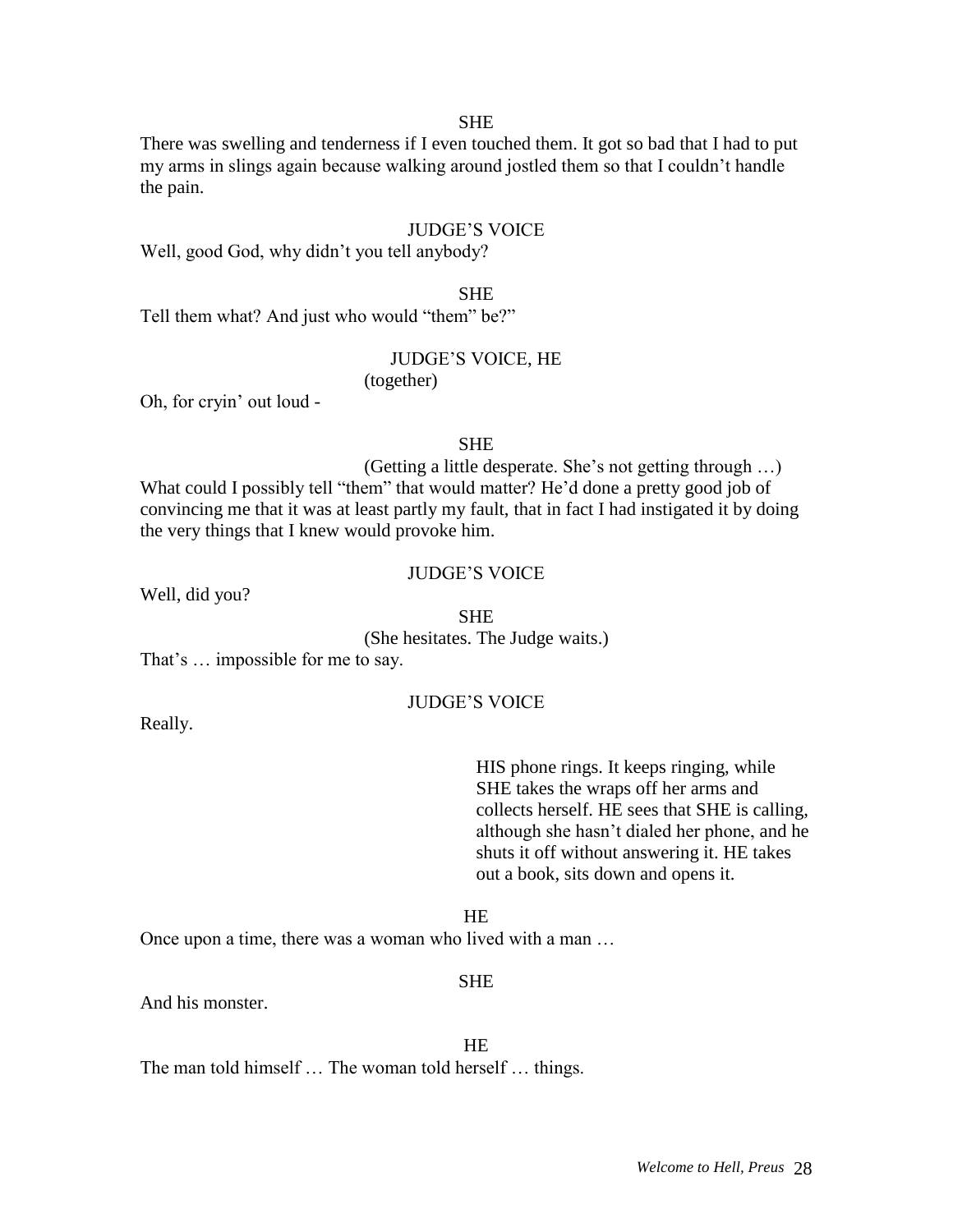SHE

There was swelling and tenderness if I even touched them. It got so bad that I had to put my arms in slings again because walking around jostled them so that I couldn't handle the pain.

JUDGE'S VOICE

Well, good God, why didn't you tell anybody?

SHE

Tell them what? And just who would "them" be?"

JUDGE'S VOICE, HE

(together)

Oh, for cryin' out loud -

SHE

(Getting a little desperate. She's not getting through …)

What could I possibly tell "them" that would matter? He'd done a pretty good job of convincing me that it was at least partly my fault, that in fact I had instigated it by doing the very things that I knew would provoke him.

JUDGE'S VOICE

Well, did you?

SHE

(She hesitates. The Judge waits.)

That's … impossible for me to say.

JUDGE'S VOICE

Really.

HIS phone rings. It keeps ringing, while SHE takes the wraps off her arms and collects herself. HE sees that SHE is calling, although she hasn't dialed her phone, and he shuts it off without answering it. HE takes out a book, sits down and opens it.

HE

Once upon a time, there was a woman who lived with a man …

SHE

And his monster.

HE

The man told himself … The woman told herself … things.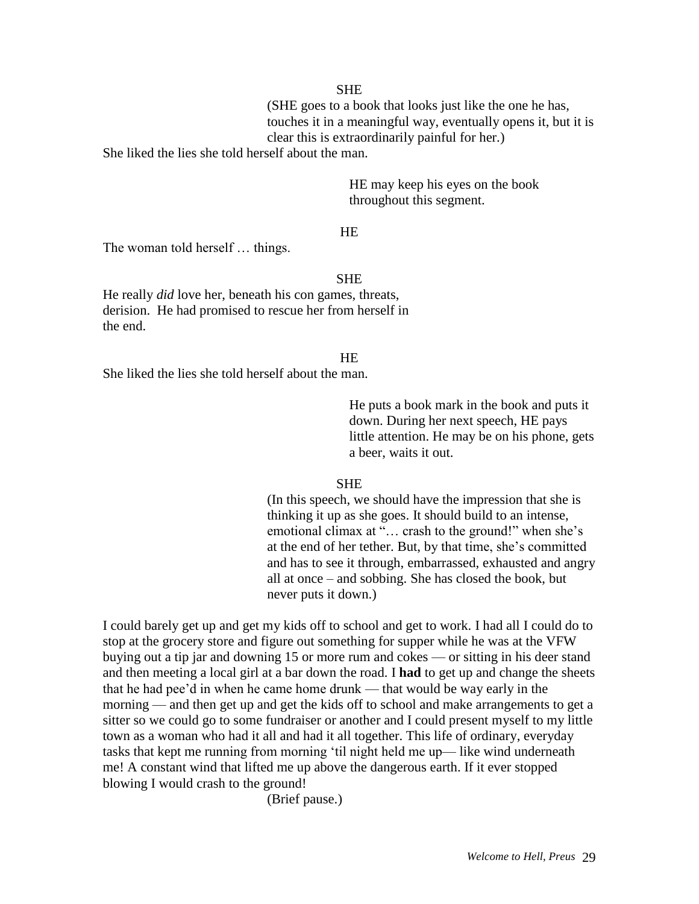SHE

(SHE goes to a book that looks just like the one he has, touches it in a meaningful way, eventually opens it, but it is clear this is extraordinarily painful for her.)

She liked the lies she told herself about the man.

HE may keep his eyes on the book throughout this segment.

HE

The woman told herself … things.

SHE

He really *did* love her, beneath his con games, threats, derision. He had promised to rescue her from herself in the end.

HE

She liked the lies she told herself about the man.

He puts a book mark in the book and puts it down. During her next speech, HE pays little attention. He may be on his phone, gets a beer, waits it out.

SHE

(In this speech, we should have the impression that she is thinking it up as she goes. It should build to an intense, emotional climax at "… crash to the ground!" when she's at the end of her tether. But, by that time, she's committed and has to see it through, embarrassed, exhausted and angry all at once – and sobbing. She has closed the book, but never puts it down.)

I could barely get up and get my kids off to school and get to work. I had all I could do to stop at the grocery store and figure out something for supper while he was at the VFW buying out a tip jar and downing 15 or more rum and cokes — or sitting in his deer stand and then meeting a local girl at a bar down the road. I **had** to get up and change the sheets that he had pee'd in when he came home drunk — that would be way early in the morning — and then get up and get the kids off to school and make arrangements to get a sitter so we could go to some fundraiser or another and I could present myself to my little town as a woman who had it all and had it all together. This life of ordinary, everyday tasks that kept me running from morning 'til night held me up— like wind underneath me! A constant wind that lifted me up above the dangerous earth. If it ever stopped blowing I would crash to the ground!

(Brief pause.)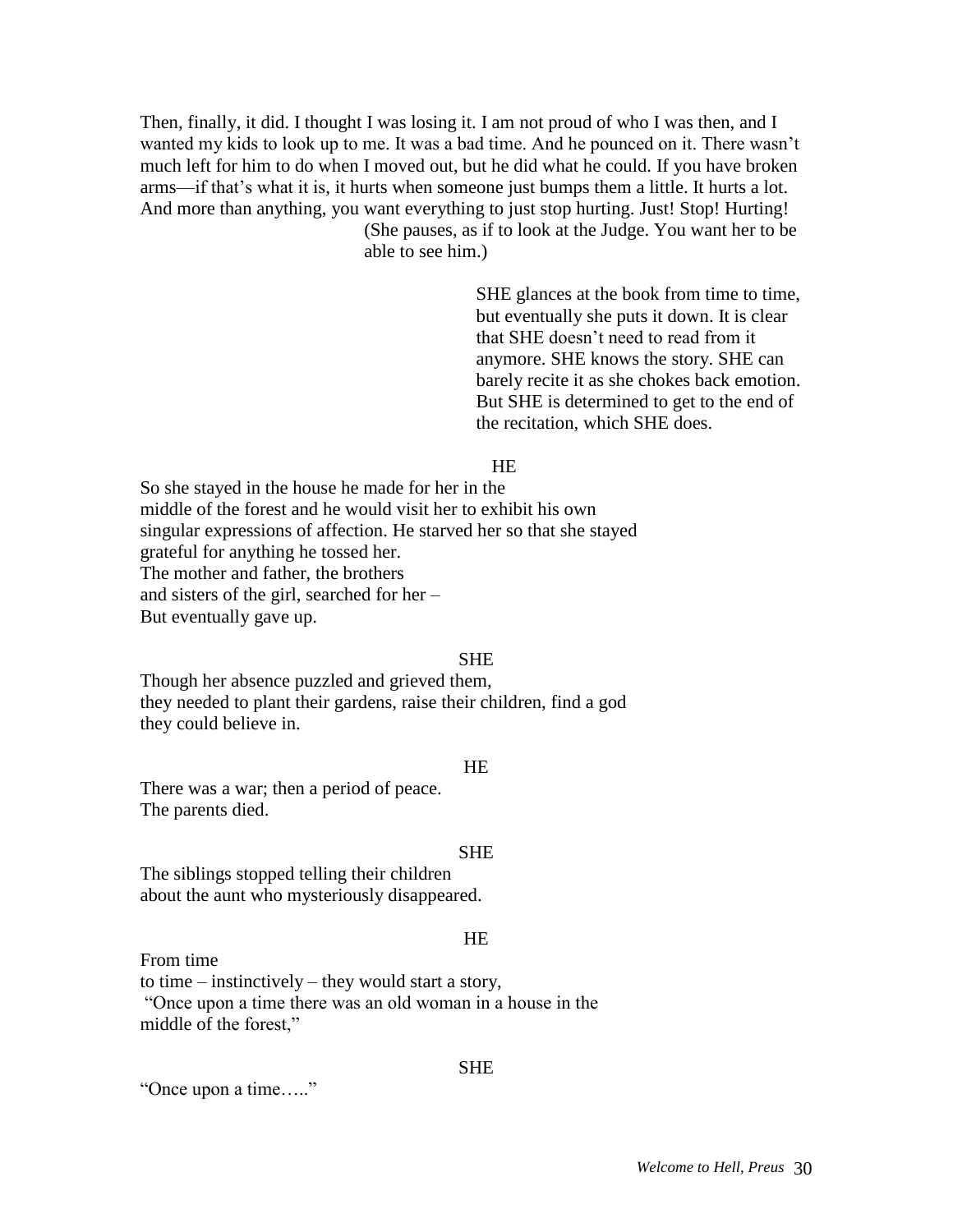Then, finally, it did. I thought I was losing it. I am not proud of who I was then, and I wanted my kids to look up to me. It was a bad time. And he pounced on it. There wasn't much left for him to do when I moved out, but he did what he could. If you have broken arms—if that's what it is, it hurts when someone just bumps them a little. It hurts a lot. And more than anything, you want everything to just stop hurting. Just! Stop! Hurting!

(She pauses, as if to look at the Judge. You want her to be able to see him.)

SHE glances at the book from time to time, but eventually she puts it down. It is clear that SHE doesn't need to read from it anymore. SHE knows the story. SHE can barely recite it as she chokes back emotion. But SHE is determined to get to the end of the recitation, which SHE does.

HE

So she stayed in the house he made for her in the
middle of the forest and he would visit her to exhibit his own
singular expressions of affection. He starved her so that she stayed
grateful for anything he tossed her.
The mother and father, the brothers
and sisters of the girl, searched for her –
But eventually gave up.

SHE

Though her absence puzzled and grieved them,
they needed to plant their gardens, raise their children, find a god
they could believe in.

HE

There was a war; then a period of peace.
The parents died.

SHE

The siblings stopped telling their children
about the aunt who mysteriously disappeared.

HE

From time
to time – instinctively – they would start a story,
"Once upon a time there was an old woman in a house in the
middle of the forest,"

SHE

"Once upon a time….."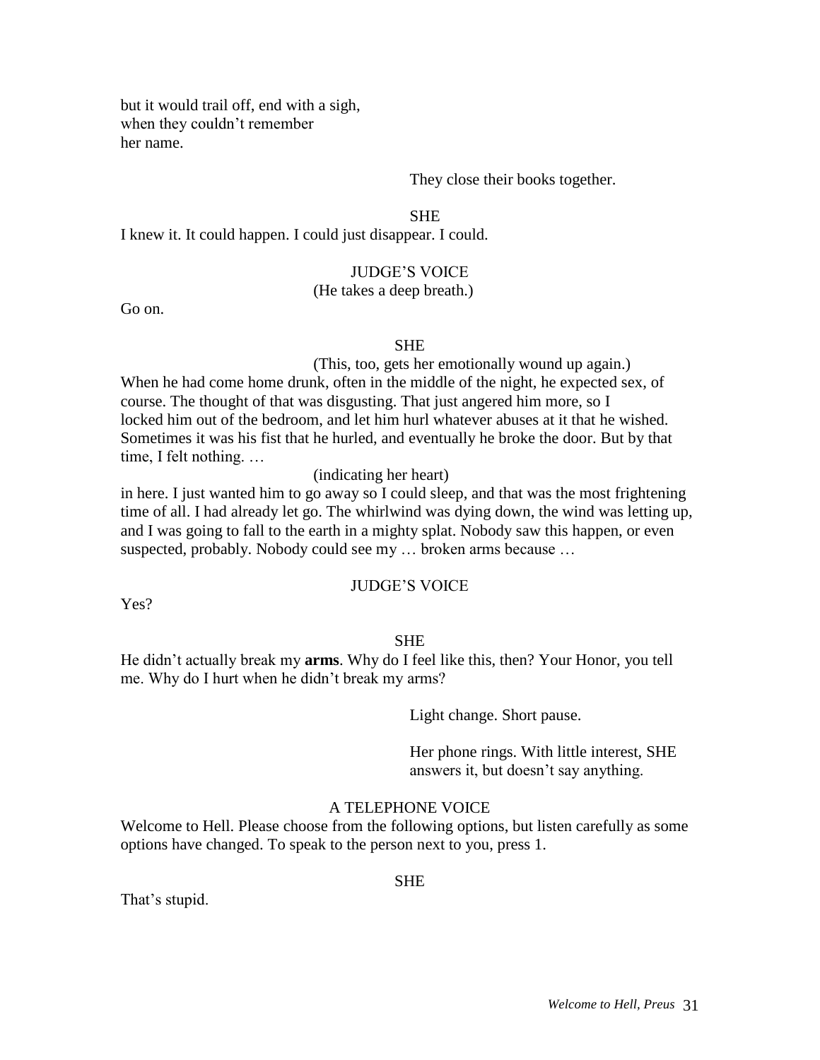but it would trail off, end with a sigh,  
when they couldn't remember  
her name.

They close their books together.

SHE

I knew it. It could happen. I could just disappear. I could.

JUDGE'S VOICE

(He takes a deep breath.)

Go on.

SHE

(This, too, gets her emotionally wound up again.)

When he had come home drunk, often in the middle of the night, he expected sex, of course. The thought of that was disgusting. That just angered him more, so I locked him out of the bedroom, and let him hurl whatever abuses at it that he wished. Sometimes it was his fist that he hurled, and eventually he broke the door. But by that time, I felt nothing. …

(indicating her heart)

in here. I just wanted him to go away so I could sleep, and that was the most frightening time of all. I had already let go. The whirlwind was dying down, the wind was letting up, and I was going to fall to the earth in a mighty splat. Nobody saw this happen, or even suspected, probably. Nobody could see my … broken arms because …

JUDGE'S VOICE

Yes?

SHE

He didn't actually break my **arms**. Why do I feel like this, then? Your Honor, you tell me. Why do I hurt when he didn't break my arms?

Light change. Short pause.

Her phone rings. With little interest, SHE answers it, but doesn't say anything.

A TELEPHONE VOICE

Welcome to Hell. Please choose from the following options, but listen carefully as some options have changed. To speak to the person next to you, press 1.

SHE

That's stupid.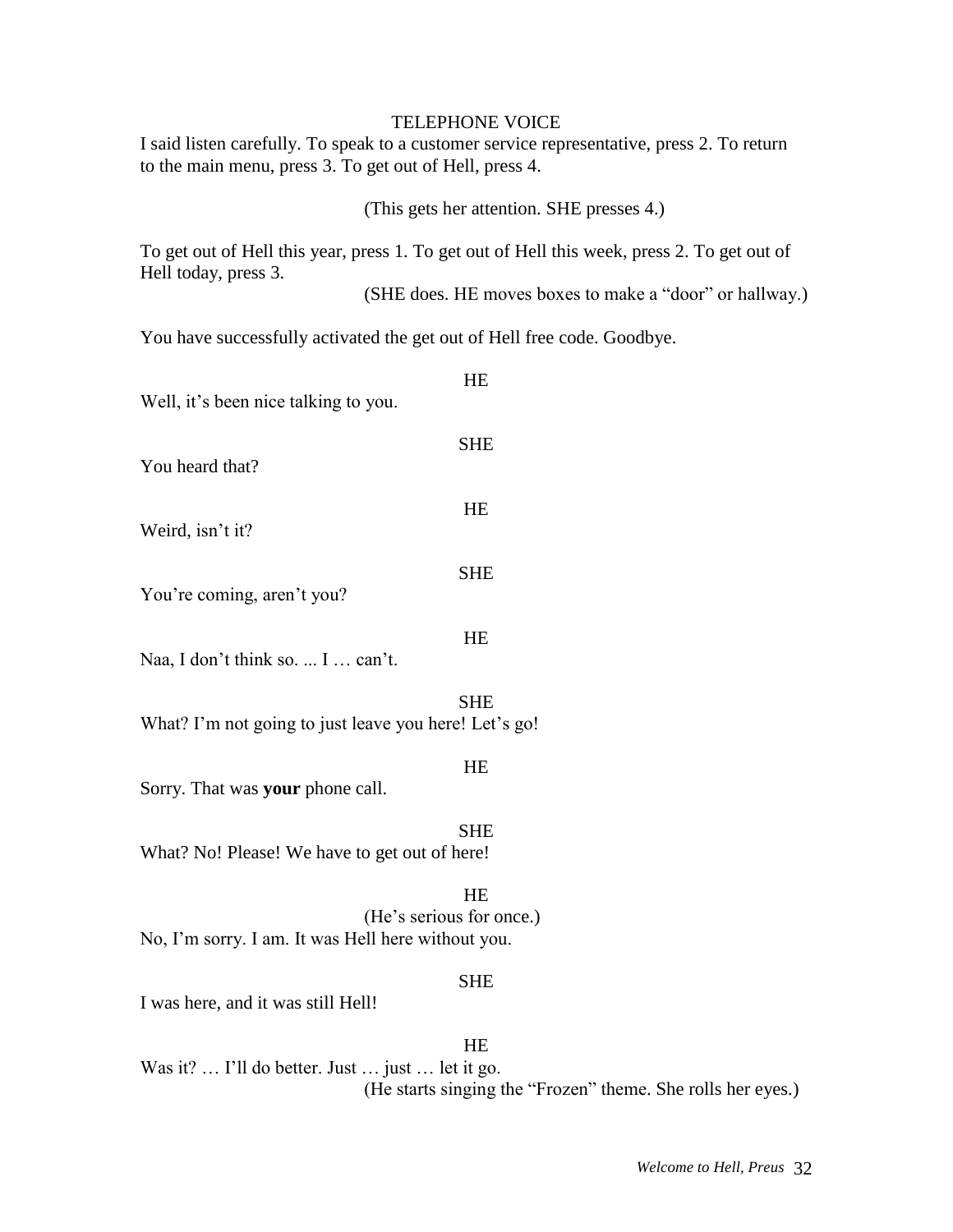TELEPHONE VOICE

I said listen carefully. To speak to a customer service representative, press 2. To return to the main menu, press 3. To get out of Hell, press 4.

(This gets her attention. SHE presses 4.)

To get out of Hell this year, press 1. To get out of Hell this week, press 2. To get out of Hell today, press 3.

(SHE does. HE moves boxes to make a "door" or hallway.)

You have successfully activated the get out of Hell free code. Goodbye.

HE

Well, it's been nice talking to you.

SHE

You heard that?

HE

Weird, isn't it?

SHE

You're coming, aren't you?

HE

Naa, I don't think so. ... I … can't.

SHE

What? I'm not going to just leave you here! Let's go!

HE

Sorry. That was **your** phone call.

SHE

What? No! Please! We have to get out of here!

HE

(He's serious for once.)

No, I'm sorry. I am. It was Hell here without you.

SHE

I was here, and it was still Hell!

HE

Was it? … I'll do better. Just … just … let it go.

(He starts singing the "Frozen" theme. She rolls her eyes.)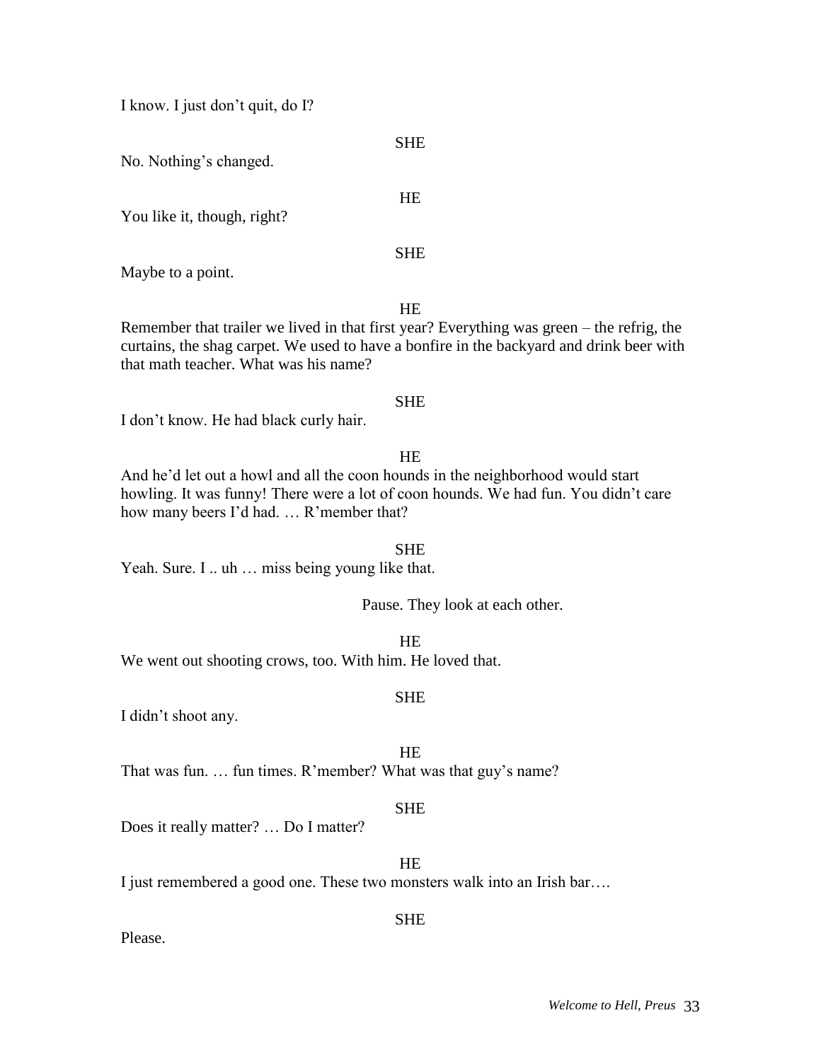I know. I just don't quit, do I?

SHE

No. Nothing's changed.

HE

You like it, though, right?

SHE

Maybe to a point.

HE

Remember that trailer we lived in that first year? Everything was green – the refrig, the curtains, the shag carpet. We used to have a bonfire in the backyard and drink beer with that math teacher. What was his name?

SHE

I don't know. He had black curly hair.

HE

And he'd let out a howl and all the coon hounds in the neighborhood would start howling. It was funny! There were a lot of coon hounds. We had fun. You didn't care how many beers I'd had. … R'member that?

SHE

Yeah. Sure. I .. uh … miss being young like that.

*Pause. They look at each other.*

HE

We went out shooting crows, too. With him. He loved that.

SHE

I didn't shoot any.

HE

That was fun. … fun times. R'member? What was that guy's name?

SHE

Does it really matter? … Do I matter?

HE

I just remembered a good one. These two monsters walk into an Irish bar….

SHE

Please.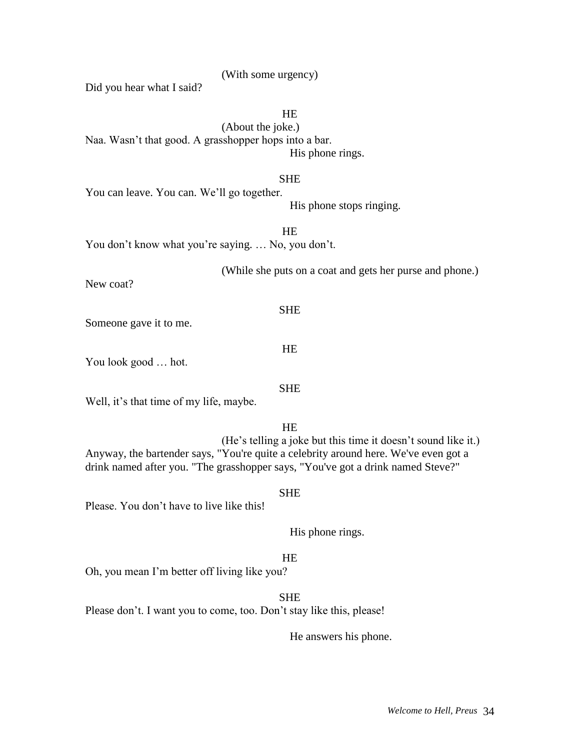(With some urgency)

Did you hear what I said?

HE

(About the joke.)

Naa. Wasn't that good. A grasshopper hops into a bar.

His phone rings.

SHE

You can leave. You can. We'll go together.

His phone stops ringing.

HE

You don't know what you're saying. … No, you don't.

(While she puts on a coat and gets her purse and phone.)

New coat?

SHE

Someone gave it to me.

HE

You look good … hot.

SHE

Well, it's that time of my life, maybe.

HE

(He's telling a joke but this time it doesn't sound like it.)

Anyway, the bartender says, "You're quite a celebrity around here. We've even got a drink named after you. "The grasshopper says, "You've got a drink named Steve?"

SHE

Please. You don't have to live like this!

His phone rings.

HE

Oh, you mean I'm better off living like you?

SHE

Please don't. I want you to come, too. Don't stay like this, please!

He answers his phone.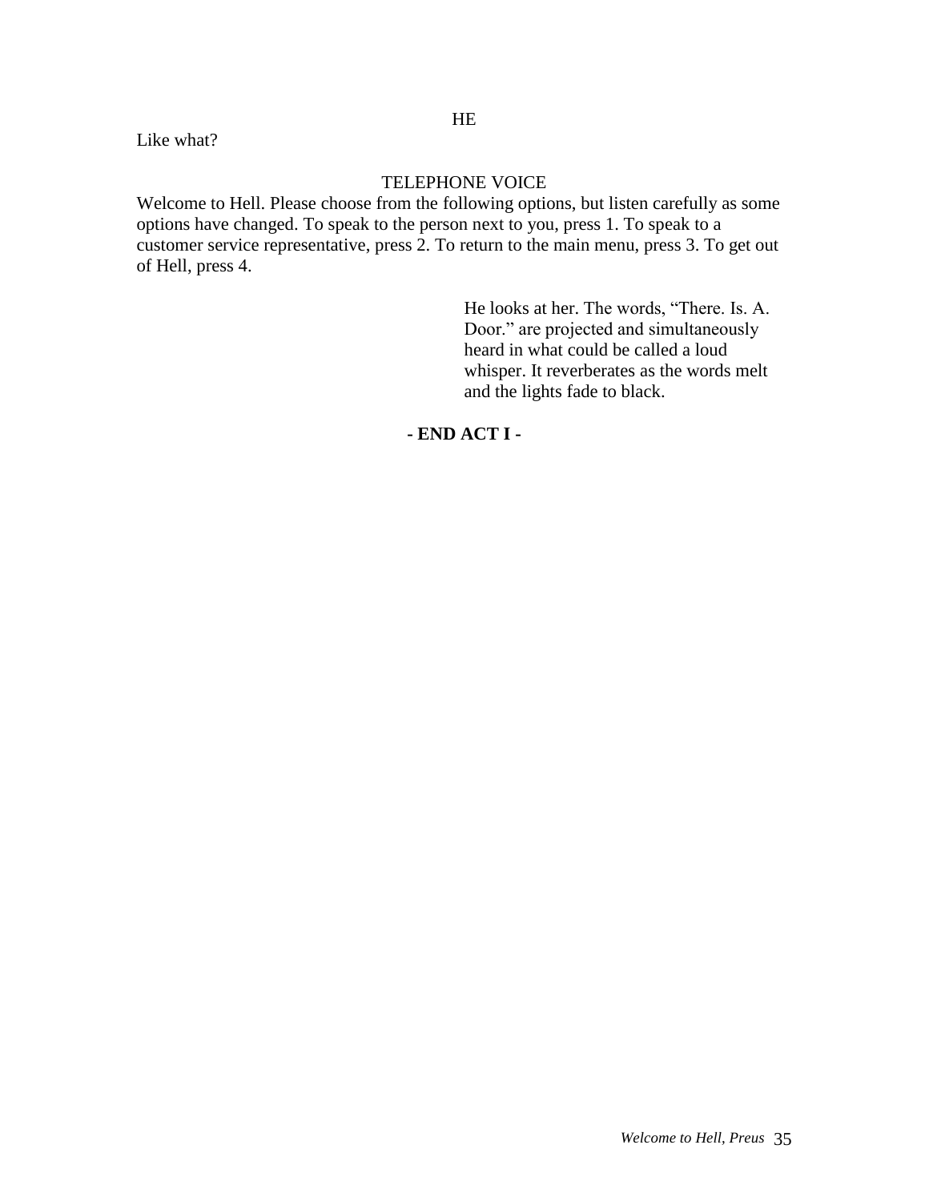HE

Like what?

TELEPHONE VOICE

Welcome to Hell. Please choose from the following options, but listen carefully as some options have changed. To speak to the person next to you, press 1. To speak to a customer service representative, press 2. To return to the main menu, press 3. To get out of Hell, press 4.

He looks at her. The words, "There. Is. A. Door." are projected and simultaneously heard in what could be called a loud whisper. It reverberates as the words melt and the lights fade to black.

**- END ACT I -**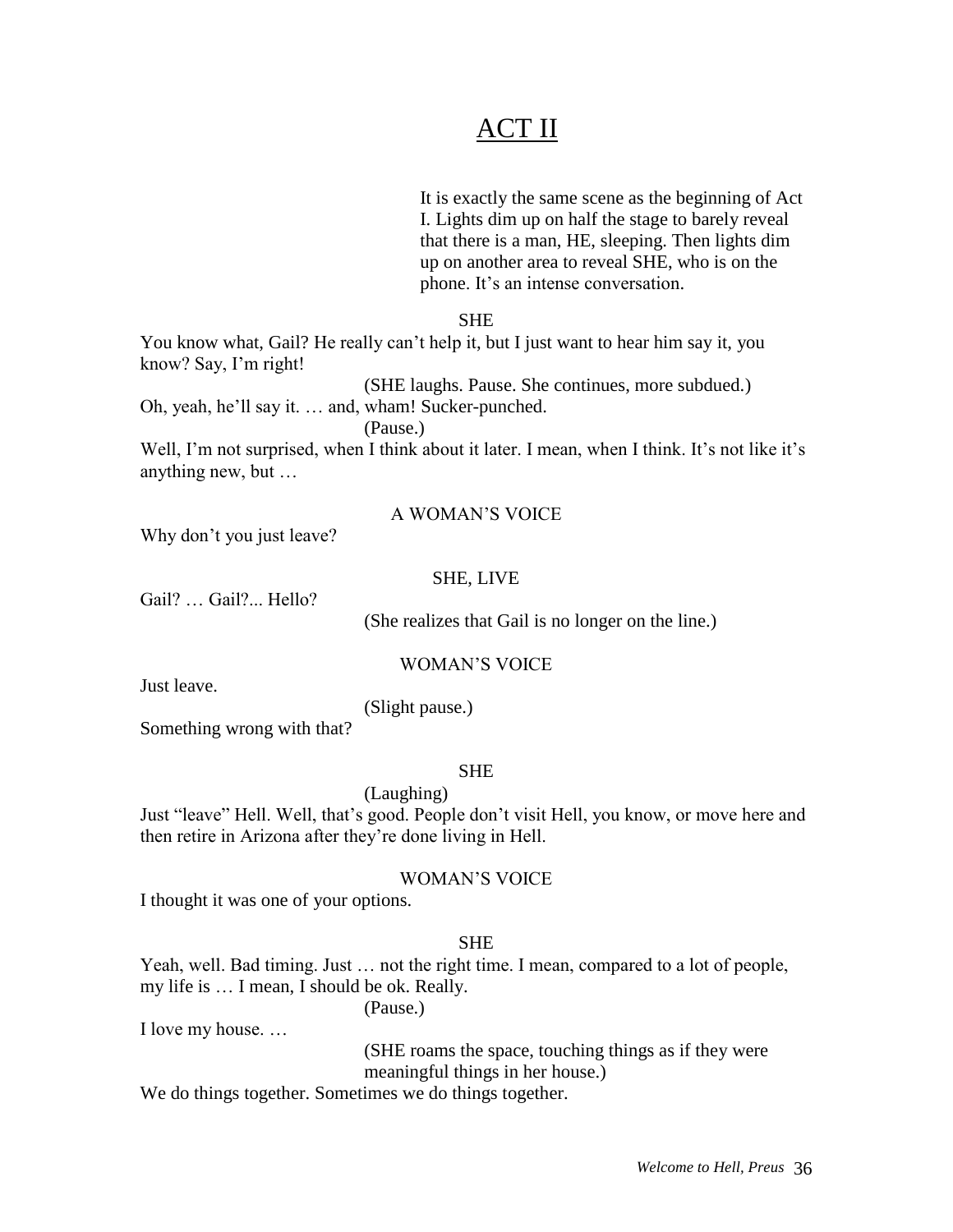# ACT II

It is exactly the same scene as the beginning of Act I. Lights dim up on half the stage to barely reveal that there is a man, HE, sleeping. Then lights dim up on another area to reveal SHE, who is on the phone. It's an intense conversation.

SHE

You know what, Gail? He really can't help it, but I just want to hear him say it, you know? Say, I'm right!

(SHE laughs. Pause. She continues, more subdued.)

Oh, yeah, he'll say it. … and, wham! Sucker-punched.

(Pause.)

Well, I'm not surprised, when I think about it later. I mean, when I think. It's not like it's anything new, but …

A WOMAN'S VOICE

Why don't you just leave?

SHE, LIVE

Gail? … Gail?... Hello?

(She realizes that Gail is no longer on the line.)

WOMAN'S VOICE

Just leave.

(Slight pause.)

Something wrong with that?

SHE

(Laughing)

Just "leave" Hell. Well, that's good. People don't visit Hell, you know, or move here and then retire in Arizona after they're done living in Hell.

WOMAN'S VOICE

I thought it was one of your options.

SHE

Yeah, well. Bad timing. Just … not the right time. I mean, compared to a lot of people, my life is … I mean, I should be ok. Really.

(Pause.)

I love my house. …

(SHE roams the space, touching things as if they were meaningful things in her house.)

We do things together. Sometimes we do things together.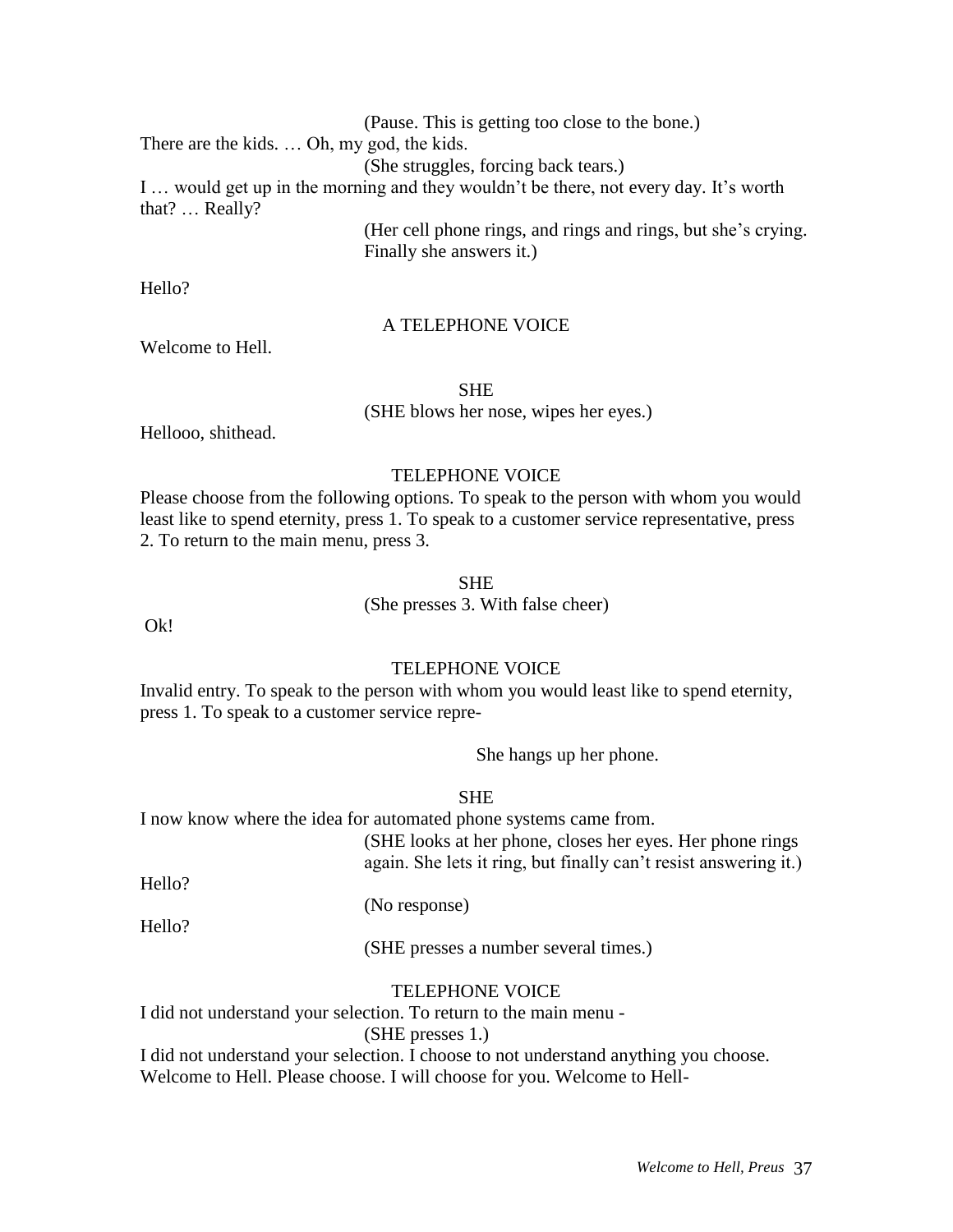(Pause. This is getting too close to the bone.)

There are the kids. … Oh, my god, the kids.

(She struggles, forcing back tears.)

I … would get up in the morning and they wouldn't be there, not every day. It's worth that? … Really?

(Her cell phone rings, and rings and rings, but she's crying. Finally she answers it.)

Hello?

A TELEPHONE VOICE

Welcome to Hell.

SHE

(SHE blows her nose, wipes her eyes.)

Hellooo, shithead.

TELEPHONE VOICE

Please choose from the following options. To speak to the person with whom you would least like to spend eternity, press 1. To speak to a customer service representative, press 2. To return to the main menu, press 3.

SHE

(She presses 3. With false cheer)

Ok!

TELEPHONE VOICE

Invalid entry. To speak to the person with whom you would least like to spend eternity, press 1. To speak to a customer service repre-

She hangs up her phone.

SHE

I now know where the idea for automated phone systems came from.

(SHE looks at her phone, closes her eyes. Her phone rings again. She lets it ring, but finally can't resist answering it.)

Hello?

(No response)

Hello?

(SHE presses a number several times.)

TELEPHONE VOICE

I did not understand your selection. To return to the main menu -

(SHE presses 1.)

I did not understand your selection. I choose to not understand anything you choose. Welcome to Hell. Please choose. I will choose for you. Welcome to Hell-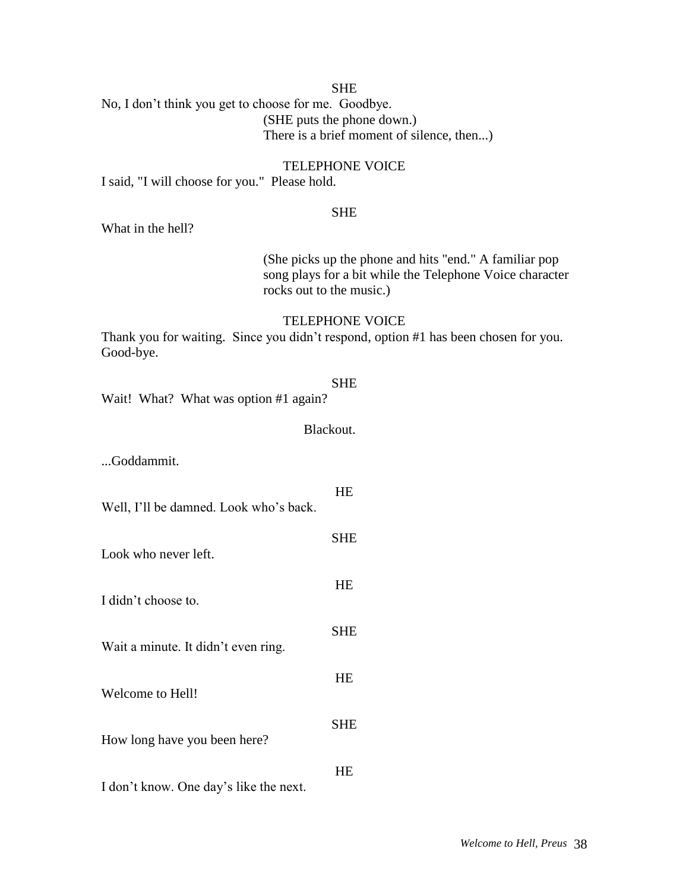SHE

No, I don't think you get to choose for me. Goodbye.

(SHE puts the phone down.)
There is a brief moment of silence, then...)

TELEPHONE VOICE

I said, "I will choose for you." Please hold.

SHE

What in the hell?

(She picks up the phone and hits "end." A familiar pop song plays for a bit while the Telephone Voice character rocks out to the music.)

TELEPHONE VOICE

Thank you for waiting. Since you didn't respond, option #1 has been chosen for you. Good-bye.

SHE

Wait! What? What was option #1 again?

Blackout.

...Goddammit.

HE

Well, I'll be damned. Look who's back.

SHE

Look who never left.

HE

I didn't choose to.

SHE

Wait a minute. It didn't even ring.

HE

Welcome to Hell!

SHE

How long have you been here?

HE

I don't know. One day's like the next.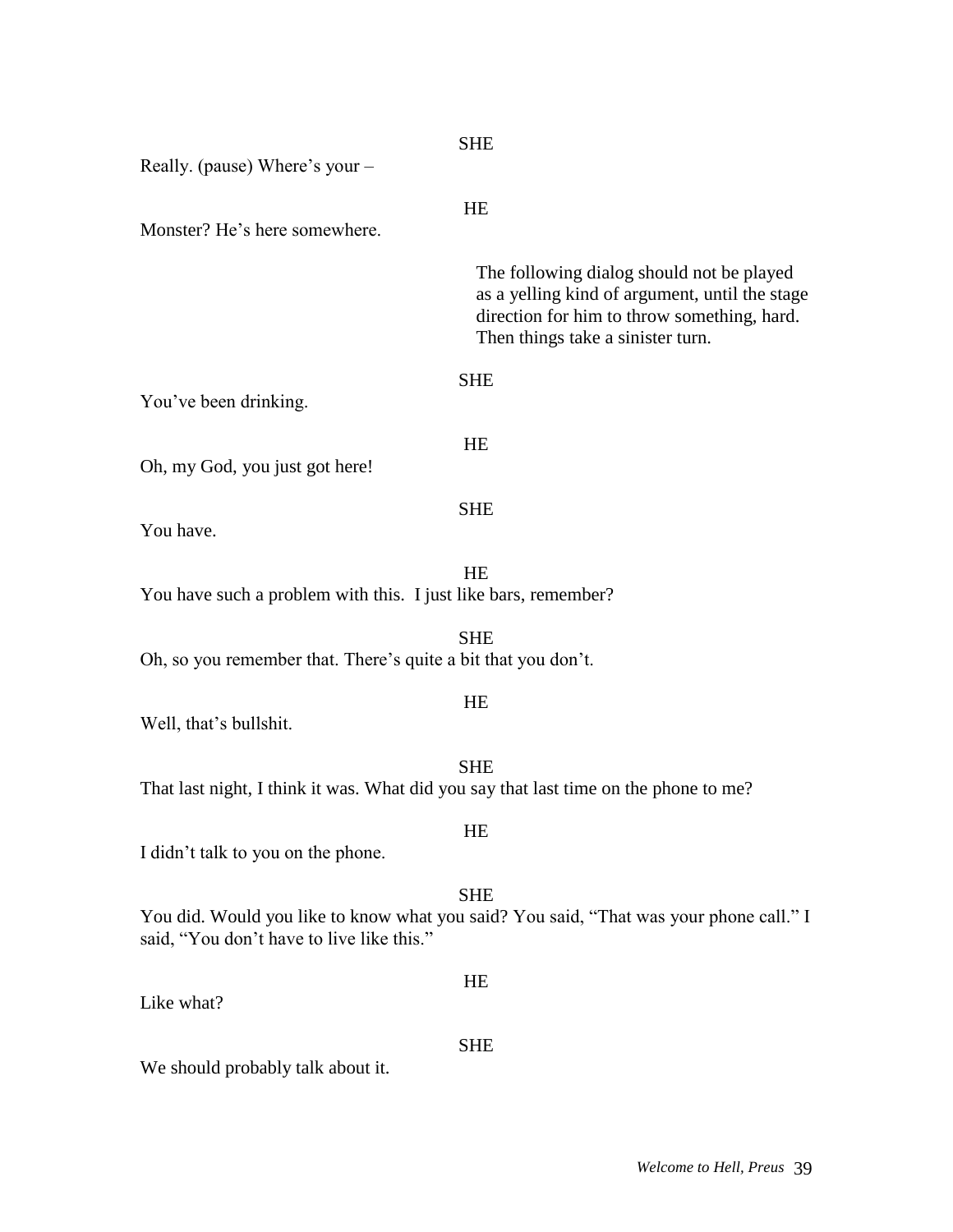SHE

Really. (pause) Where's your –

HE

Monster? He's here somewhere.

*The following dialog should not be played as a yelling kind of argument, until the stage direction for him to throw something, hard. Then things take a sinister turn.*

SHE

You've been drinking.

HE

Oh, my God, you just got here!

SHE

You have.

HE

You have such a problem with this. I just like bars, remember?

SHE

Oh, so you remember that. There's quite a bit that you don't.

HE

Well, that's bullshit.

SHE

That last night, I think it was. What did you say that last time on the phone to me?

HE

I didn't talk to you on the phone.

SHE

You did. Would you like to know what you said? You said, "That was your phone call." I said, "You don't have to live like this."

HE

Like what?

SHE

We should probably talk about it.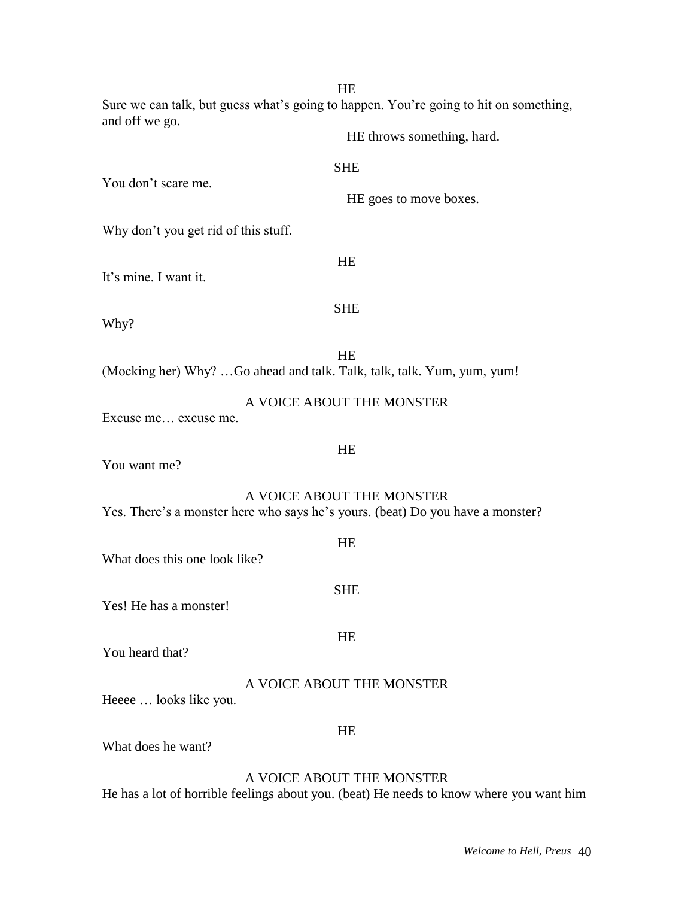HE

Sure we can talk, but guess what's going to happen. You're going to hit on something, and off we go.

HE throws something, hard.

SHE

You don't scare me.

HE goes to move boxes.

Why don't you get rid of this stuff.

HE

It's mine. I want it.

SHE

Why?

HE

(Mocking her) Why? …Go ahead and talk. Talk, talk, talk. Yum, yum, yum!

A VOICE ABOUT THE MONSTER

Excuse me… excuse me.

HE

You want me?

A VOICE ABOUT THE MONSTER

Yes. There's a monster here who says he's yours. (beat) Do you have a monster?

HE

What does this one look like?

SHE

Yes! He has a monster!

HE

You heard that?

A VOICE ABOUT THE MONSTER

Heeee … looks like you.

HE

What does he want?

A VOICE ABOUT THE MONSTER

He has a lot of horrible feelings about you. (beat) He needs to know where you want him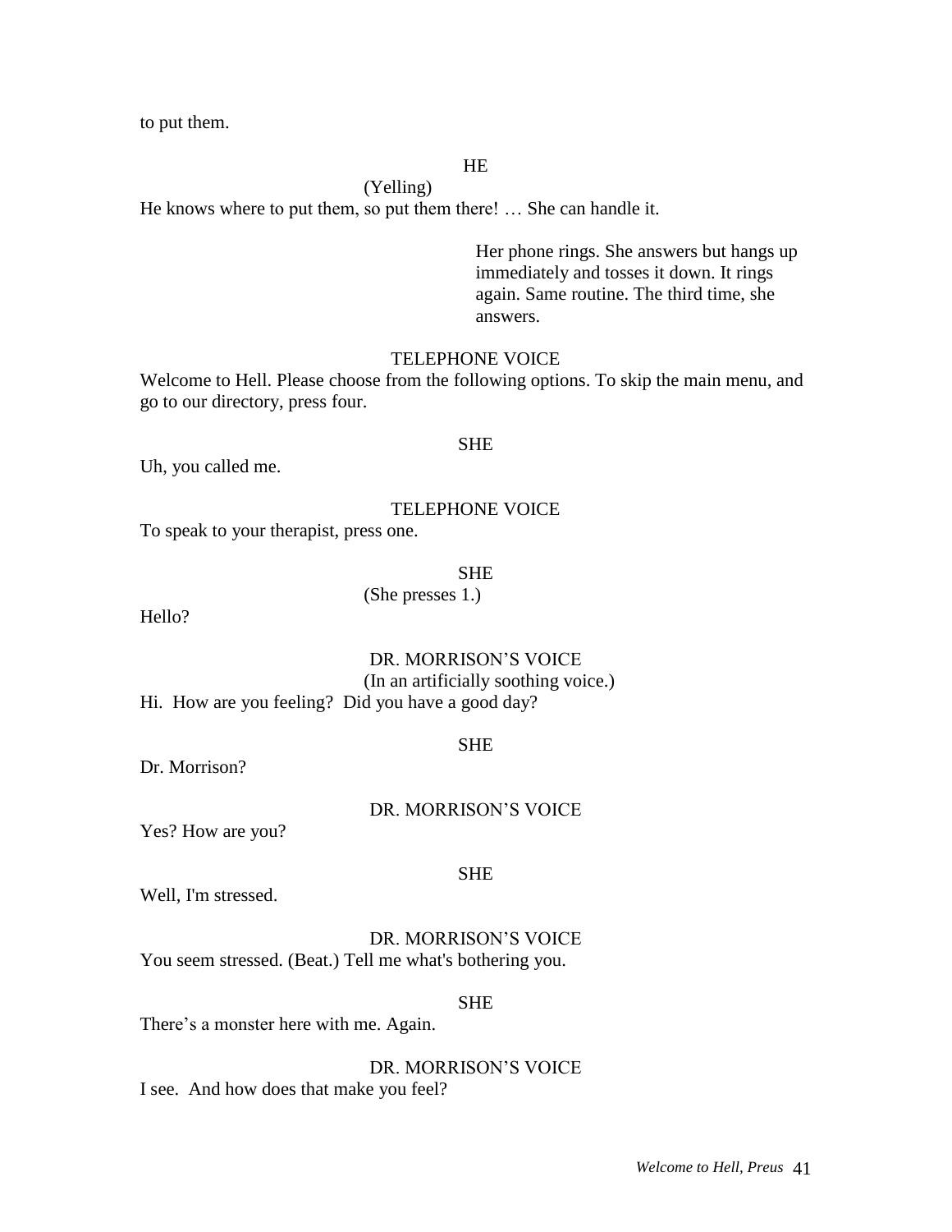to put them.

HE

(Yelling)

He knows where to put them, so put them there! … She can handle it.

Her phone rings. She answers but hangs up immediately and tosses it down. It rings again. Same routine. The third time, she answers.

TELEPHONE VOICE

Welcome to Hell. Please choose from the following options. To skip the main menu, and go to our directory, press four.

SHE

Uh, you called me.

TELEPHONE VOICE

To speak to your therapist, press one.

SHE

(She presses 1.)

Hello?

DR. MORRISON'S VOICE

(In an artificially soothing voice.)

Hi. How are you feeling? Did you have a good day?

SHE

Dr. Morrison?

DR. MORRISON'S VOICE

Yes? How are you?

SHE

Well, I'm stressed.

DR. MORRISON'S VOICE

You seem stressed. (Beat.) Tell me what's bothering you.

SHE

There's a monster here with me. Again.

DR. MORRISON'S VOICE

I see. And how does that make you feel?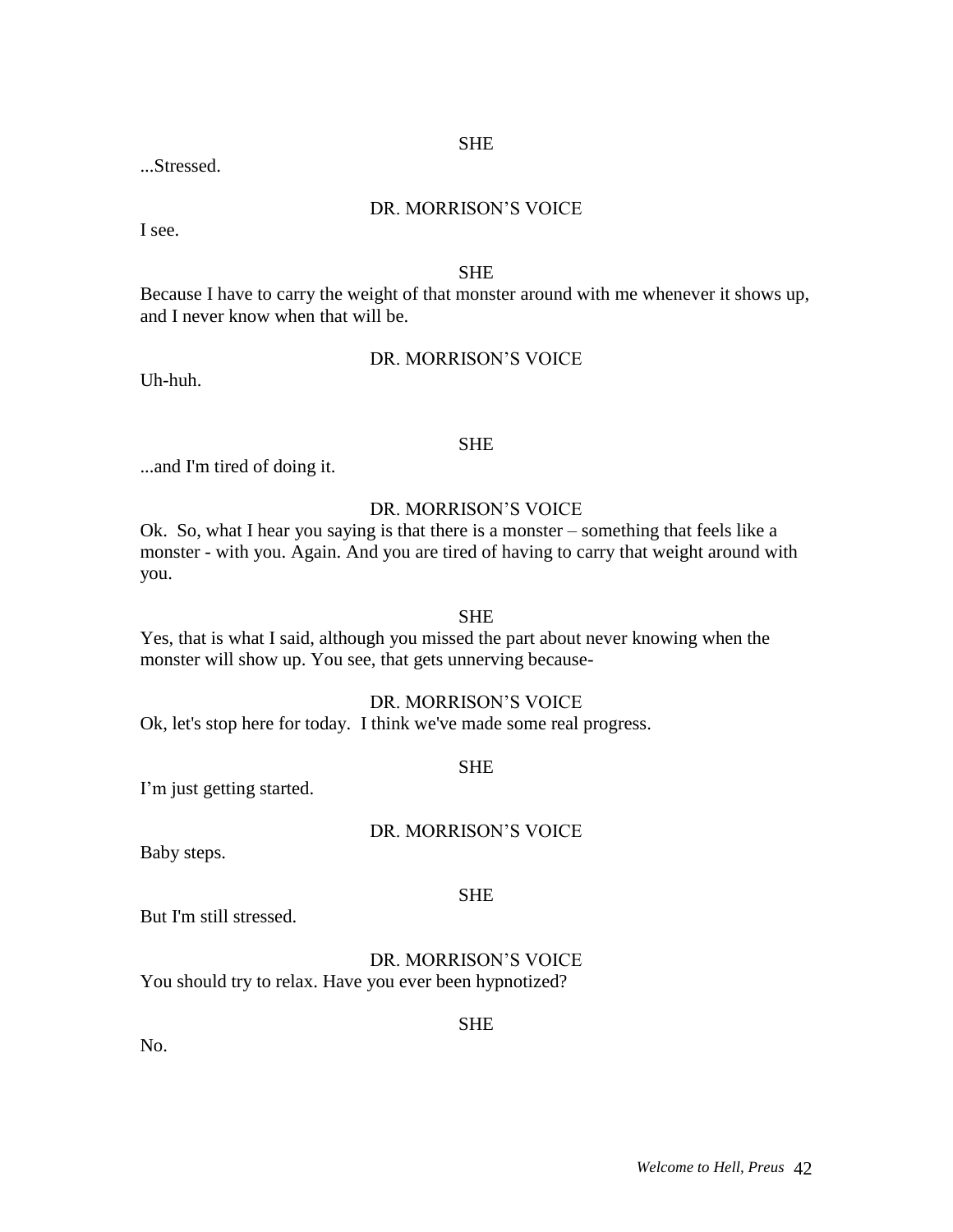SHE

...Stressed.

DR. MORRISON'S VOICE

I see.

SHE

Because I have to carry the weight of that monster around with me whenever it shows up, and I never know when that will be.

DR. MORRISON'S VOICE

Uh-huh.

SHE

...and I'm tired of doing it.

DR. MORRISON'S VOICE

Ok. So, what I hear you saying is that there is a monster – something that feels like a monster - with you. Again. And you are tired of having to carry that weight around with you.

SHE

Yes, that is what I said, although you missed the part about never knowing when the monster will show up. You see, that gets unnerving because-

DR. MORRISON'S VOICE

Ok, let's stop here for today. I think we've made some real progress.

SHE

I'm just getting started.

DR. MORRISON'S VOICE

Baby steps.

SHE

But I'm still stressed.

DR. MORRISON'S VOICE

You should try to relax. Have you ever been hypnotized?

SHE

No.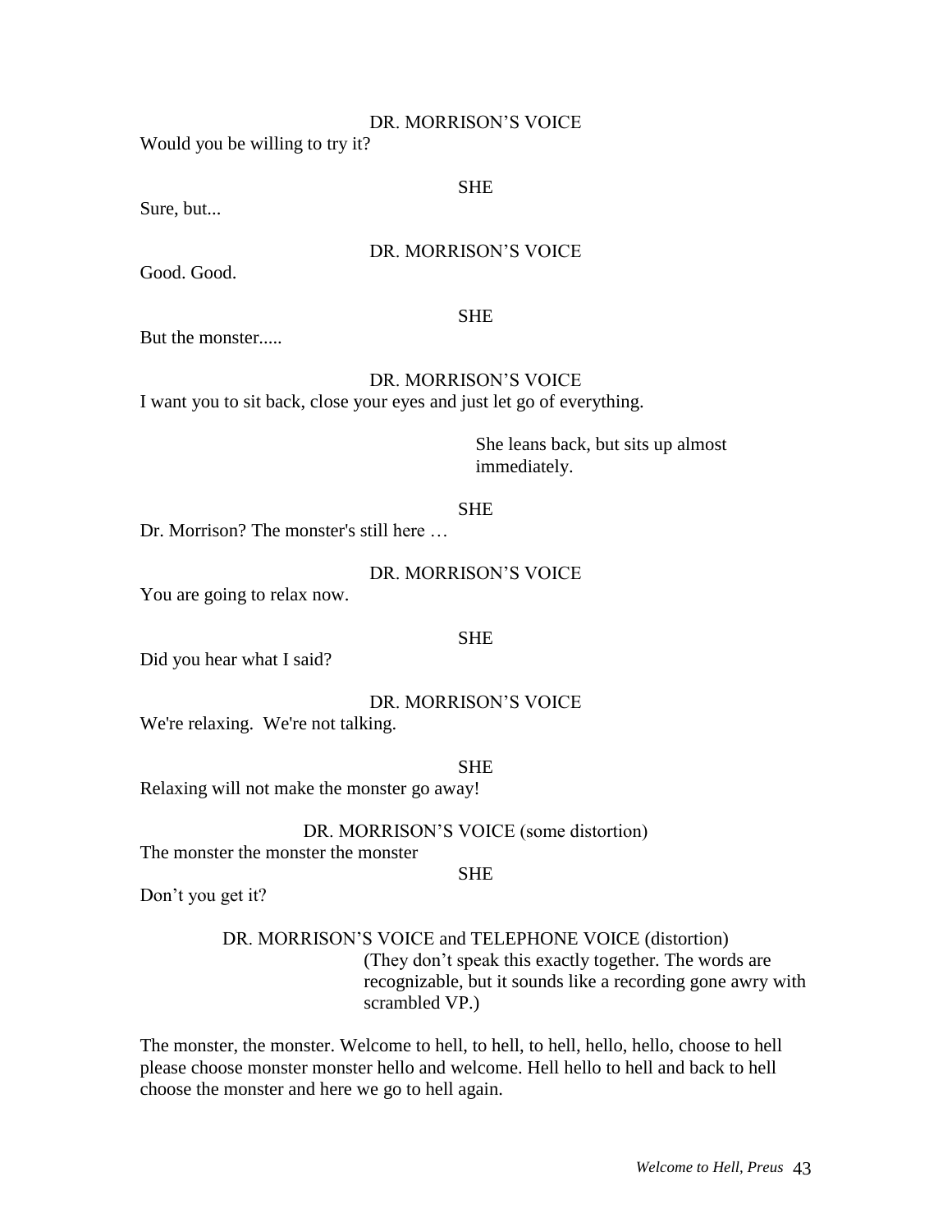DR. MORRISON'S VOICE

Would you be willing to try it?

SHE

Sure, but...

DR. MORRISON'S VOICE

Good. Good.

SHE

But the monster.....

DR. MORRISON'S VOICE

I want you to sit back, close your eyes and just let go of everything.

She leans back, but sits up almost immediately.

SHE

Dr. Morrison? The monster's still here …

DR. MORRISON'S VOICE

You are going to relax now.

SHE

Did you hear what I said?

DR. MORRISON'S VOICE

We're relaxing. We're not talking.

SHE

Relaxing will not make the monster go away!

DR. MORRISON'S VOICE (some distortion)

The monster the monster the monster

SHE

Don't you get it?

DR. MORRISON'S VOICE and TELEPHONE VOICE (distortion)

(They don't speak this exactly together. The words are recognizable, but it sounds like a recording gone awry with scrambled VP.)

The monster, the monster. Welcome to hell, to hell, to hell, hello, hello, choose to hell please choose monster monster hello and welcome. Hell hello to hell and back to hell choose the monster and here we go to hell again.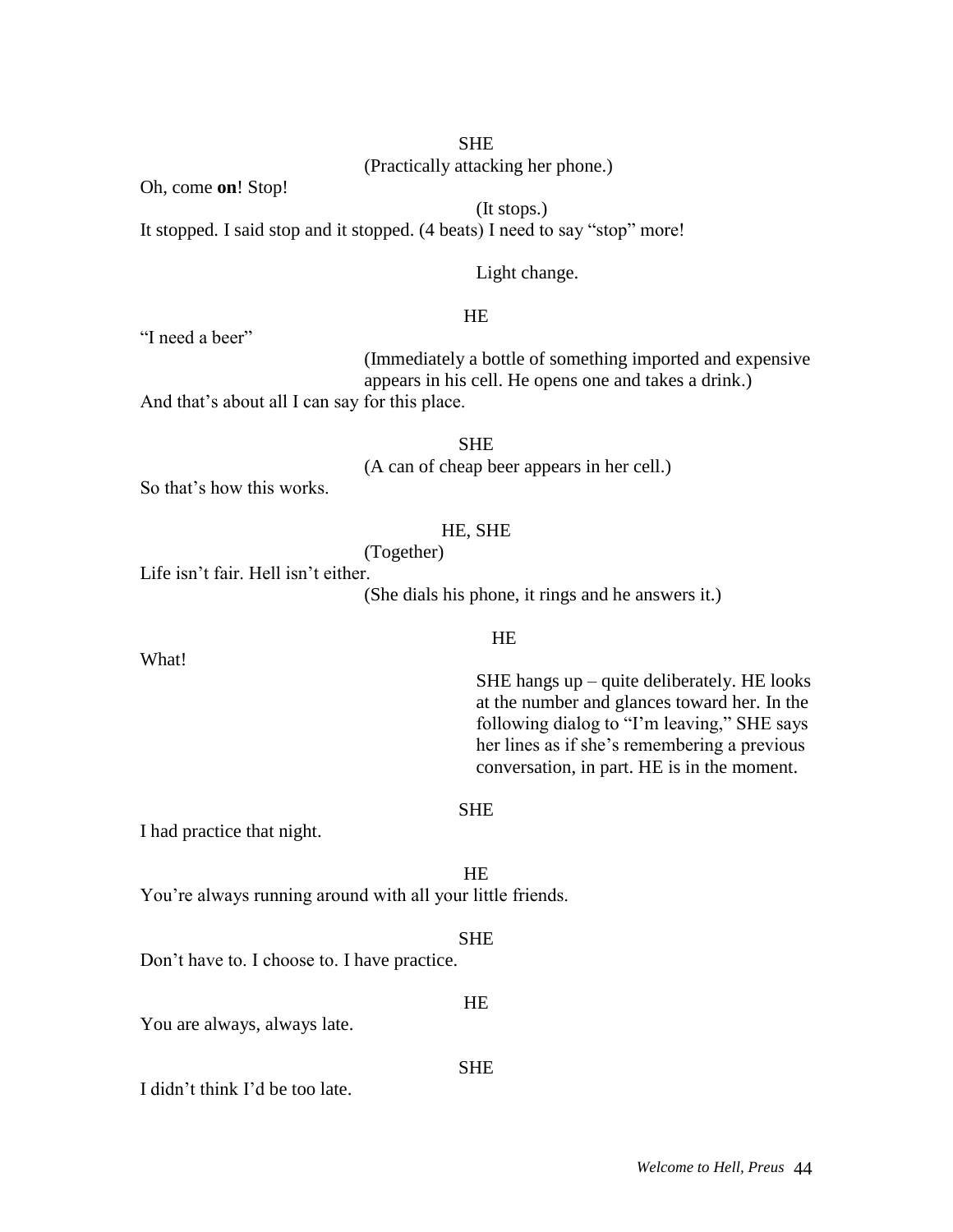SHE

(Practically attacking her phone.)

Oh, come **on**! Stop!

(It stops.)

It stopped. I said stop and it stopped. (4 beats) I need to say "stop" more!

Light change.

HE

"I need a beer"

(Immediately a bottle of something imported and expensive appears in his cell. He opens one and takes a drink.)

And that's about all I can say for this place.

SHE

(A can of cheap beer appears in her cell.)

So that's how this works.

HE, SHE

(Together)

Life isn't fair. Hell isn't either.

(She dials his phone, it rings and he answers it.)

HE

What!

SHE hangs up – quite deliberately. HE looks at the number and glances toward her. In the following dialog to "I'm leaving," SHE says her lines as if she's remembering a previous conversation, in part. HE is in the moment.

SHE

I had practice that night.

HE

You're always running around with all your little friends.

SHE

Don't have to. I choose to. I have practice.

HE

You are always, always late.

SHE

I didn't think I'd be too late.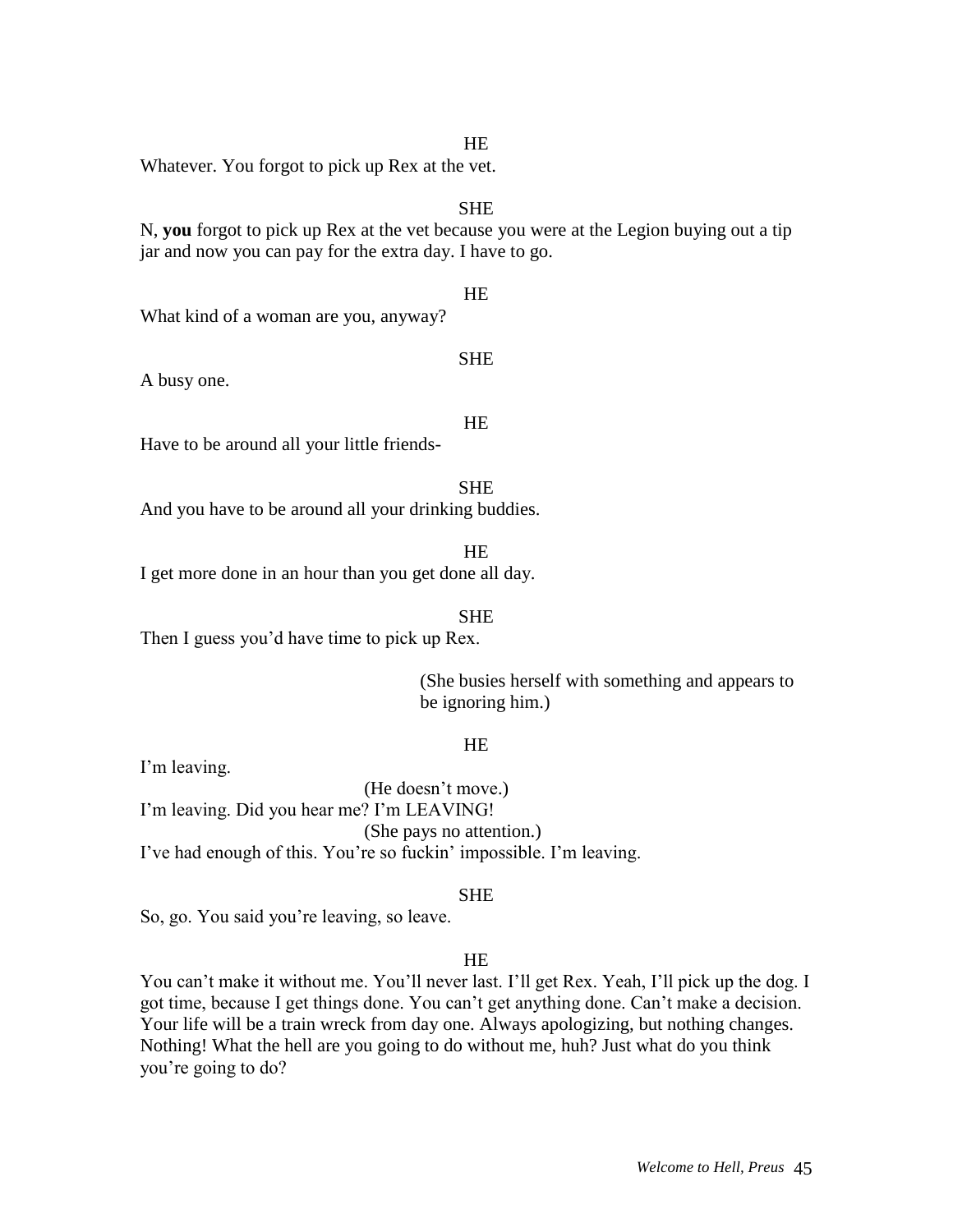HE

Whatever. You forgot to pick up Rex at the vet.

SHE

N, **you** forgot to pick up Rex at the vet because you were at the Legion buying out a tip jar and now you can pay for the extra day. I have to go.

HE

What kind of a woman are you, anyway?

SHE

A busy one.

HE

Have to be around all your little friends-

SHE

And you have to be around all your drinking buddies.

HE

I get more done in an hour than you get done all day.

SHE

Then I guess you'd have time to pick up Rex.

(She busies herself with something and appears to be ignoring him.)

HE

I'm leaving.

(He doesn't move.)

I'm leaving. Did you hear me? I'm LEAVING!

(She pays no attention.)

I've had enough of this. You're so fuckin' impossible. I'm leaving.

SHE

So, go. You said you're leaving, so leave.

HE

You can't make it without me. You'll never last. I'll get Rex. Yeah, I'll pick up the dog. I got time, because I get things done. You can't get anything done. Can't make a decision. Your life will be a train wreck from day one. Always apologizing, but nothing changes. Nothing! What the hell are you going to do without me, huh? Just what do you think you're going to do?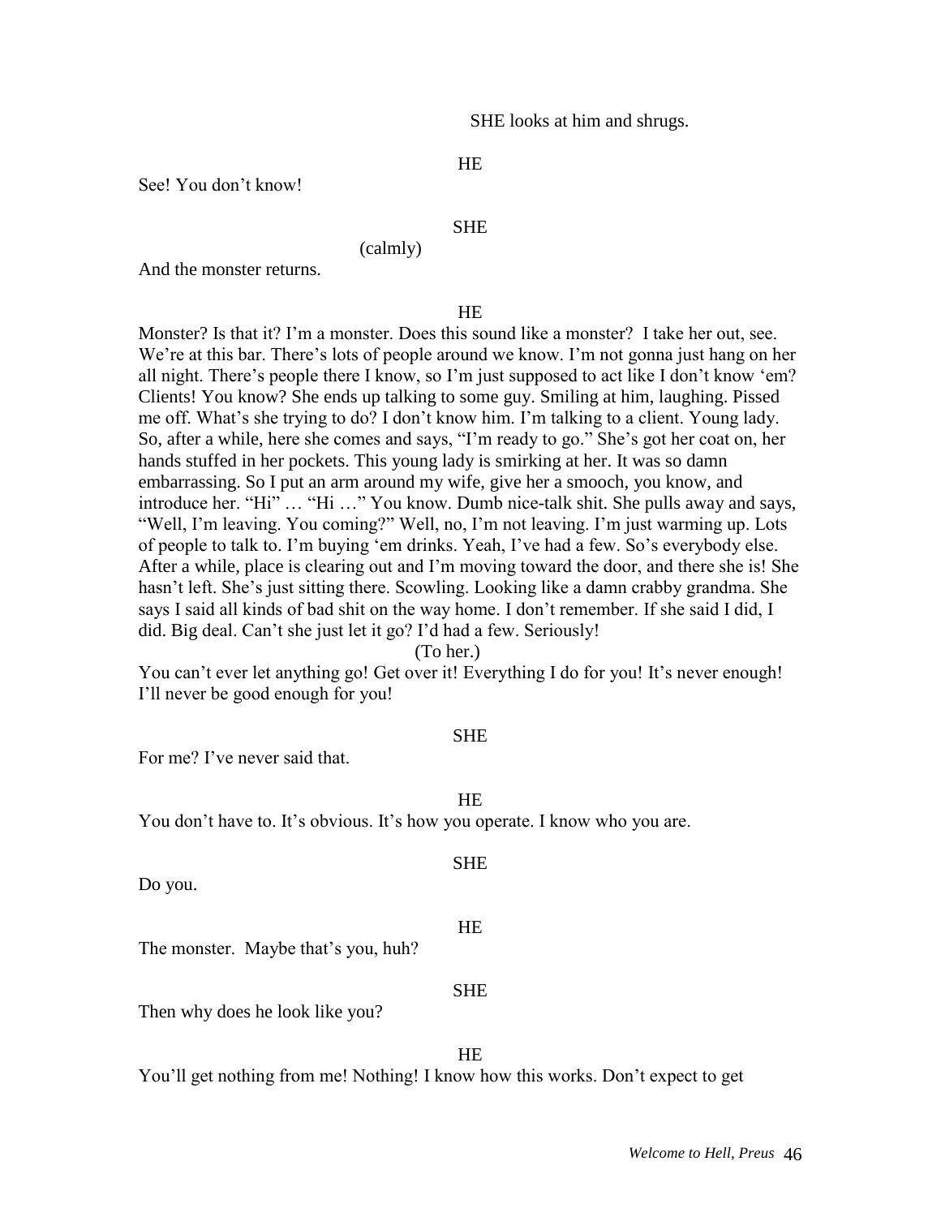SHE looks at him and shrugs.

HE

See! You don't know!

SHE

(calmly)

And the monster returns.

HE

Monster? Is that it? I'm a monster. Does this sound like a monster? I take her out, see. We're at this bar. There's lots of people around we know. I'm not gonna just hang on her all night. There's people there I know, so I'm just supposed to act like I don't know 'em? Clients! You know? She ends up talking to some guy. Smiling at him, laughing. Pissed me off. What's she trying to do? I don't know him. I'm talking to a client. Young lady. So, after a while, here she comes and says, "I'm ready to go." She's got her coat on, her hands stuffed in her pockets. This young lady is smirking at her. It was so damn embarrassing. So I put an arm around my wife, give her a smooch, you know, and introduce her. "Hi" … "Hi …" You know. Dumb nice-talk shit. She pulls away and says, "Well, I'm leaving. You coming?" Well, no, I'm not leaving. I'm just warming up. Lots of people to talk to. I'm buying 'em drinks. Yeah, I've had a few. So's everybody else. After a while, place is clearing out and I'm moving toward the door, and there she is! She hasn't left. She's just sitting there. Scowling. Looking like a damn crabby grandma. She says I said all kinds of bad shit on the way home. I don't remember. If she said I did, I did. Big deal. Can't she just let it go? I'd had a few. Seriously!

(To her.)

You can't ever let anything go! Get over it! Everything I do for you! It's never enough! I'll never be good enough for you!

SHE

For me? I've never said that.

HE

You don't have to. It's obvious. It's how you operate. I know who you are.

SHE

Do you.

HE

The monster. Maybe that's you, huh?

SHE

Then why does he look like you?

HE

You'll get nothing from me! Nothing! I know how this works. Don't expect to get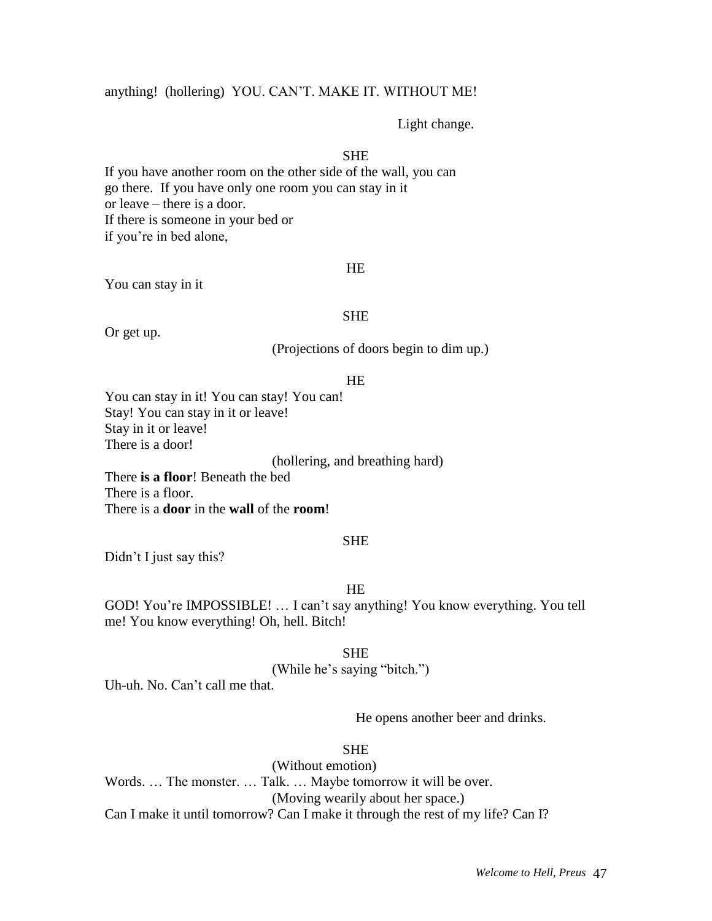anything! (hollering) YOU. CAN'T. MAKE IT. WITHOUT ME!

Light change.

SHE

If you have another room on the other side of the wall, you can
go there. If you have only one room you can stay in it
or leave – there is a door.
If there is someone in your bed or
if you're in bed alone,

HE

You can stay in it

SHE

Or get up.

(Projections of doors begin to dim up.)

HE

You can stay in it! You can stay! You can!
Stay! You can stay in it or leave!
Stay in it or leave!
There is a door!

(hollering, and breathing hard)

There **is a floor**! Beneath the bed
There is a floor.
There is a **door** in the **wall** of the **room**!

SHE

Didn't I just say this?

HE

GOD! You're IMPOSSIBLE! … I can't say anything! You know everything. You tell me! You know everything! Oh, hell. Bitch!

SHE

(While he's saying "bitch.")

Uh-uh. No. Can't call me that.

He opens another beer and drinks.

SHE

(Without emotion)

Words. … The monster. … Talk. … Maybe tomorrow it will be over.

(Moving wearily about her space.)

Can I make it until tomorrow? Can I make it through the rest of my life? Can I?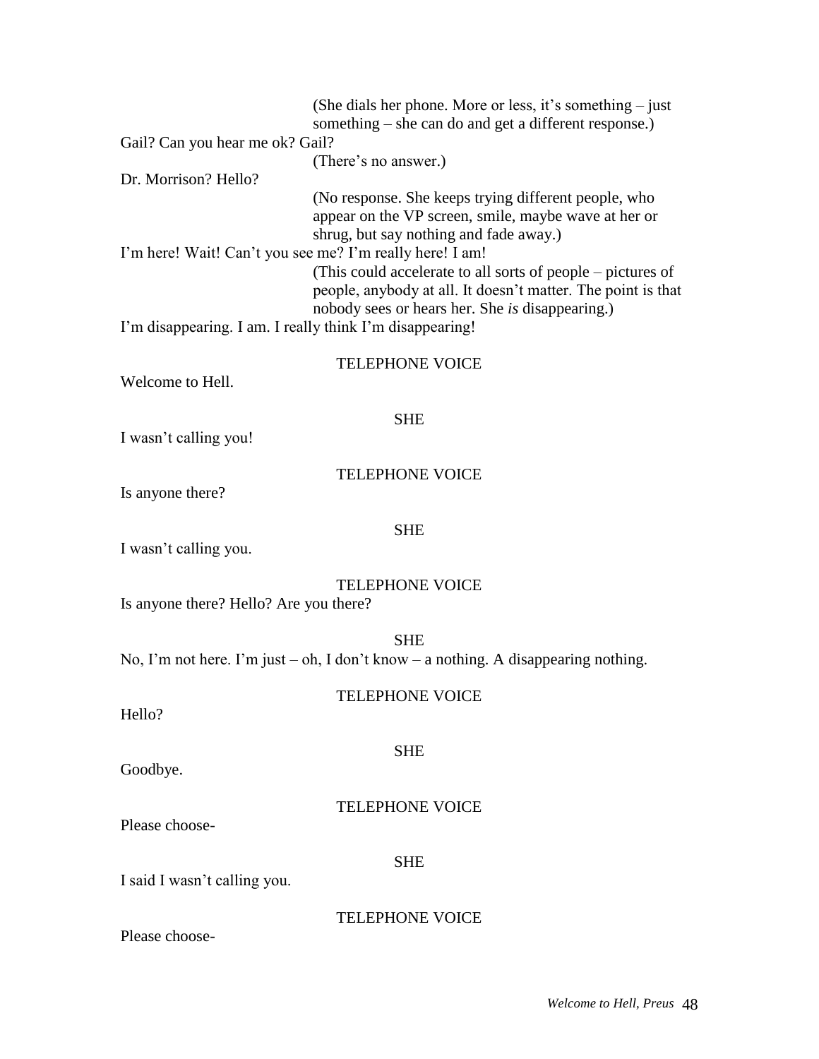(She dials her phone. More or less, it's something – just something – she can do and get a different response.)

Gail? Can you hear me ok? Gail?

(There's no answer.)

Dr. Morrison? Hello?

(No response. She keeps trying different people, who appear on the VP screen, smile, maybe wave at her or shrug, but say nothing and fade away.)

I'm here! Wait! Can't you see me? I'm really here! I am!

(This could accelerate to all sorts of people – pictures of people, anybody at all. It doesn't matter. The point is that nobody sees or hears her. She *is* disappearing.)

I'm disappearing. I am. I really think I'm disappearing!

TELEPHONE VOICE

Welcome to Hell.

SHE

I wasn't calling you!

TELEPHONE VOICE

Is anyone there?

SHE

I wasn't calling you.

TELEPHONE VOICE

Is anyone there? Hello? Are you there?

SHE

No, I'm not here. I'm just – oh, I don't know – a nothing. A disappearing nothing.

TELEPHONE VOICE

Hello?

SHE

Goodbye.

TELEPHONE VOICE

Please choose-

SHE

I said I wasn't calling you.

TELEPHONE VOICE

Please choose-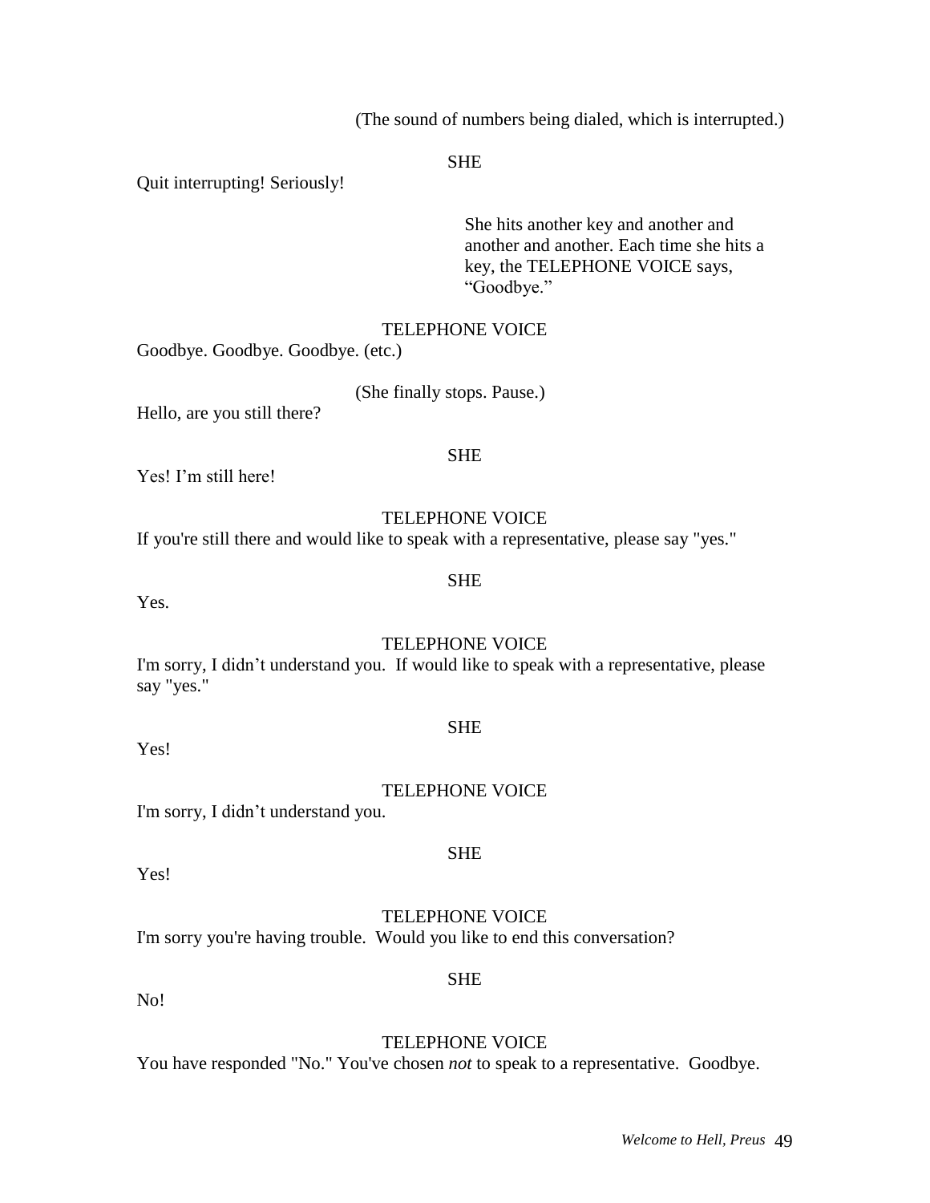(The sound of numbers being dialed, which is interrupted.)

SHE

Quit interrupting! Seriously!

She hits another key and another and another and another. Each time she hits a key, the TELEPHONE VOICE says, “Goodbye.”

TELEPHONE VOICE

Goodbye. Goodbye. Goodbye. (etc.)

(She finally stops. Pause.)

Hello, are you still there?

SHE

Yes! I’m still here!

TELEPHONE VOICE

If you're still there and would like to speak with a representative, please say "yes."

SHE

Yes.

TELEPHONE VOICE

I'm sorry, I didn’t understand you. If would like to speak with a representative, please say "yes."

SHE

Yes!

TELEPHONE VOICE

I'm sorry, I didn’t understand you.

SHE

Yes!

TELEPHONE VOICE

I'm sorry you're having trouble. Would you like to end this conversation?

SHE

No!

TELEPHONE VOICE

You have responded "No." You've chosen *not* to speak to a representative. Goodbye.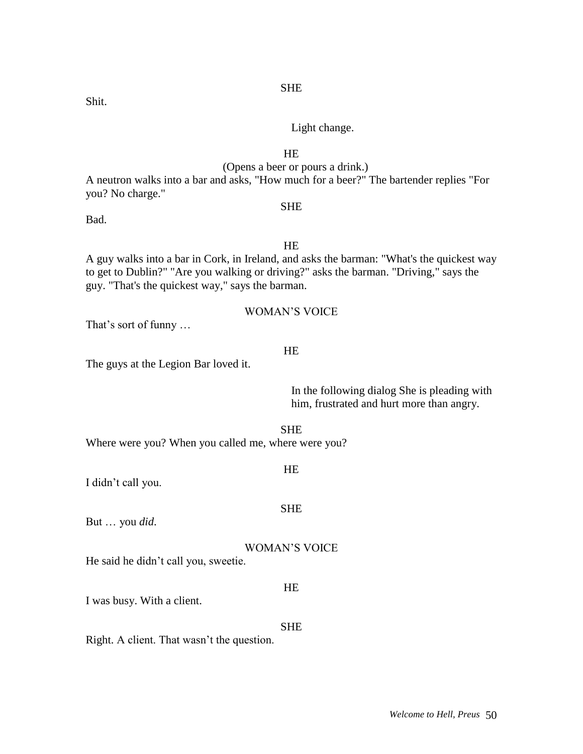SHE

Shit.

Light change.

HE

(Opens a beer or pours a drink.)

A neutron walks into a bar and asks, "How much for a beer?" The bartender replies "For you? No charge."

SHE

Bad.

HE

A guy walks into a bar in Cork, in Ireland, and asks the barman: "What's the quickest way to get to Dublin?" "Are you walking or driving?" asks the barman. "Driving," says the guy. "That's the quickest way," says the barman.

WOMAN'S VOICE

That's sort of funny …

HE

The guys at the Legion Bar loved it.

In the following dialog She is pleading with him, frustrated and hurt more than angry.

SHE

Where were you? When you called me, where were you?

HE

I didn't call you.

SHE

But … you *did*.

WOMAN'S VOICE

He said he didn't call you, sweetie.

HE

I was busy. With a client.

SHE

Right. A client. That wasn't the question.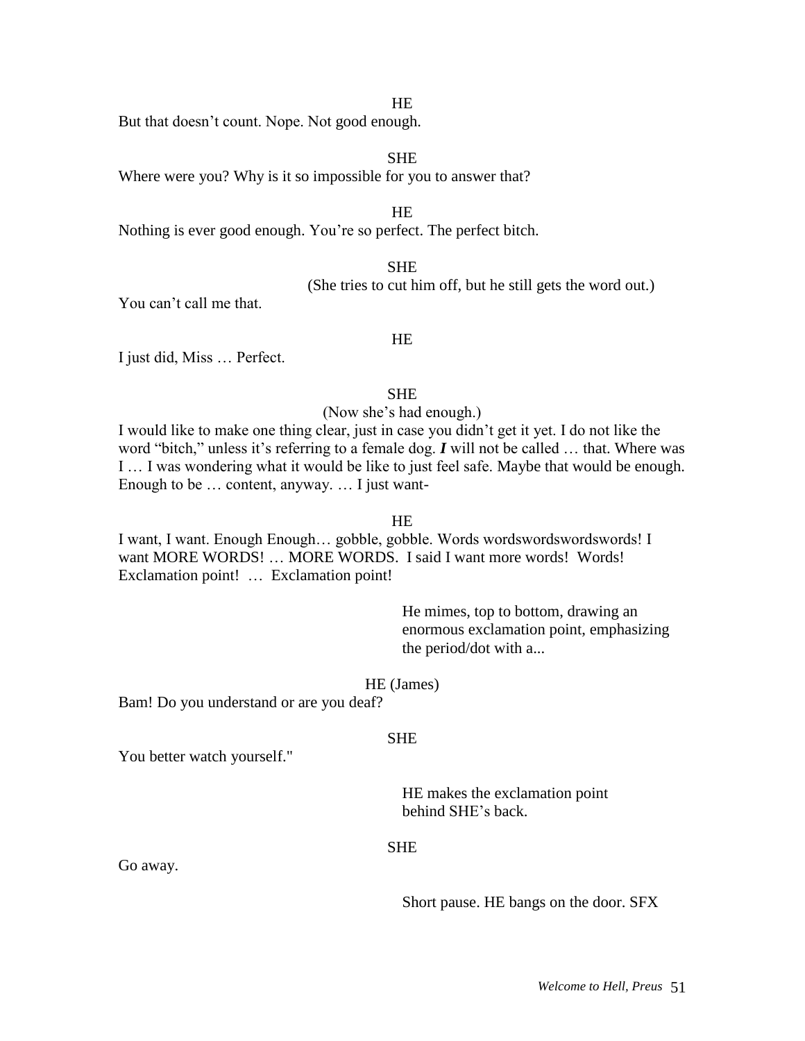HE

But that doesn't count. Nope. Not good enough.

SHE

Where were you? Why is it so impossible for you to answer that?

HE

Nothing is ever good enough. You're so perfect. The perfect bitch.

SHE

(She tries to cut him off, but he still gets the word out.)

You can't call me that.

HE

I just did, Miss … Perfect.

SHE

(Now she's had enough.)

I would like to make one thing clear, just in case you didn't get it yet. I do not like the word "bitch," unless it's referring to a female dog. ***I*** will not be called … that. Where was I … I was wondering what it would be like to just feel safe. Maybe that would be enough. Enough to be … content, anyway. … I just want-

HE

I want, I want. Enough Enough… gobble, gobble. Words wordswordswordswords! I want MORE WORDS! … MORE WORDS. I said I want more words! Words! Exclamation point! … Exclamation point!

He mimes, top to bottom, drawing an enormous exclamation point, emphasizing the period/dot with a...

HE (James)

Bam! Do you understand or are you deaf?

SHE

You better watch yourself."

HE makes the exclamation point behind SHE's back.

SHE

Go away.

Short pause. HE bangs on the door. SFX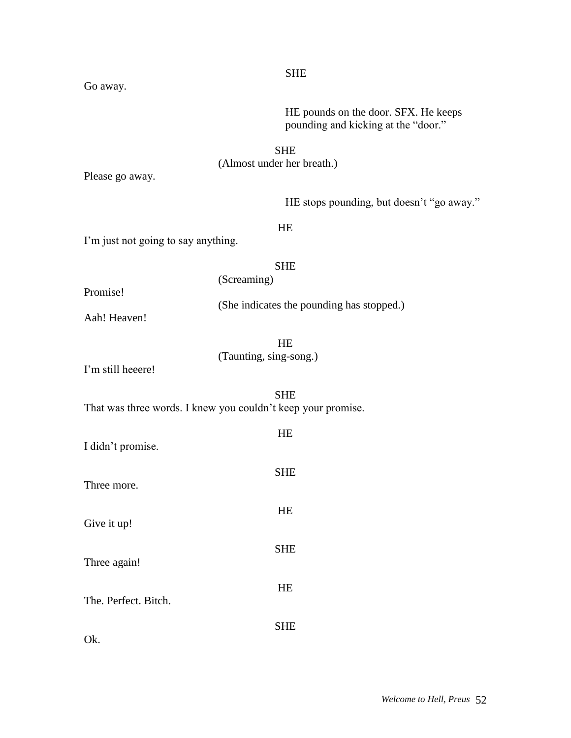SHE

Go away.

HE pounds on the door. SFX. He keeps pounding and kicking at the "door."

SHE

(Almost under her breath.)

Please go away.

HE stops pounding, but doesn't "go away."

HE

I'm just not going to say anything.

SHE

(Screaming)

Promise!

(She indicates the pounding has stopped.)

Aah! Heaven!

HE

(Taunting, sing-song.)

I'm still heeere!

SHE

That was three words. I knew you couldn't keep your promise.

HE

I didn't promise.

SHE

Three more.

HE

Give it up!

SHE

Three again!

HE

The. Perfect. Bitch.

SHE

Ok.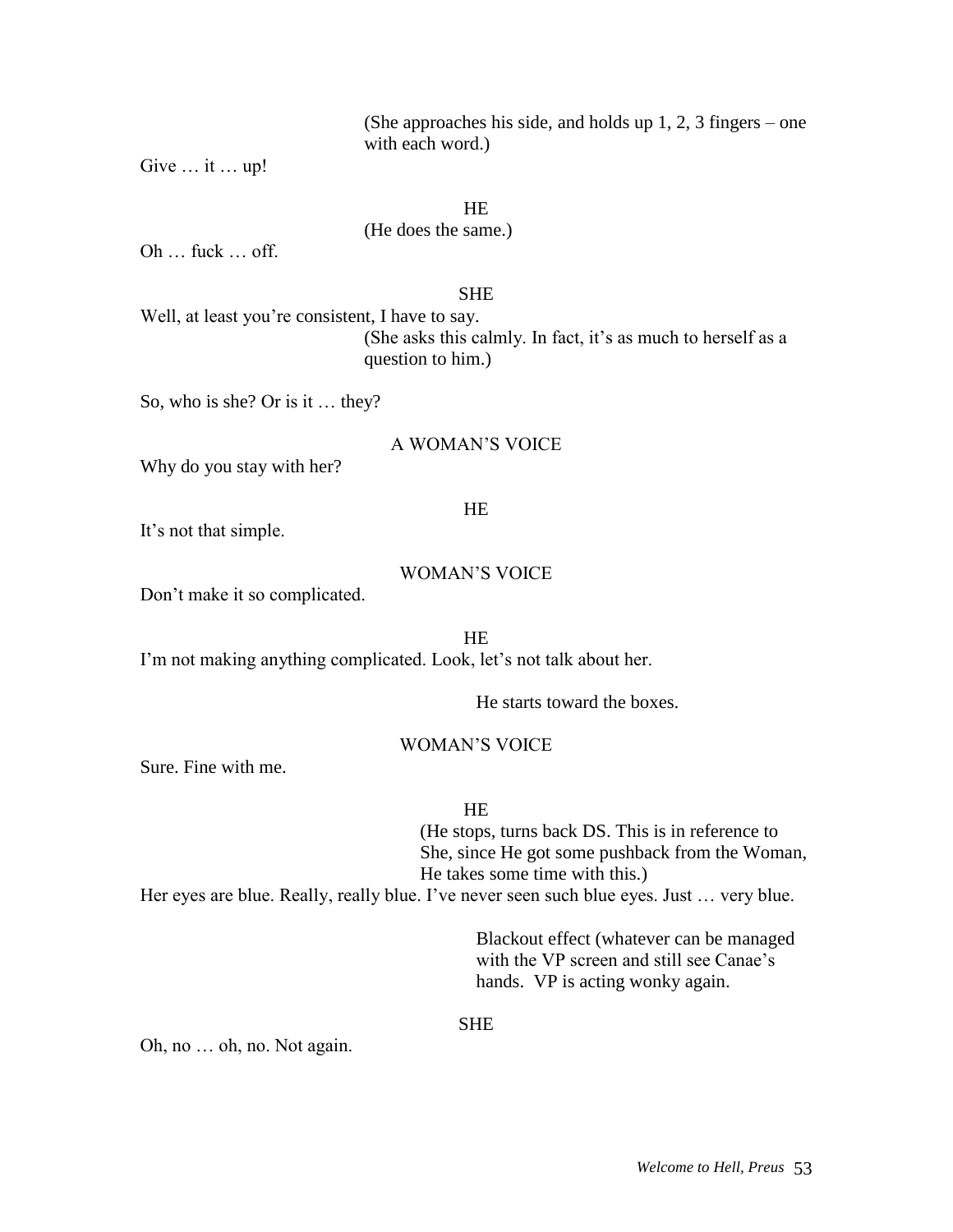(She approaches his side, and holds up 1, 2, 3 fingers – one with each word.)

Give … it … up!

HE

(He does the same.)

Oh … fuck … off.

SHE

Well, at least you're consistent, I have to say.

(She asks this calmly. In fact, it's as much to herself as a question to him.)

So, who is she? Or is it … they?

A WOMAN'S VOICE

Why do you stay with her?

HE

It's not that simple.

WOMAN'S VOICE

Don't make it so complicated.

HE

I'm not making anything complicated. Look, let's not talk about her.

He starts toward the boxes.

WOMAN'S VOICE

Sure. Fine with me.

HE

(He stops, turns back DS. This is in reference to She, since He got some pushback from the Woman, He takes some time with this.)

Her eyes are blue. Really, really blue. I've never seen such blue eyes. Just … very blue.

Blackout effect (whatever can be managed with the VP screen and still see Canae's hands. VP is acting wonky again.

SHE

Oh, no … oh, no. Not again.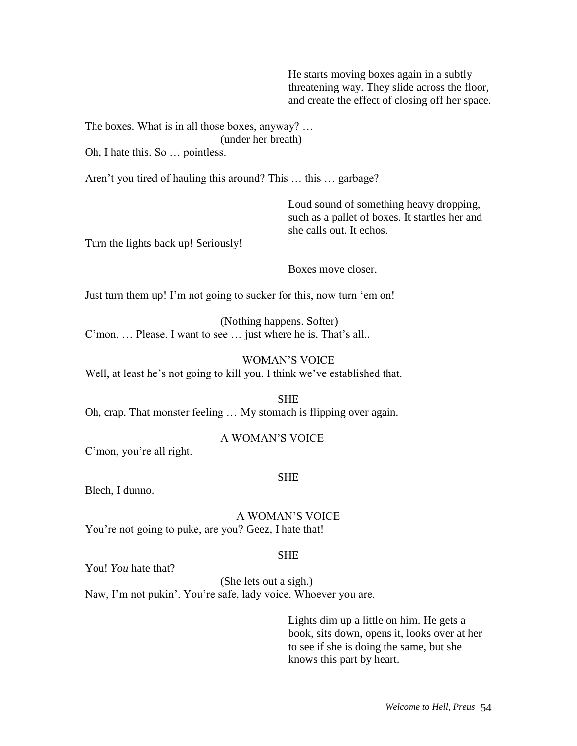He starts moving boxes again in a subtly threatening way. They slide across the floor, and create the effect of closing off her space.

The boxes. What is in all those boxes, anyway? …

(under her breath)

Oh, I hate this. So … pointless.

Aren't you tired of hauling this around? This … this … garbage?

Loud sound of something heavy dropping, such as a pallet of boxes. It startles her and she calls out. It echos.

Turn the lights back up! Seriously!

Boxes move closer.

Just turn them up! I'm not going to sucker for this, now turn 'em on!

(Nothing happens. Softer)

C'mon. … Please. I want to see … just where he is. That's all..

WOMAN'S VOICE

Well, at least he's not going to kill you. I think we've established that.

SHE

Oh, crap. That monster feeling … My stomach is flipping over again.

A WOMAN'S VOICE

C'mon, you're all right.

SHE

Blech, I dunno.

A WOMAN'S VOICE

You're not going to puke, are you? Geez, I hate that!

SHE

You! *You* hate that?

(She lets out a sigh.)

Naw, I'm not pukin'. You're safe, lady voice. Whoever you are.

Lights dim up a little on him. He gets a book, sits down, opens it, looks over at her to see if she is doing the same, but she knows this part by heart.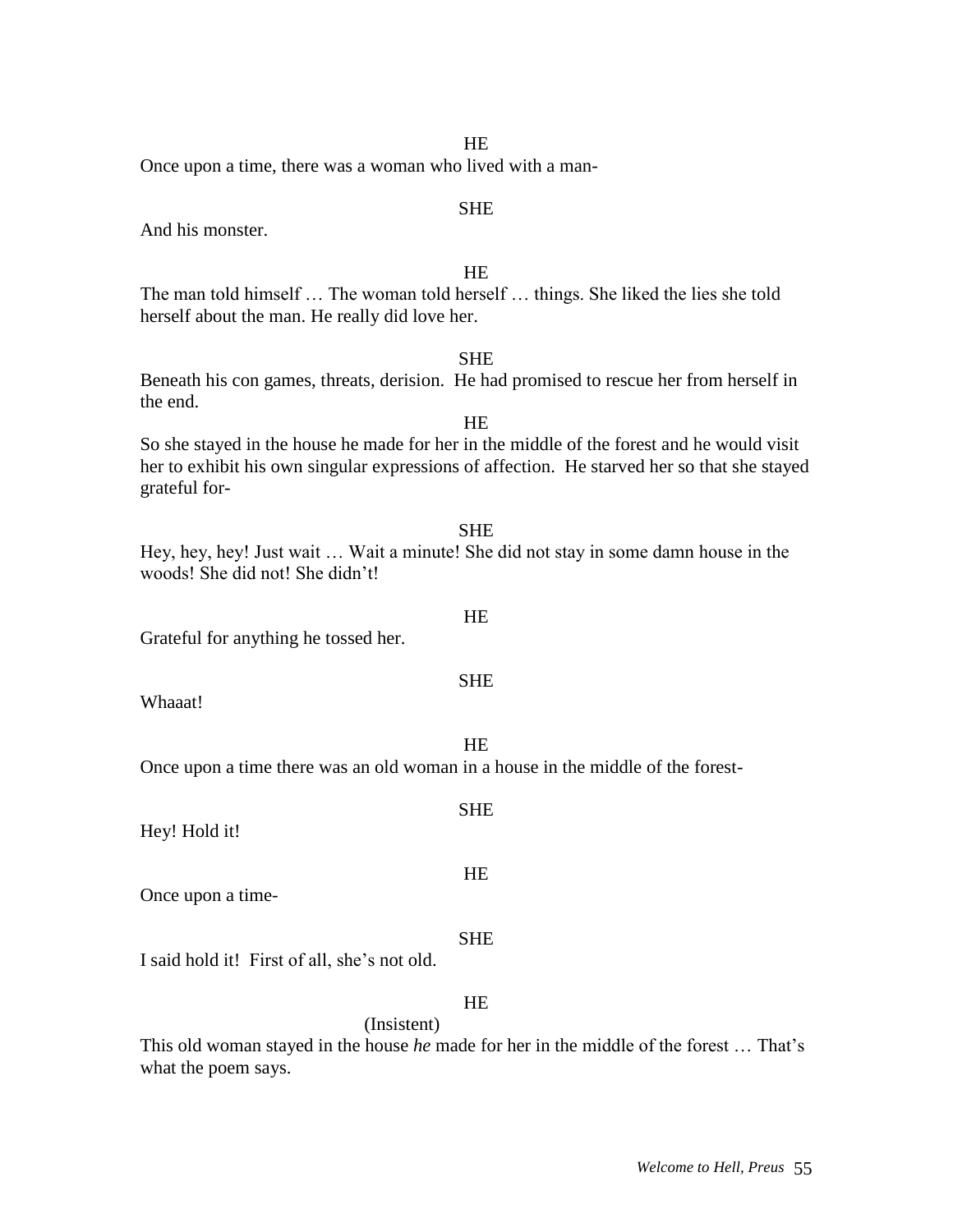HE

Once upon a time, there was a woman who lived with a man-

SHE

And his monster.

HE

The man told himself … The woman told herself … things. She liked the lies she told herself about the man. He really did love her.

SHE

Beneath his con games, threats, derision. He had promised to rescue her from herself in the end.

HE

So she stayed in the house he made for her in the middle of the forest and he would visit her to exhibit his own singular expressions of affection. He starved her so that she stayed grateful for-

SHE

Hey, hey, hey! Just wait … Wait a minute! She did not stay in some damn house in the woods! She did not! She didn't!

HE

Grateful for anything he tossed her.

SHE

Whaaat!

HE

Once upon a time there was an old woman in a house in the middle of the forest-

SHE

Hey! Hold it!

HE

Once upon a time-

SHE

I said hold it! First of all, she's not old.

HE

(Insistent)

This old woman stayed in the house *he* made for her in the middle of the forest … That's what the poem says.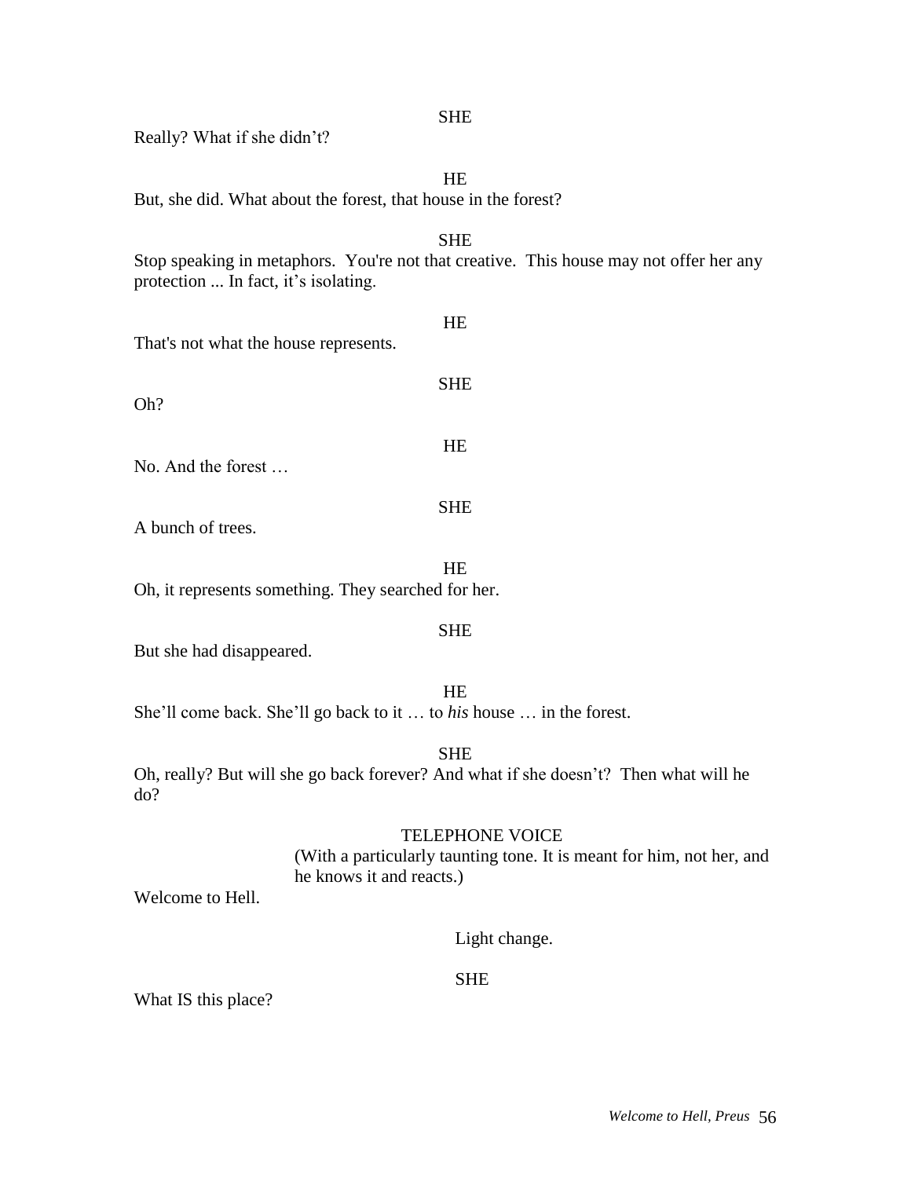SHE

Really? What if she didn't?

HE

But, she did. What about the forest, that house in the forest?

SHE

Stop speaking in metaphors. You're not that creative. This house may not offer her any protection ... In fact, it's isolating.

HE

That's not what the house represents.

SHE

Oh?

HE

No. And the forest …

SHE

A bunch of trees.

HE

Oh, it represents something. They searched for her.

SHE

But she had disappeared.

HE

She'll come back. She'll go back to it … to *his* house … in the forest.

SHE

Oh, really? But will she go back forever? And what if she doesn't? Then what will he do?

TELEPHONE VOICE

(With a particularly taunting tone. It is meant for him, not her, and he knows it and reacts.)

Welcome to Hell.

Light change.

SHE

What IS this place?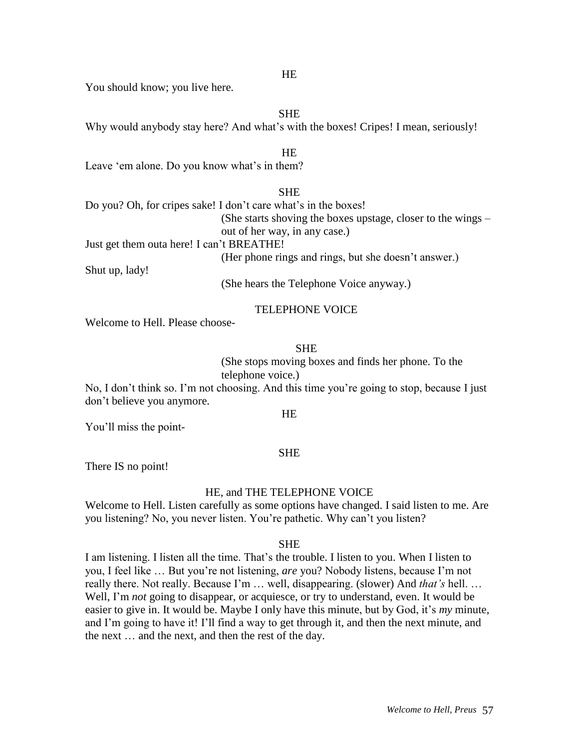HE

You should know; you live here.

SHE

Why would anybody stay here? And what's with the boxes! Cripes! I mean, seriously!

HE

Leave 'em alone. Do you know what's in them?

SHE

Do you? Oh, for cripes sake! I don't care what's in the boxes!

(She starts shoving the boxes upstage, closer to the wings – out of her way, in any case.)

Just get them outa here! I can't BREATHE!

(Her phone rings and rings, but she doesn't answer.)

Shut up, lady!

(She hears the Telephone Voice anyway.)

TELEPHONE VOICE

Welcome to Hell. Please choose-

SHE

(She stops moving boxes and finds her phone. To the telephone voice.)

No, I don't think so. I'm not choosing. And this time you're going to stop, because I just don't believe you anymore.

HE

You'll miss the point-

SHE

There IS no point!

HE, and THE TELEPHONE VOICE

Welcome to Hell. Listen carefully as some options have changed. I said listen to me. Are you listening? No, you never listen. You're pathetic. Why can't you listen?

SHE

I am listening. I listen all the time. That's the trouble. I listen to you. When I listen to you, I feel like … But you're not listening, *are* you? Nobody listens, because I'm not really there. Not really. Because I'm … well, disappearing. (slower) And *that's* hell. … Well, I'm *not* going to disappear, or acquiesce, or try to understand, even. It would be easier to give in. It would be. Maybe I only have this minute, but by God, it's *my* minute, and I'm going to have it! I'll find a way to get through it, and then the next minute, and the next … and the next, and then the rest of the day.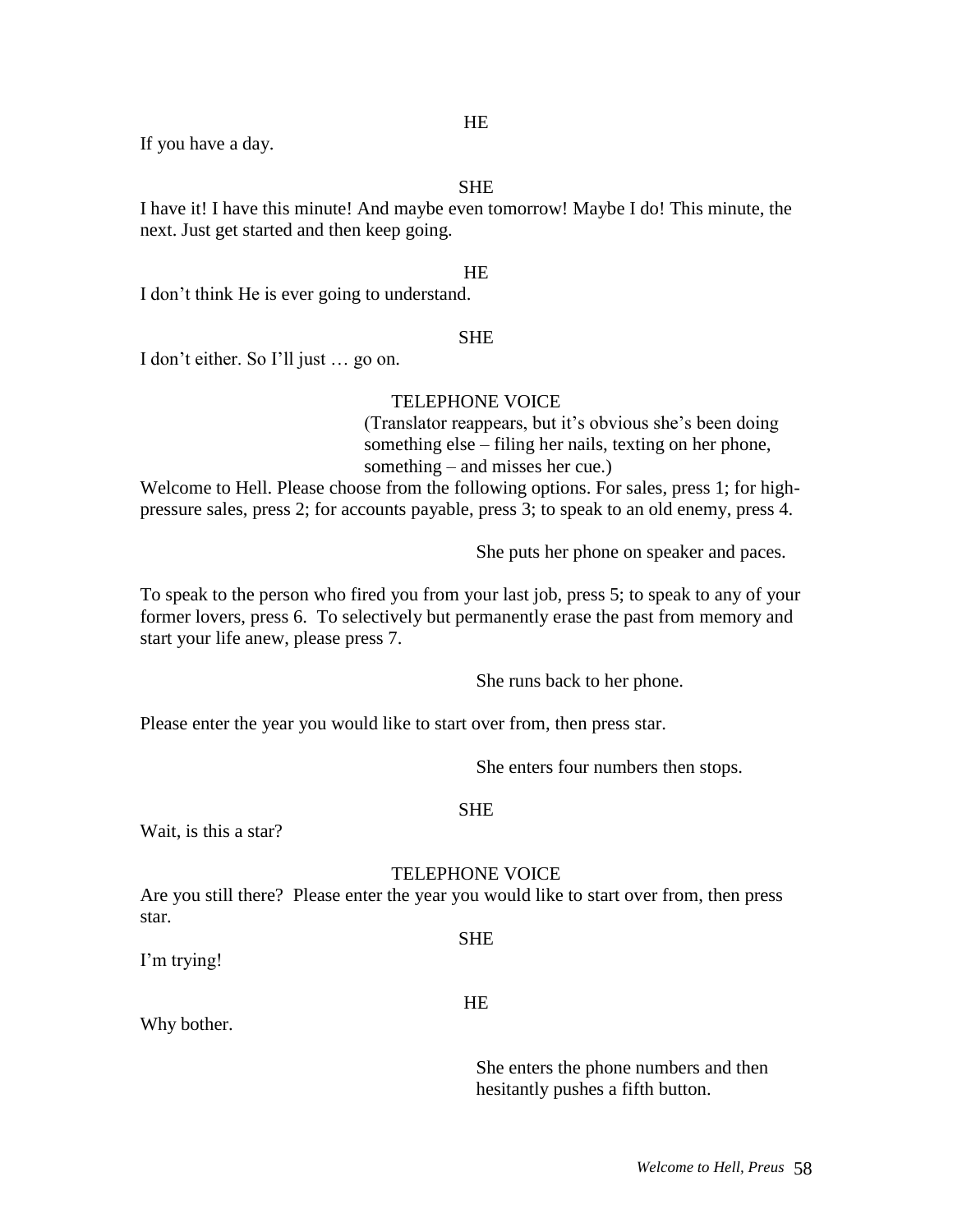HE

If you have a day.

SHE

I have it! I have this minute! And maybe even tomorrow! Maybe I do! This minute, the next. Just get started and then keep going.

HE

I don't think He is ever going to understand.

SHE

I don't either. So I'll just … go on.

TELEPHONE VOICE

(Translator reappears, but it's obvious she's been doing something else – filing her nails, texting on her phone, something – and misses her cue.)

Welcome to Hell. Please choose from the following options. For sales, press 1; for high-pressure sales, press 2; for accounts payable, press 3; to speak to an old enemy, press 4.

She puts her phone on speaker and paces.

To speak to the person who fired you from your last job, press 5; to speak to any of your former lovers, press 6. To selectively but permanently erase the past from memory and start your life anew, please press 7.

She runs back to her phone.

Please enter the year you would like to start over from, then press star.

She enters four numbers then stops.

SHE

Wait, is this a star?

TELEPHONE VOICE

Are you still there? Please enter the year you would like to start over from, then press star.

SHE

I'm trying!

HE

Why bother.

She enters the phone numbers and then hesitantly pushes a fifth button.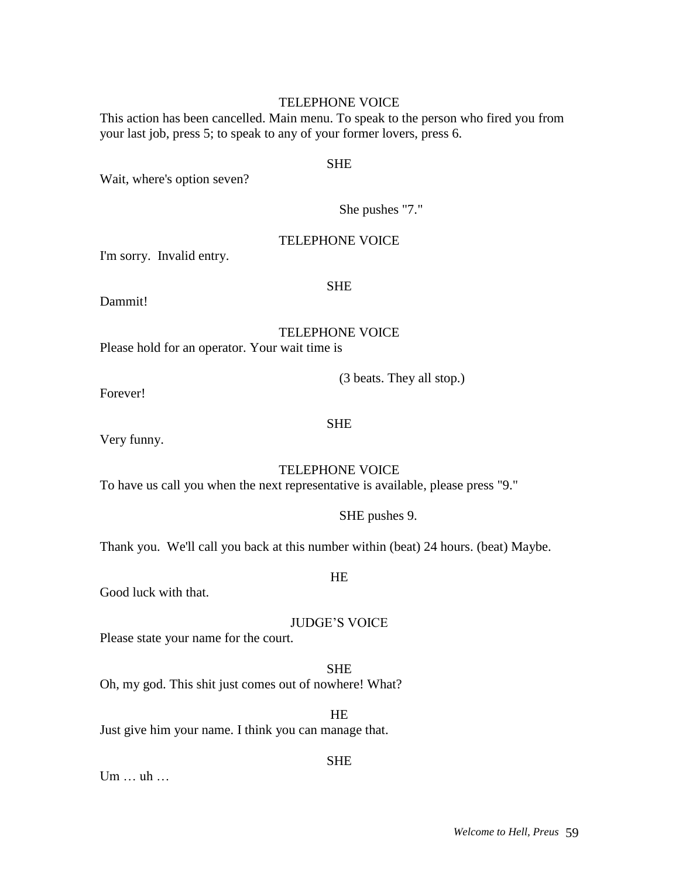TELEPHONE VOICE

This action has been cancelled. Main menu. To speak to the person who fired you from your last job, press 5; to speak to any of your former lovers, press 6.

SHE

Wait, where's option seven?

She pushes "7."

TELEPHONE VOICE

I'm sorry.  Invalid entry.

SHE

Dammit!

TELEPHONE VOICE

Please hold for an operator. Your wait time is

(3 beats. They all stop.)

Forever!

SHE

Very funny.

TELEPHONE VOICE

To have us call you when the next representative is available, please press "9."

SHE pushes 9.

Thank you.  We'll call you back at this number within (beat) 24 hours. (beat) Maybe.

HE

Good luck with that.

JUDGE'S VOICE

Please state your name for the court.

SHE

Oh, my god. This shit just comes out of nowhere! What?

HE

Just give him your name. I think you can manage that.

SHE

Um … uh …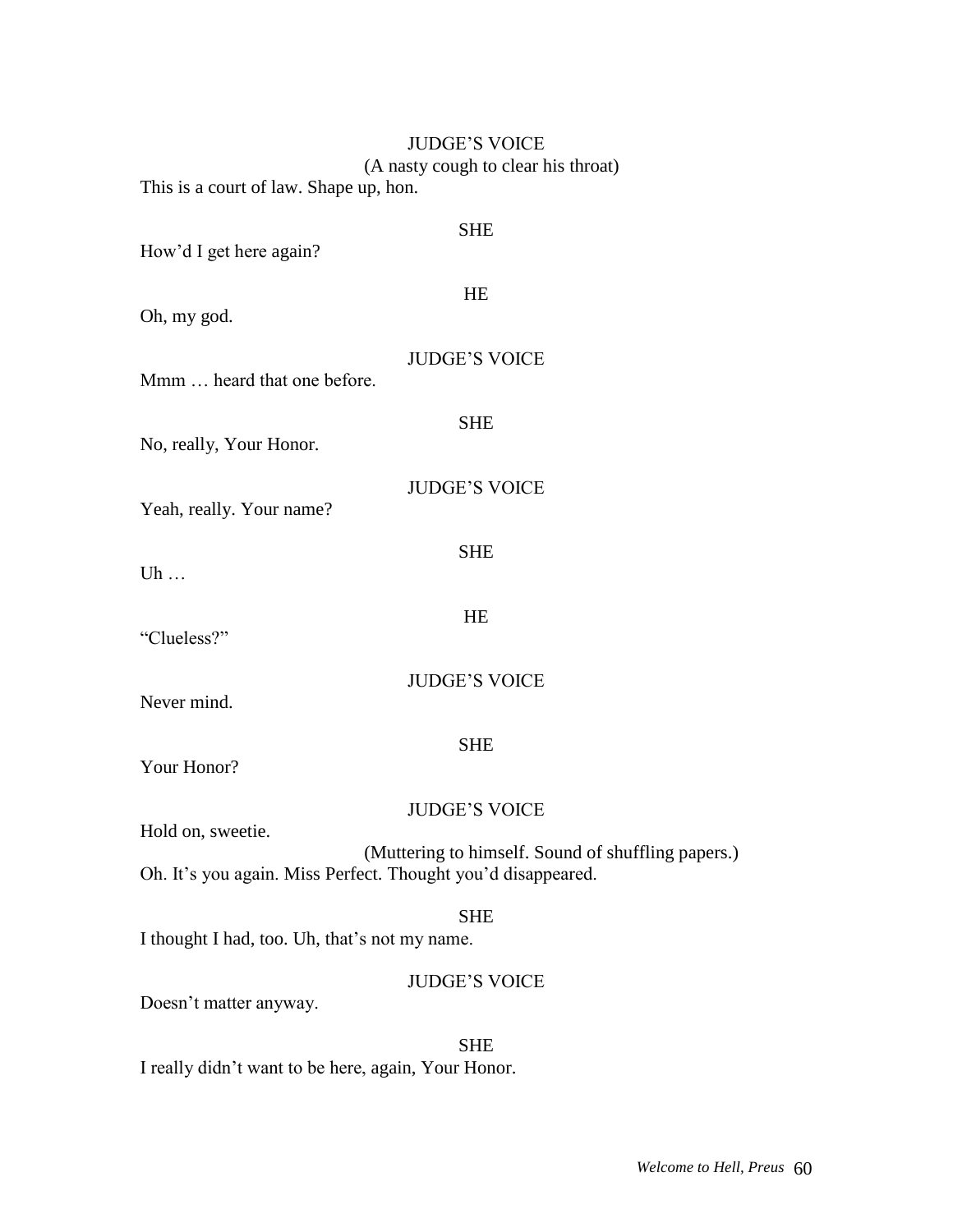JUDGE'S VOICE

(A nasty cough to clear his throat)

This is a court of law. Shape up, hon.

SHE

How'd I get here again?

HE

Oh, my god.

JUDGE'S VOICE

Mmm … heard that one before.

SHE

No, really, Your Honor.

JUDGE'S VOICE

Yeah, really. Your name?

SHE

Uh …

HE

"Clueless?"

JUDGE'S VOICE

Never mind.

SHE

Your Honor?

JUDGE'S VOICE

Hold on, sweetie.

(Muttering to himself. Sound of shuffling papers.)

Oh. It's you again. Miss Perfect. Thought you'd disappeared.

SHE

I thought I had, too. Uh, that's not my name.

JUDGE'S VOICE

Doesn't matter anyway.

SHE

I really didn't want to be here, again, Your Honor.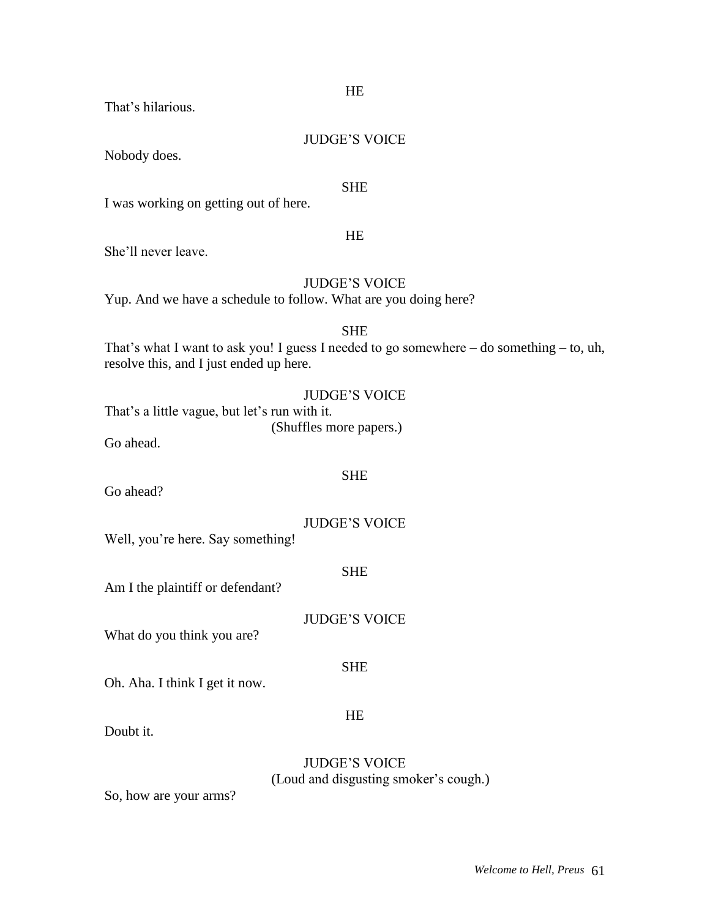HE

That's hilarious.

JUDGE'S VOICE

Nobody does.

SHE

I was working on getting out of here.

HE

She'll never leave.

JUDGE'S VOICE

Yup. And we have a schedule to follow. What are you doing here?

SHE

That's what I want to ask you! I guess I needed to go somewhere – do something – to, uh, resolve this, and I just ended up here.

JUDGE'S VOICE

That's a little vague, but let's run with it.

(Shuffles more papers.)

Go ahead.

SHE

Go ahead?

JUDGE'S VOICE

Well, you're here. Say something!

SHE

Am I the plaintiff or defendant?

JUDGE'S VOICE

What do you think you are?

SHE

Oh. Aha. I think I get it now.

HE

Doubt it.

JUDGE'S VOICE

(Loud and disgusting smoker's cough.)

So, how are your arms?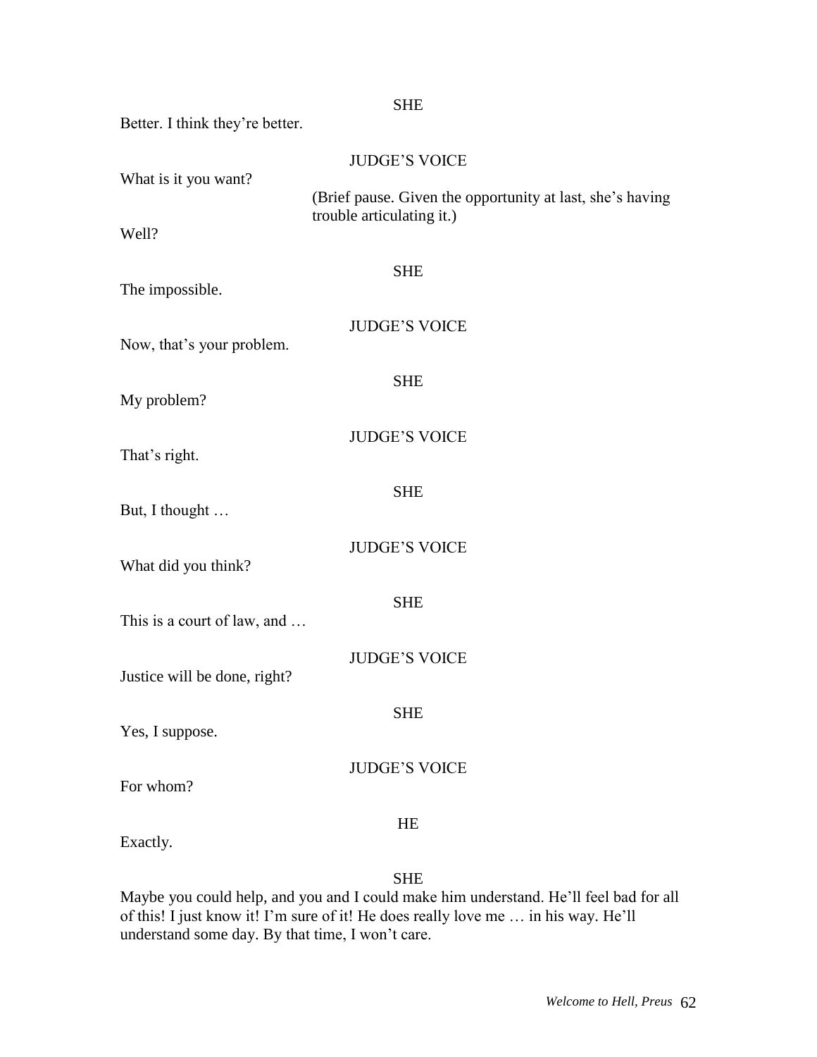SHE

Better. I think they're better.

JUDGE'S VOICE

What is it you want?

(Brief pause. Given the opportunity at last, she's having trouble articulating it.)

Well?

SHE

The impossible.

JUDGE'S VOICE

Now, that's your problem.

SHE

My problem?

JUDGE'S VOICE

That's right.

SHE

But, I thought …

JUDGE'S VOICE

What did you think?

SHE

This is a court of law, and …

JUDGE'S VOICE

Justice will be done, right?

SHE

Yes, I suppose.

JUDGE'S VOICE

For whom?

HE

Exactly.

SHE

Maybe you could help, and you and I could make him understand. He'll feel bad for all of this! I just know it! I'm sure of it! He does really love me … in his way. He'll understand some day. By that time, I won't care.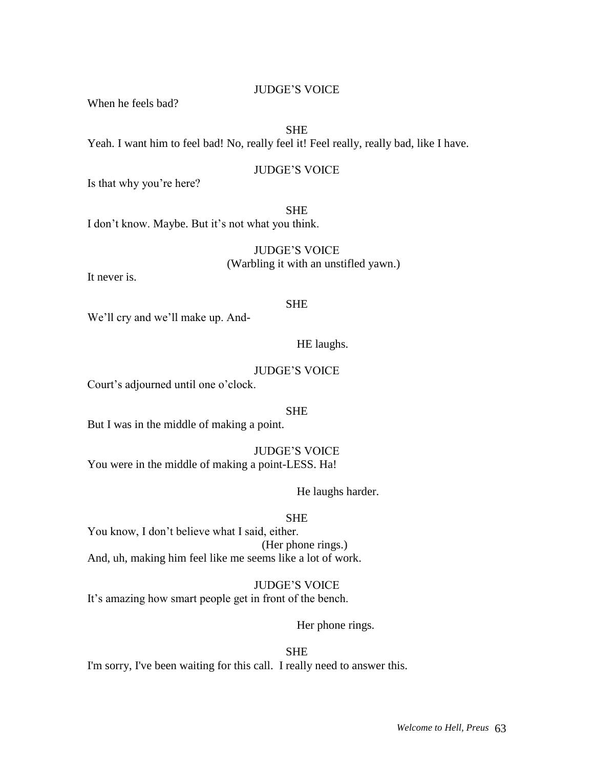JUDGE'S VOICE

When he feels bad?

SHE

Yeah. I want him to feel bad! No, really feel it! Feel really, really bad, like I have.

JUDGE'S VOICE

Is that why you're here?

SHE

I don't know. Maybe. But it's not what you think.

JUDGE'S VOICE

(Warbling it with an unstifled yawn.)

It never is.

SHE

We'll cry and we'll make up. And-

HE laughs.

JUDGE'S VOICE

Court's adjourned until one o'clock.

SHE

But I was in the middle of making a point.

JUDGE'S VOICE

You were in the middle of making a point-LESS. Ha!

He laughs harder.

SHE

You know, I don't believe what I said, either.

(Her phone rings.)

And, uh, making him feel like me seems like a lot of work.

JUDGE'S VOICE

It's amazing how smart people get in front of the bench.

Her phone rings.

SHE

I'm sorry, I've been waiting for this call. I really need to answer this.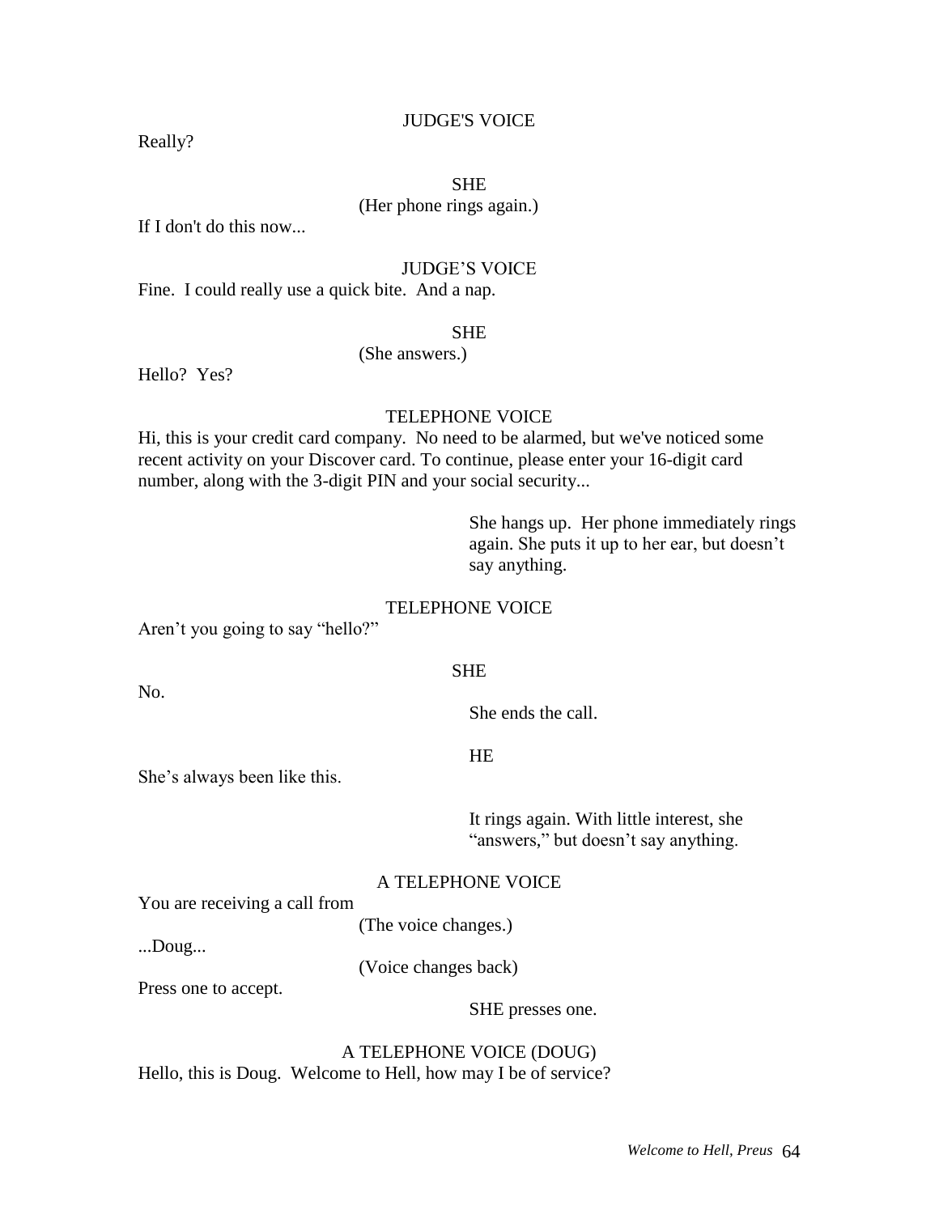JUDGE'S VOICE

Really?

SHE

(Her phone rings again.)

If I don't do this now...

JUDGE'S VOICE

Fine. I could really use a quick bite. And a nap.

SHE

(She answers.)

Hello? Yes?

TELEPHONE VOICE

Hi, this is your credit card company. No need to be alarmed, but we've noticed some recent activity on your Discover card. To continue, please enter your 16-digit card number, along with the 3-digit PIN and your social security...

> She hangs up. Her phone immediately rings again. She puts it up to her ear, but doesn't say anything.

TELEPHONE VOICE

Aren't you going to say "hello?"

SHE

No.

> She ends the call.

HE

She's always been like this.

> It rings again. With little interest, she "answers," but doesn't say anything.

A TELEPHONE VOICE

You are receiving a call from

(The voice changes.)

...Doug...

(Voice changes back)

Press one to accept.

> SHE presses one.

A TELEPHONE VOICE (DOUG)

Hello, this is Doug. Welcome to Hell, how may I be of service?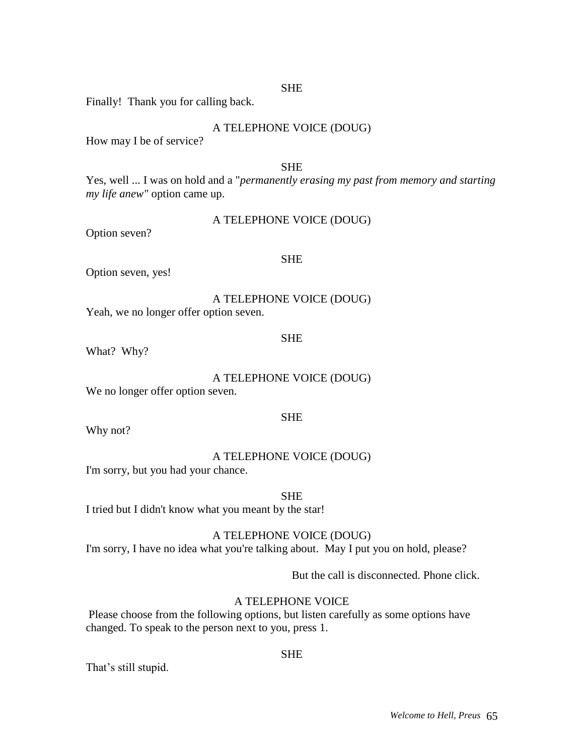SHE

Finally!  Thank you for calling back.

A TELEPHONE VOICE (DOUG)

How may I be of service?

SHE

Yes, well ... I was on hold and a "*permanently erasing my past from memory and starting my life anew"* option came up.

A TELEPHONE VOICE (DOUG)

Option seven?

SHE

Option seven, yes!

A TELEPHONE VOICE (DOUG)

Yeah, we no longer offer option seven.

SHE

What?  Why?

A TELEPHONE VOICE (DOUG)

We no longer offer option seven.

SHE

Why not?

A TELEPHONE VOICE (DOUG)

I'm sorry, but you had your chance.

SHE

I tried but I didn't know what you meant by the star!

A TELEPHONE VOICE (DOUG)

I'm sorry, I have no idea what you're talking about.  May I put you on hold, please?

But the call is disconnected. Phone click.

A TELEPHONE VOICE

Please choose from the following options, but listen carefully as some options have changed. To speak to the person next to you, press 1.

SHE

That's still stupid.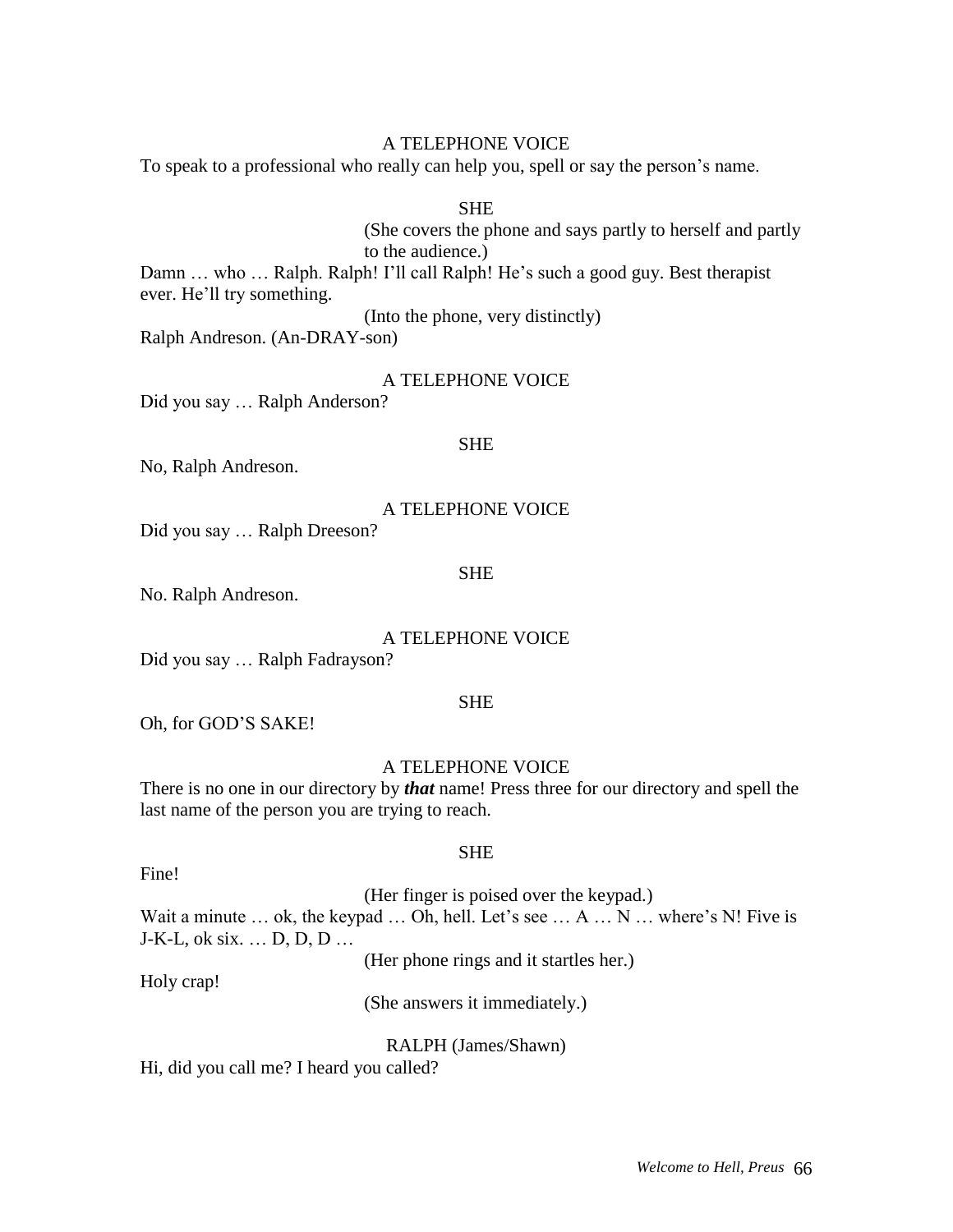A TELEPHONE VOICE

To speak to a professional who really can help you, spell or say the person's name.

SHE

(She covers the phone and says partly to herself and partly to the audience.)

Damn … who … Ralph. Ralph! I'll call Ralph! He's such a good guy. Best therapist ever. He'll try something.

(Into the phone, very distinctly)

Ralph Andreson. (An-DRAY-son)

A TELEPHONE VOICE

Did you say … Ralph Anderson?

SHE

No, Ralph Andreson.

A TELEPHONE VOICE

Did you say … Ralph Dreeson?

SHE

No. Ralph Andreson.

A TELEPHONE VOICE

Did you say … Ralph Fadrayson?

SHE

Oh, for GOD'S SAKE!

A TELEPHONE VOICE

There is no one in our directory by ***that*** name! Press three for our directory and spell the last name of the person you are trying to reach.

SHE

Fine!

(Her finger is poised over the keypad.)

Wait a minute … ok, the keypad … Oh, hell. Let's see … A … N … where's N! Five is J-K-L, ok six. … D, D, D …

(Her phone rings and it startles her.)

Holy crap!

(She answers it immediately.)

RALPH (James/Shawn)

Hi, did you call me? I heard you called?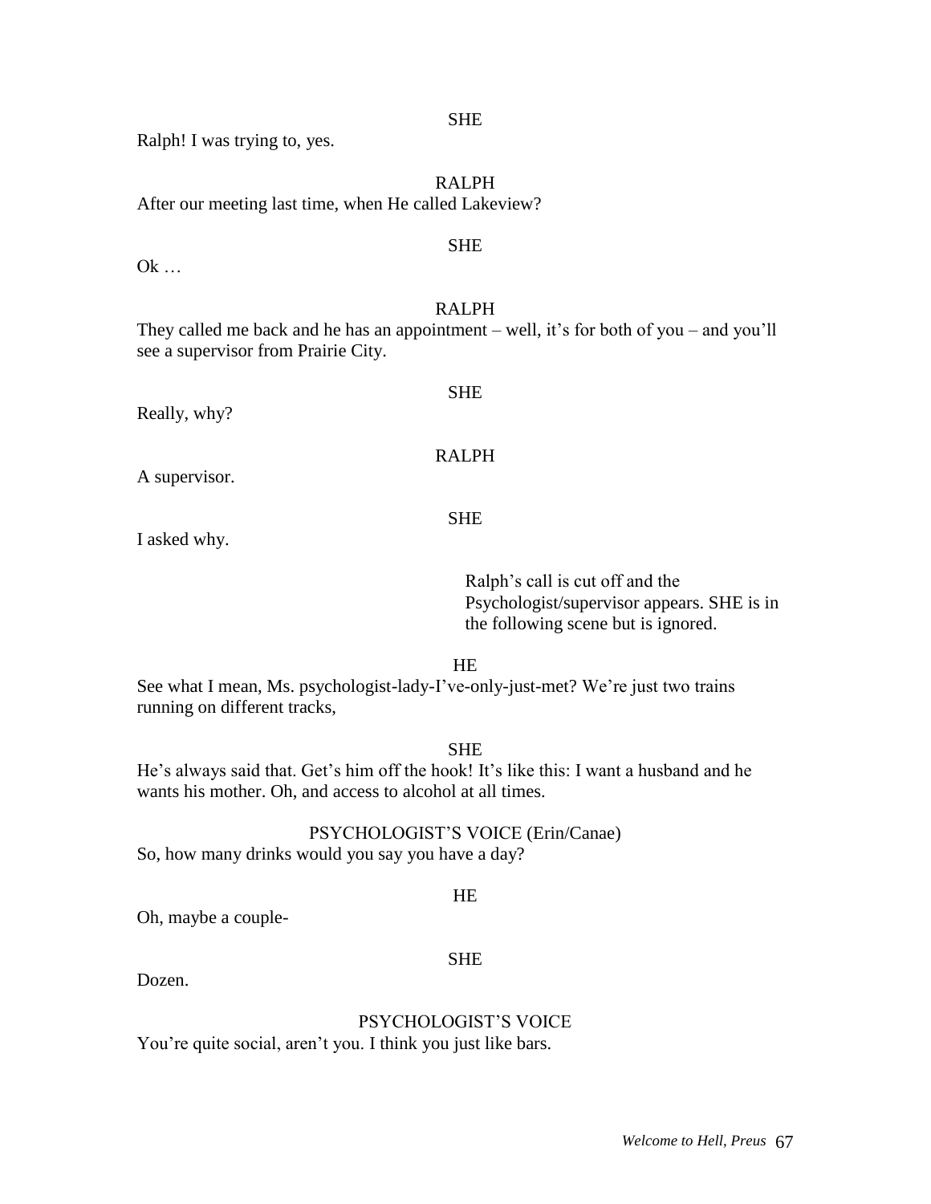SHE

Ralph! I was trying to, yes.

RALPH

After our meeting last time, when He called Lakeview?

SHE

Ok …

RALPH

They called me back and he has an appointment – well, it's for both of you – and you'll see a supervisor from Prairie City.

SHE

Really, why?

RALPH

A supervisor.

SHE

I asked why.

> Ralph's call is cut off and the Psychologist/supervisor appears. SHE is in the following scene but is ignored.

HE

See what I mean, Ms. psychologist-lady-I've-only-just-met? We're just two trains running on different tracks,

SHE

He's always said that. Get's him off the hook! It's like this: I want a husband and he wants his mother. Oh, and access to alcohol at all times.

PSYCHOLOGIST'S VOICE (Erin/Canae)

So, how many drinks would you say you have a day?

HE

Oh, maybe a couple-

SHE

Dozen.

PSYCHOLOGIST'S VOICE

You're quite social, aren't you. I think you just like bars.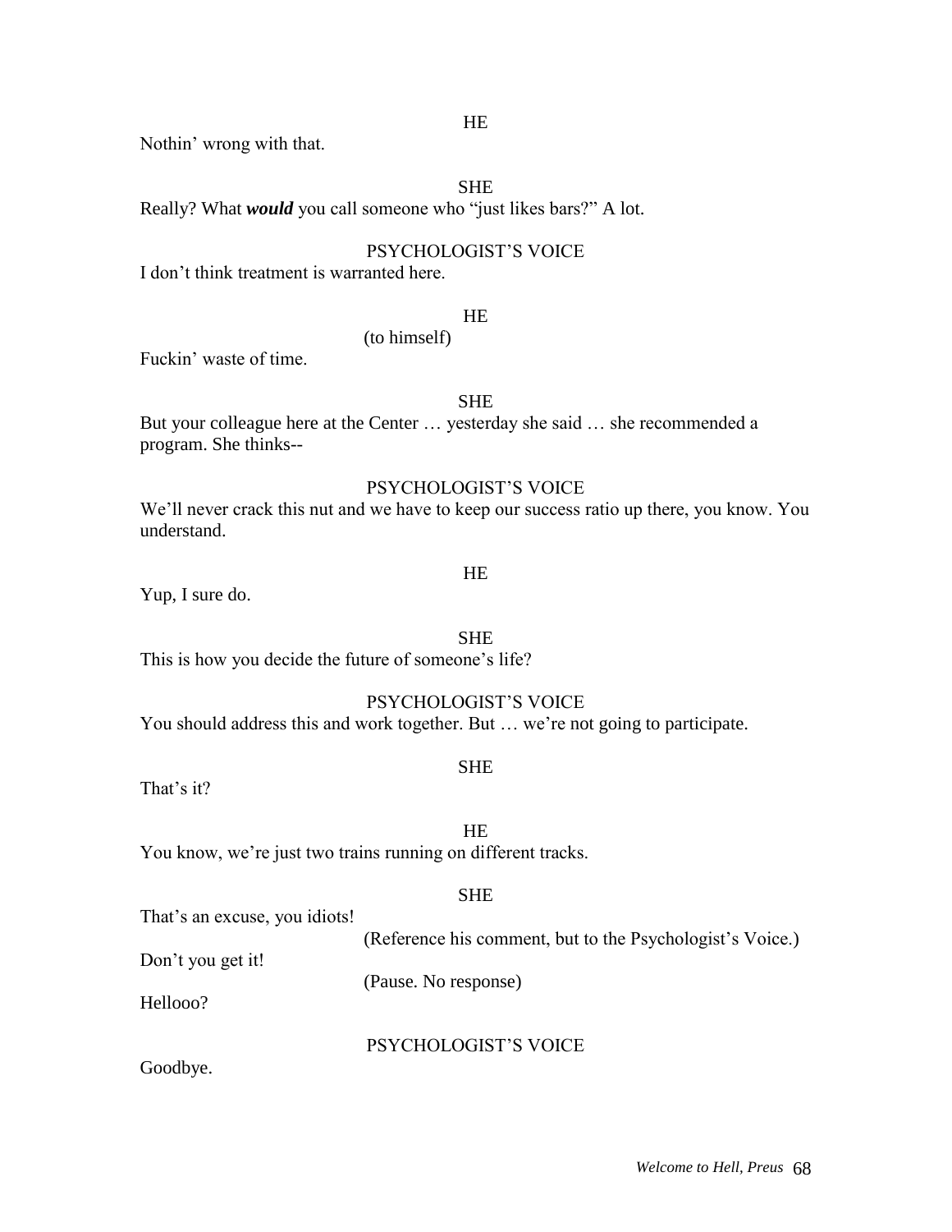HE

Nothin' wrong with that.

SHE

Really? What ***would*** you call someone who "just likes bars?" A lot.

PSYCHOLOGIST'S VOICE

I don't think treatment is warranted here.

HE

(to himself)

Fuckin' waste of time.

SHE

But your colleague here at the Center … yesterday she said … she recommended a program. She thinks--

PSYCHOLOGIST'S VOICE

We'll never crack this nut and we have to keep our success ratio up there, you know. You understand.

HE

Yup, I sure do.

SHE

This is how you decide the future of someone's life?

PSYCHOLOGIST'S VOICE

You should address this and work together. But … we're not going to participate.

SHE

That's it?

HE

You know, we're just two trains running on different tracks.

SHE

That's an excuse, you idiots!

(Reference his comment, but to the Psychologist's Voice.)

Don't you get it!

(Pause. No response)

Hellooo?

PSYCHOLOGIST'S VOICE

Goodbye.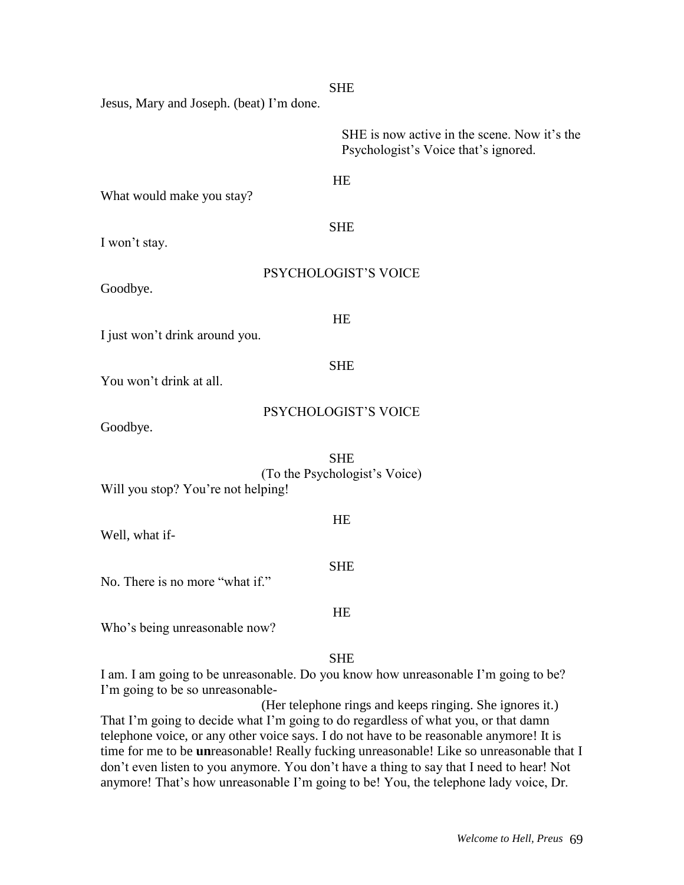SHE

Jesus, Mary and Joseph. (beat) I'm done.

SHE is now active in the scene. Now it's the Psychologist's Voice that's ignored.

HE

What would make you stay?

SHE

I won't stay.

PSYCHOLOGIST'S VOICE

Goodbye.

HE

I just won't drink around you.

SHE

You won't drink at all.

PSYCHOLOGIST'S VOICE

Goodbye.

SHE

(To the Psychologist's Voice)

Will you stop? You're not helping!

HE

Well, what if-

SHE

No. There is no more "what if."

HE

Who's being unreasonable now?

SHE

I am. I am going to be unreasonable. Do you know how unreasonable I'm going to be? I'm going to be so unreasonable-

(Her telephone rings and keeps ringing. She ignores it.)

That I'm going to decide what I'm going to do regardless of what you, or that damn telephone voice, or any other voice says. I do not have to be reasonable anymore! It is time for me to be **un**reasonable! Really fucking unreasonable! Like so unreasonable that I don't even listen to you anymore. You don't have a thing to say that I need to hear! Not anymore! That's how unreasonable I'm going to be! You, the telephone lady voice, Dr.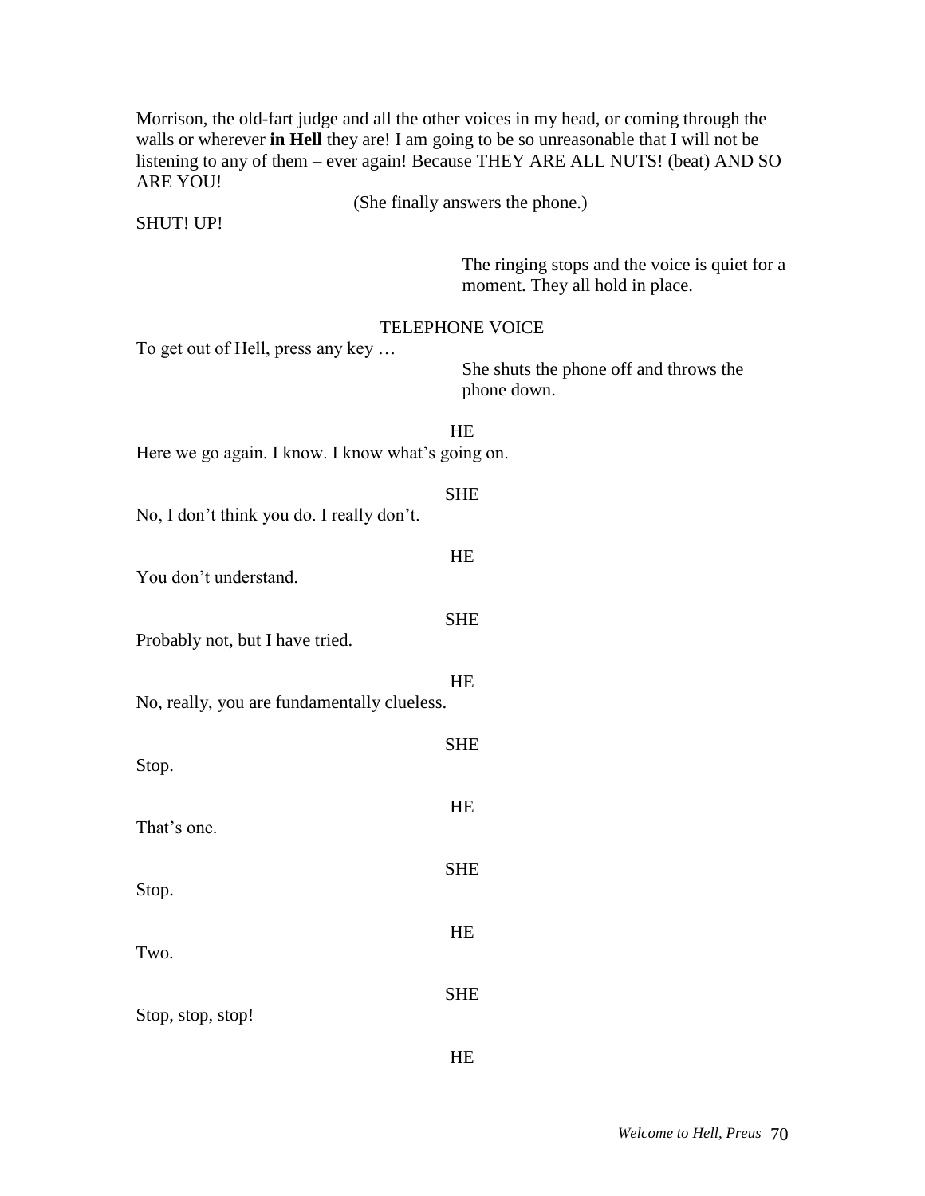Morrison, the old-fart judge and all the other voices in my head, or coming through the walls or wherever **in Hell** they are! I am going to be so unreasonable that I will not be listening to any of them – ever again! Because THEY ARE ALL NUTS! (beat) AND SO ARE YOU!

(She finally answers the phone.)

SHUT! UP!

The ringing stops and the voice is quiet for a moment. They all hold in place.

TELEPHONE VOICE

To get out of Hell, press any key …

She shuts the phone off and throws the phone down.

HE

Here we go again. I know. I know what's going on.

SHE

No, I don't think you do. I really don't.

HE

You don't understand.

SHE

Probably not, but I have tried.

HE

No, really, you are fundamentally clueless.

SHE

Stop.

HE

That's one.

SHE

Stop.

HE

Two.

SHE

Stop, stop, stop!

HE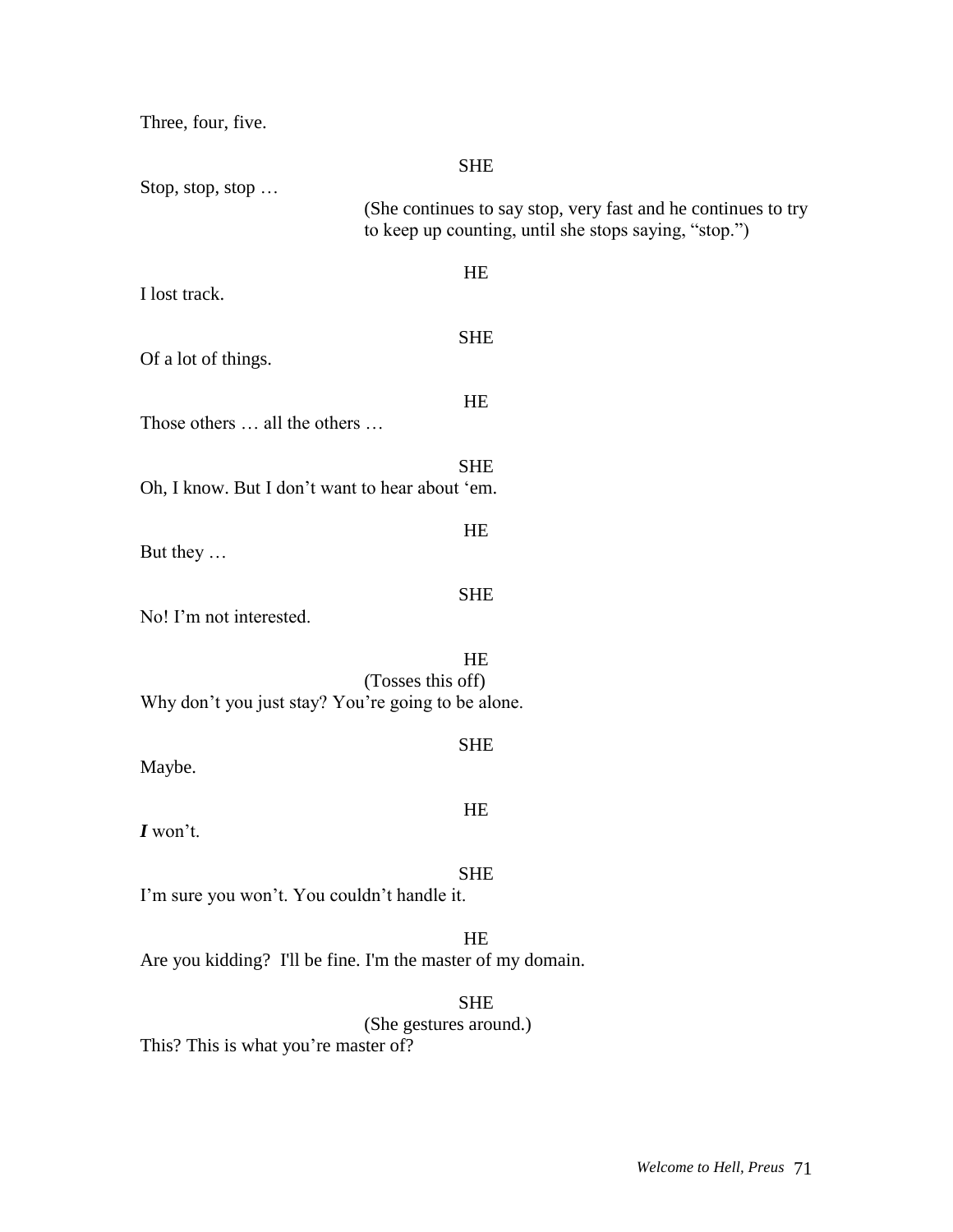Three, four, five.

SHE

Stop, stop, stop …

(She continues to say stop, very fast and he continues to try to keep up counting, until she stops saying, "stop.")

HE

I lost track.

SHE

Of a lot of things.

HE

Those others … all the others …

SHE

Oh, I know. But I don't want to hear about 'em.

HE

But they …

SHE

No! I'm not interested.

HE

(Tosses this off)

Why don't you just stay? You're going to be alone.

SHE

Maybe.

HE

***I*** won't.

SHE

I'm sure you won't. You couldn't handle it.

HE

Are you kidding? I'll be fine. I'm the master of my domain.

SHE

(She gestures around.)

This? This is what you're master of?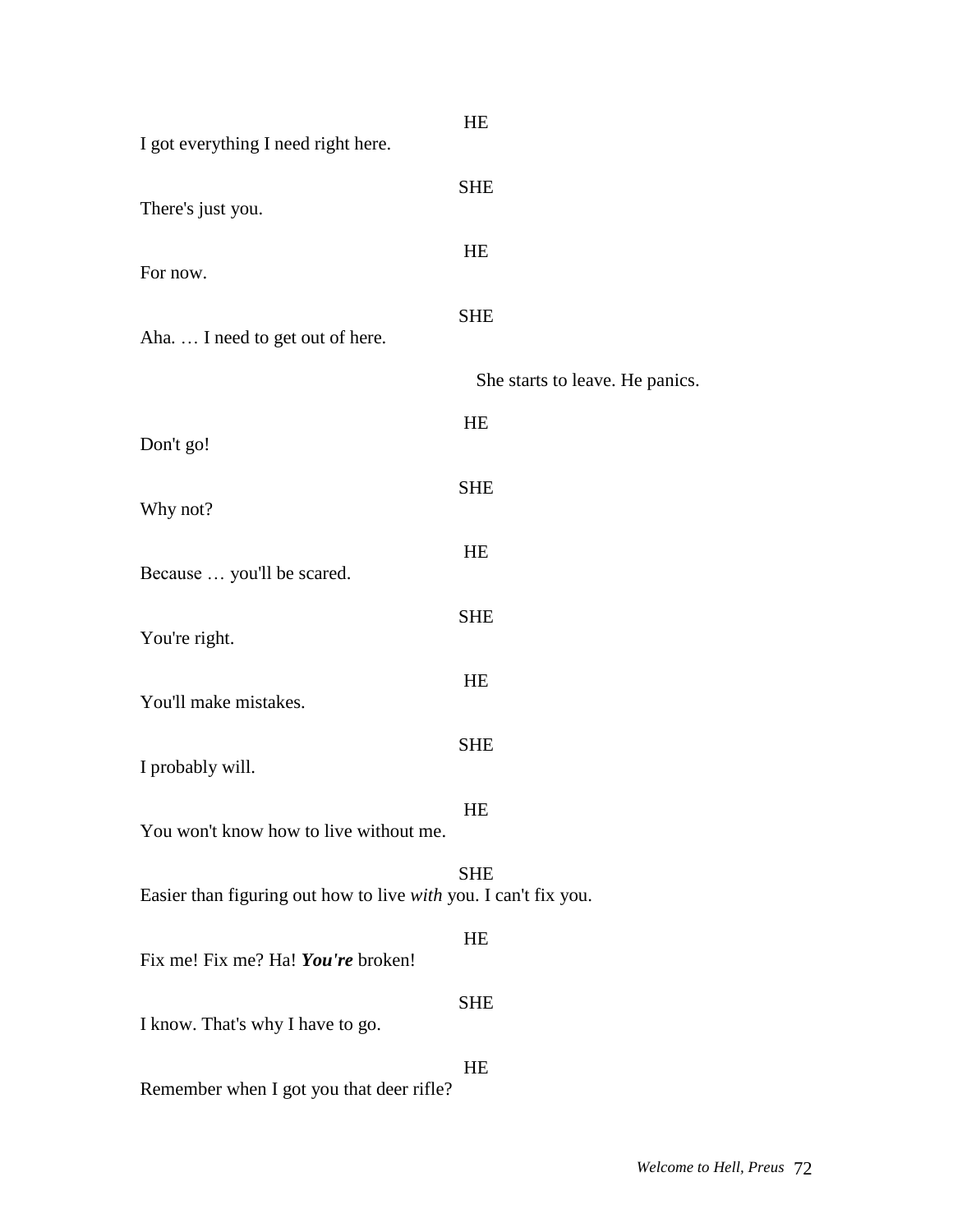HE

I got everything I need right here.

SHE

There's just you.

HE

For now.

SHE

Aha. … I need to get out of here.

She starts to leave. He panics.

HE

Don't go!

SHE

Why not?

HE

Because … you'll be scared.

SHE

You're right.

HE

You'll make mistakes.

SHE

I probably will.

HE

You won't know how to live without me.

SHE

Easier than figuring out how to live *with* you. I can't fix you.

HE

Fix me! Fix me? Ha! ***You're*** broken!

SHE

I know. That's why I have to go.

HE

Remember when I got you that deer rifle?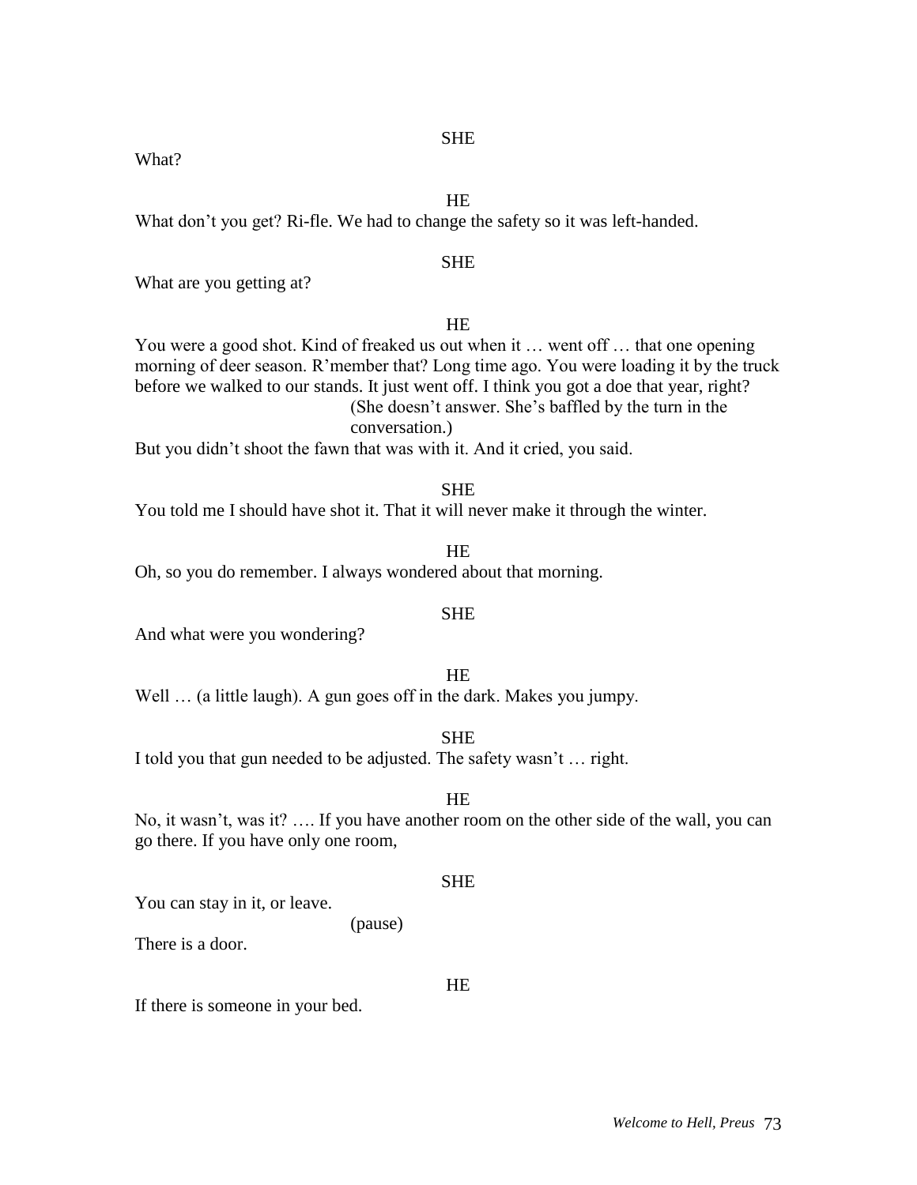SHE

What?

HE

What don't you get? Ri-fle. We had to change the safety so it was left-handed.

SHE

What are you getting at?

HE

You were a good shot. Kind of freaked us out when it … went off … that one opening morning of deer season. R'member that? Long time ago. You were loading it by the truck before we walked to our stands. It just went off. I think you got a doe that year, right?

(She doesn't answer. She's baffled by the turn in the conversation.)

But you didn't shoot the fawn that was with it. And it cried, you said.

SHE

You told me I should have shot it. That it will never make it through the winter.

HE

Oh, so you do remember. I always wondered about that morning.

SHE

And what were you wondering?

HE

Well … (a little laugh). A gun goes off in the dark. Makes you jumpy.

SHE

I told you that gun needed to be adjusted. The safety wasn't … right.

HE

No, it wasn't, was it? …. If you have another room on the other side of the wall, you can go there. If you have only one room,

SHE

You can stay in it, or leave.

(pause)

There is a door.

HE

If there is someone in your bed.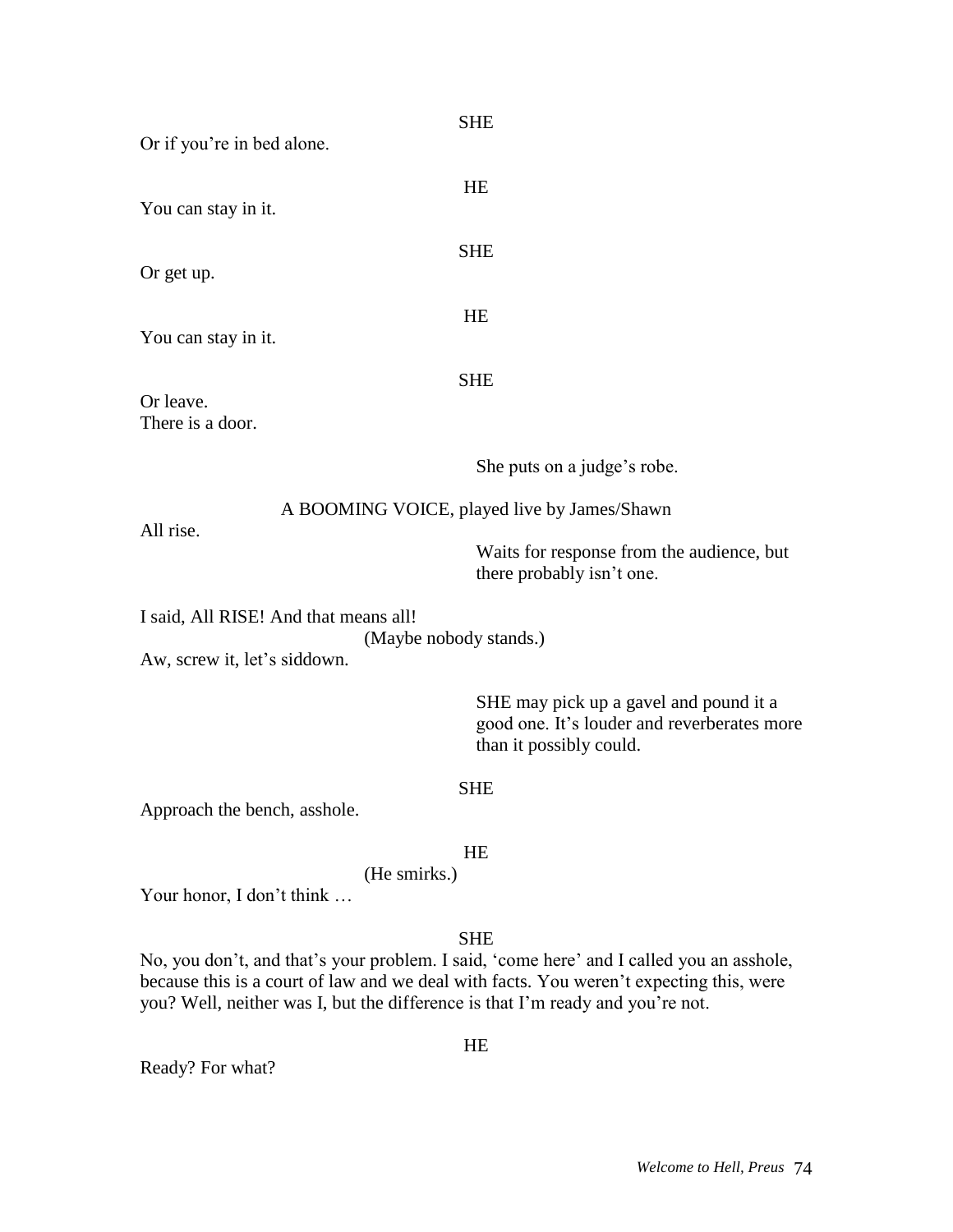SHE

Or if you're in bed alone.

HE

You can stay in it.

SHE

Or get up.

HE

You can stay in it.

SHE

Or leave.
There is a door.

She puts on a judge's robe.

A BOOMING VOICE, played live by James/Shawn

All rise.

Waits for response from the audience, but there probably isn't one.

I said, All RISE! And that means all!

(Maybe nobody stands.)

Aw, screw it, let's siddown.

SHE may pick up a gavel and pound it a good one. It's louder and reverberates more than it possibly could.

SHE

Approach the bench, asshole.

HE

(He smirks.)

Your honor, I don't think …

SHE

No, you don't, and that's your problem. I said, 'come here' and I called you an asshole, because this is a court of law and we deal with facts. You weren't expecting this, were you? Well, neither was I, but the difference is that I'm ready and you're not.

HE

Ready? For what?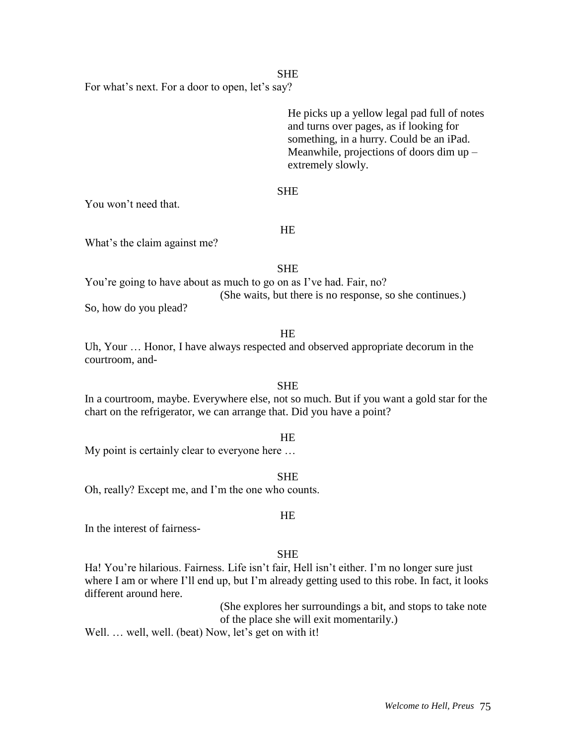SHE

For what's next. For a door to open, let's say?

*He picks up a yellow legal pad full of notes and turns over pages, as if looking for something, in a hurry. Could be an iPad. Meanwhile, projections of doors dim up – extremely slowly.*

SHE

You won't need that.

HE

What's the claim against me?

SHE

You're going to have about as much to go on as I've had. Fair, no?

(She waits, but there is no response, so she continues.)

So, how do you plead?

HE

Uh, Your … Honor, I have always respected and observed appropriate decorum in the courtroom, and-

SHE

In a courtroom, maybe. Everywhere else, not so much. But if you want a gold star for the chart on the refrigerator, we can arrange that. Did you have a point?

HE

My point is certainly clear to everyone here …

SHE

Oh, really? Except me, and I'm the one who counts.

HE

In the interest of fairness-

SHE

Ha! You're hilarious. Fairness. Life isn't fair, Hell isn't either. I'm no longer sure just where I am or where I'll end up, but I'm already getting used to this robe. In fact, it looks different around here.

(She explores her surroundings a bit, and stops to take note of the place she will exit momentarily.)

Well. … well, well. (beat) Now, let's get on with it!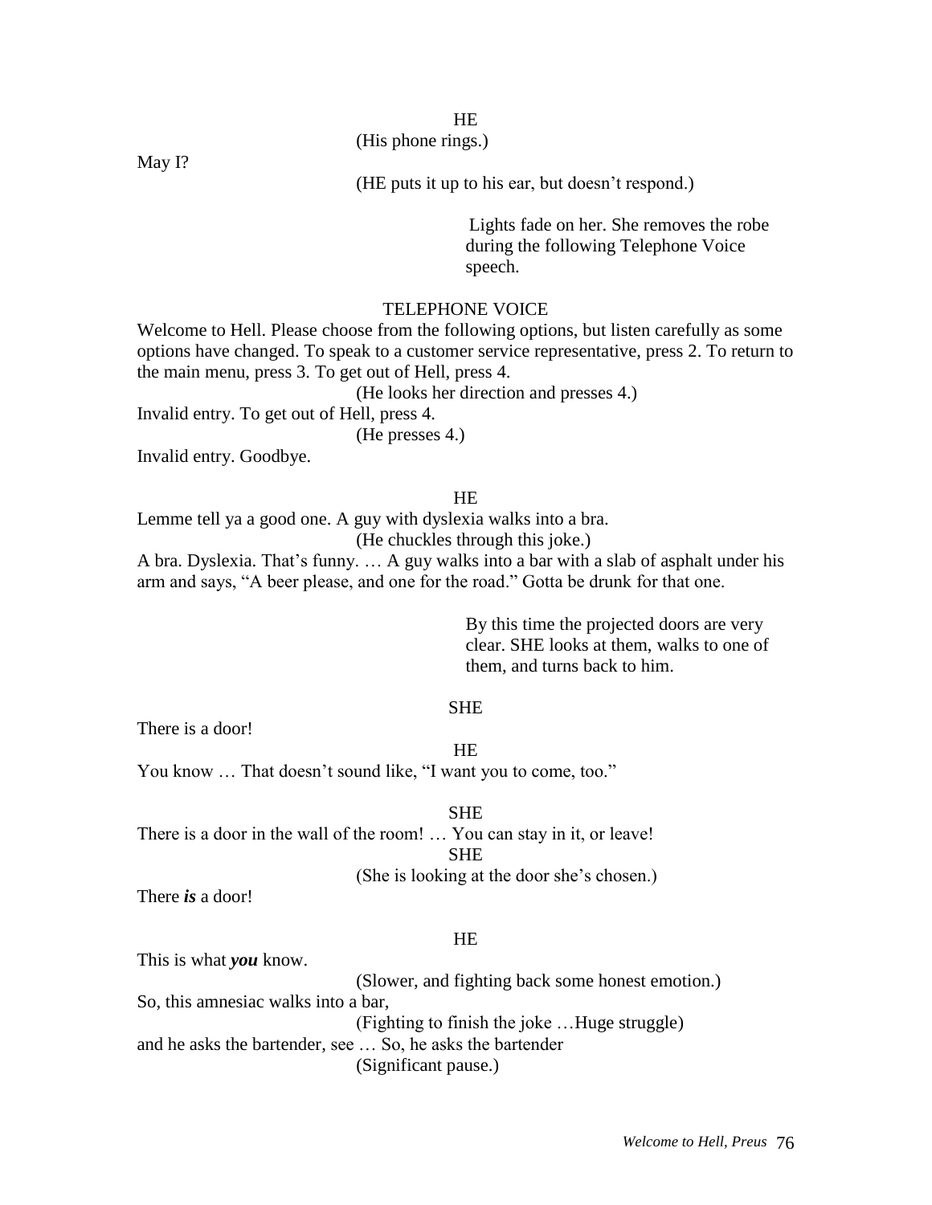HE

(His phone rings.)

May I?

(HE puts it up to his ear, but doesn't respond.)

Lights fade on her. She removes the robe during the following Telephone Voice speech.

TELEPHONE VOICE

Welcome to Hell. Please choose from the following options, but listen carefully as some options have changed. To speak to a customer service representative, press 2. To return to the main menu, press 3. To get out of Hell, press 4.

(He looks her direction and presses 4.)

Invalid entry. To get out of Hell, press 4.

(He presses 4.)

Invalid entry. Goodbye.

HE

Lemme tell ya a good one. A guy with dyslexia walks into a bra.

(He chuckles through this joke.)

A bra. Dyslexia. That's funny. … A guy walks into a bar with a slab of asphalt under his arm and says, "A beer please, and one for the road." Gotta be drunk for that one.

By this time the projected doors are very clear. SHE looks at them, walks to one of them, and turns back to him.

SHE

There is a door!

HE

You know … That doesn't sound like, "I want you to come, too."

SHE

There is a door in the wall of the room! … You can stay in it, or leave!

SHE

(She is looking at the door she's chosen.)

There ***is*** a door!

HE

This is what ***you*** know.

(Slower, and fighting back some honest emotion.)

So, this amnesiac walks into a bar,

(Fighting to finish the joke …Huge struggle)

and he asks the bartender, see … So, he asks the bartender

(Significant pause.)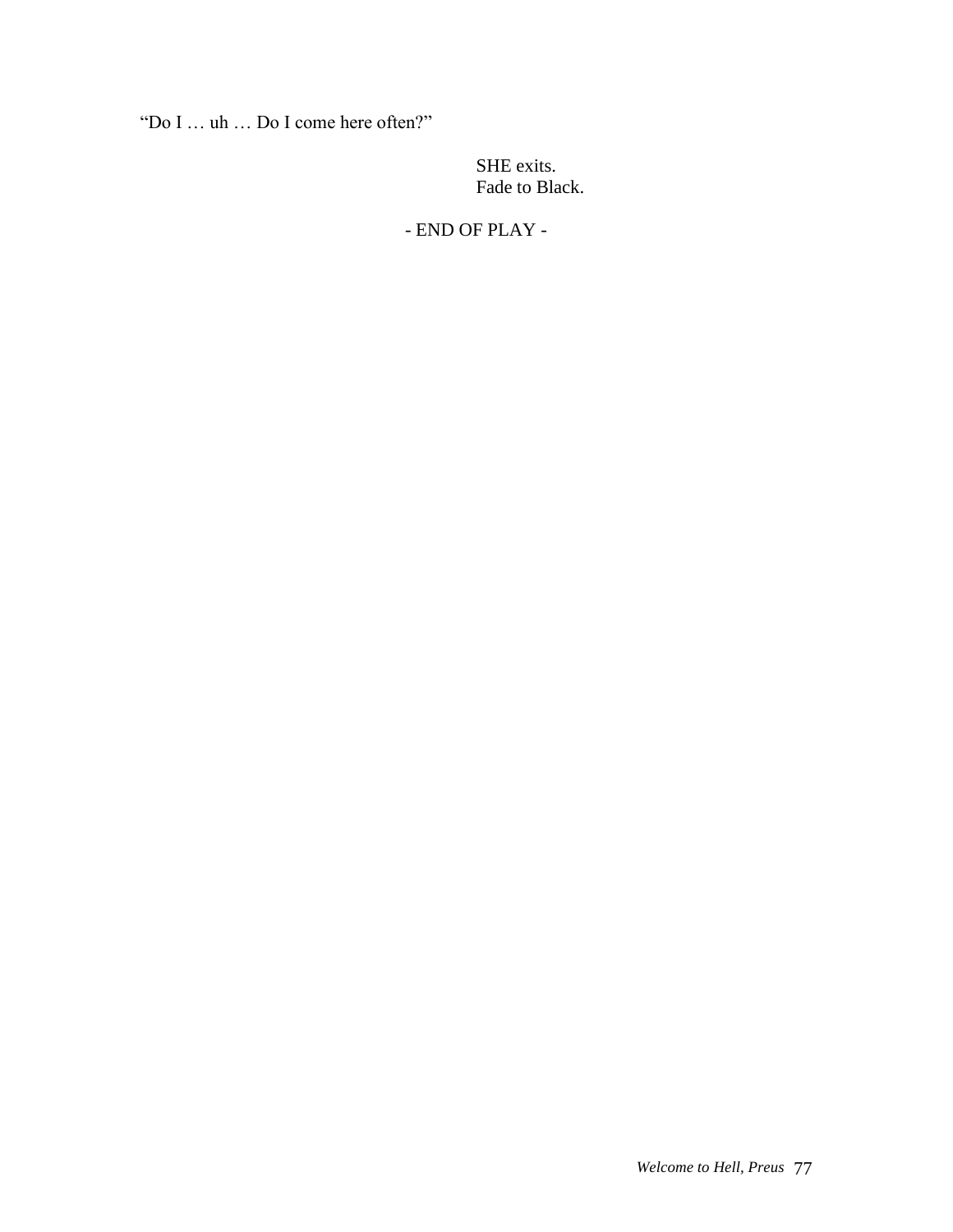"Do I … uh … Do I come here often?"

SHE exits.
Fade to Black.

- END OF PLAY -